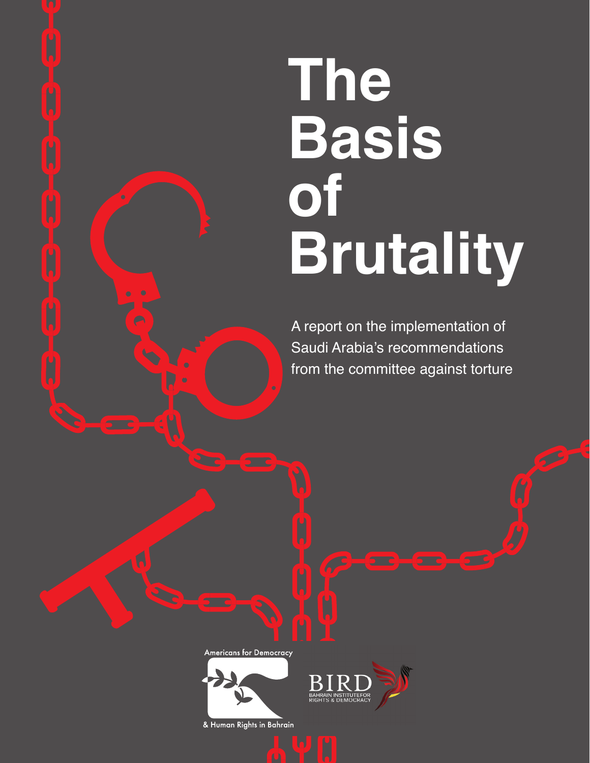# The Basis of Brutality

A report on the implementation of Saudi Arabia's recommendations from the committee against torture

Americans for Democracy & Human Rights in Bahrain

BIRD
BAHRAIN INSTITUTE FOR RIGHTS & DEMOCRACY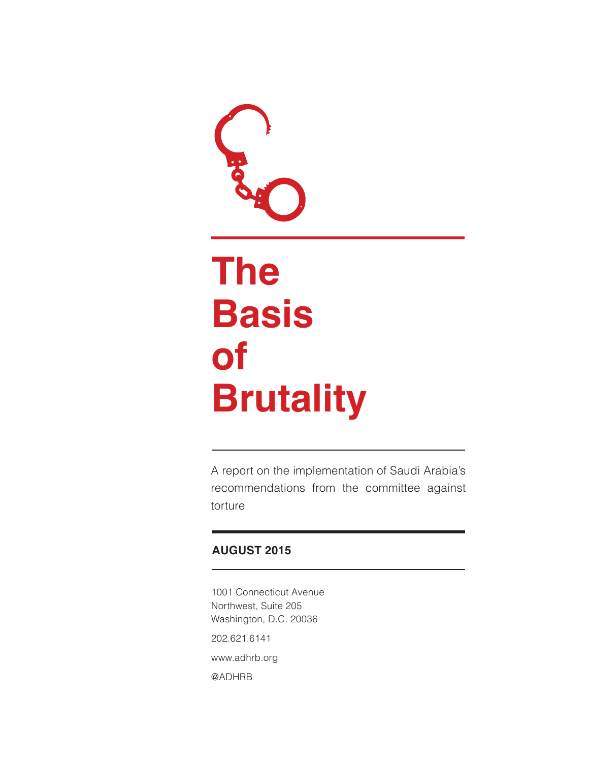# The Basis of Brutality

A report on the implementation of Saudi Arabia's recommendations from the committee against torture

**AUGUST 2015**

1001 Connecticut Avenue
Northwest, Suite 205
Washington, D.C. 20036

202.621.6141

www.adhrb.org

@ADHRB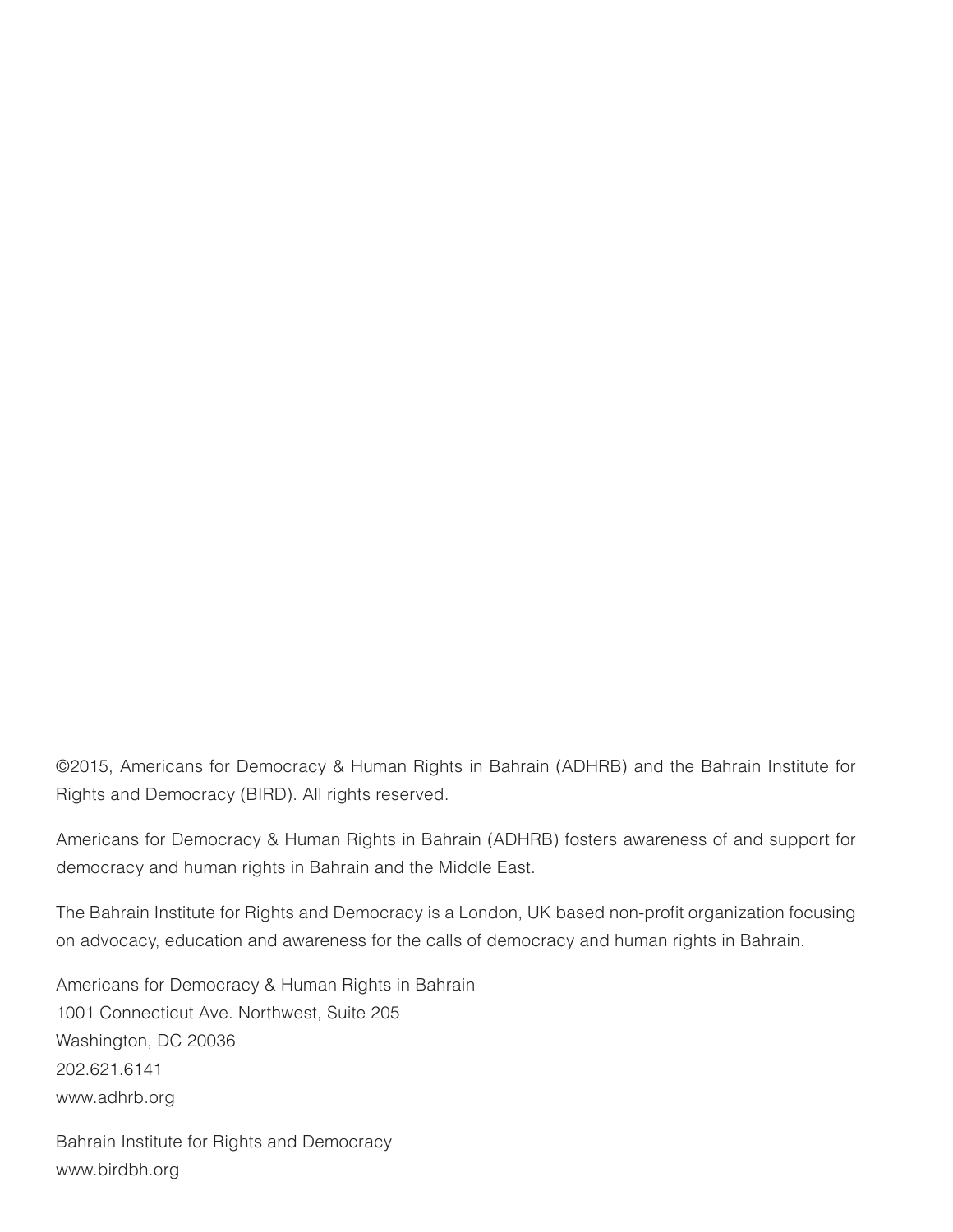©2015, Americans for Democracy & Human Rights in Bahrain (ADHRB) and the Bahrain Institute for Rights and Democracy (BIRD). All rights reserved.

Americans for Democracy & Human Rights in Bahrain (ADHRB) fosters awareness of and support for democracy and human rights in Bahrain and the Middle East.

The Bahrain Institute for Rights and Democracy is a London, UK based non-profit organization focusing on advocacy, education and awareness for the calls of democracy and human rights in Bahrain.

Americans for Democracy & Human Rights in Bahrain
1001 Connecticut Ave. Northwest, Suite 205
Washington, DC 20036
202.621.6141
www.adhrb.org

Bahrain Institute for Rights and Democracy
www.birdbh.org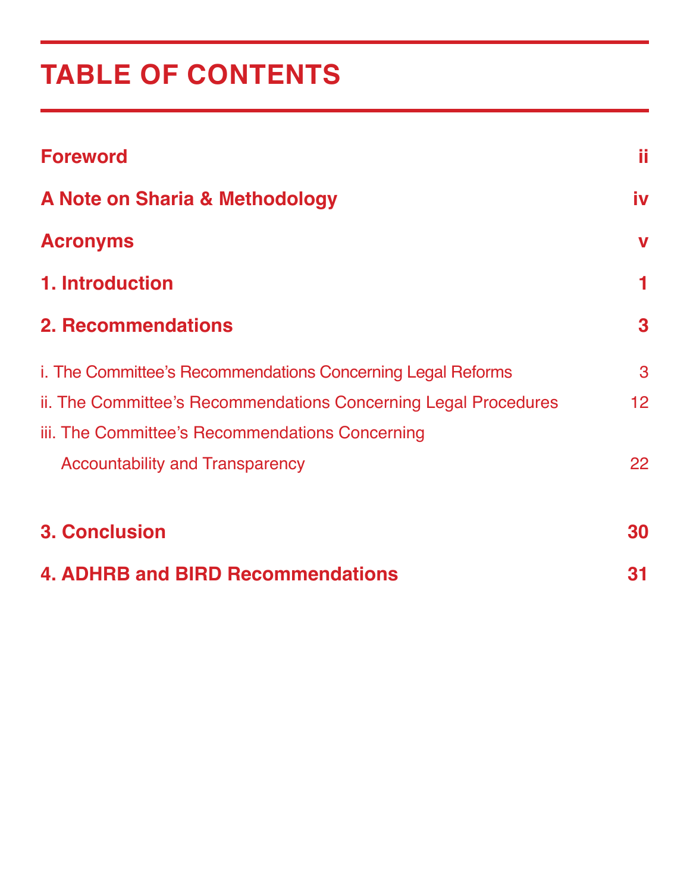# TABLE OF CONTENTS

**Foreword** ii

**A Note on Sharia & Methodology** iv

**Acronyms** v

**1. Introduction** 1

**2. Recommendations** 3

i. The Committee's Recommendations Concerning Legal Reforms 3

ii. The Committee's Recommendations Concerning Legal Procedures 12

iii. The Committee's Recommendations Concerning Accountability and Transparency 22

**3. Conclusion** 30

**4. ADHRB and BIRD Recommendations** 31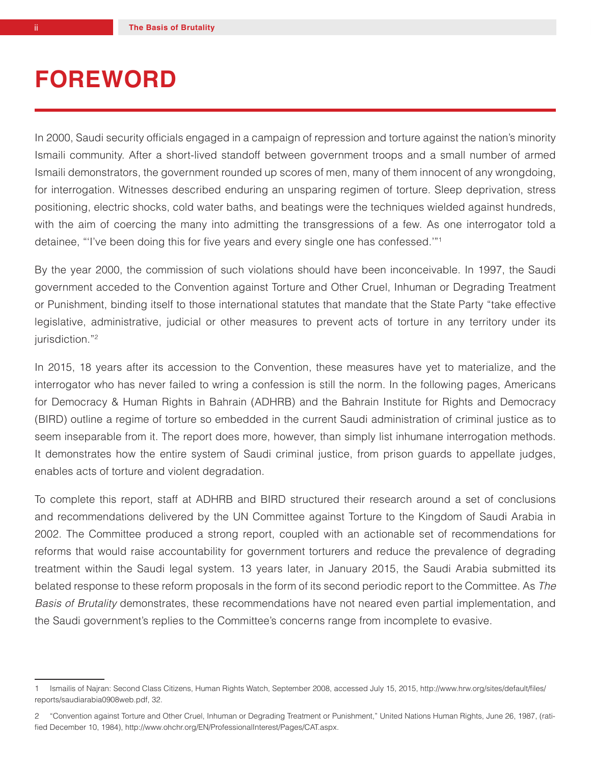# FOREWORD

In 2000, Saudi security officials engaged in a campaign of repression and torture against the nation's minority Ismaili community. After a short-lived standoff between government troops and a small number of armed Ismaili demonstrators, the government rounded up scores of men, many of them innocent of any wrongdoing, for interrogation. Witnesses described enduring an unsparing regimen of torture. Sleep deprivation, stress positioning, electric shocks, cold water baths, and beatings were the techniques wielded against hundreds, with the aim of coercing the many into admitting the transgressions of a few. As one interrogator told a detainee, "'I've been doing this for five years and every single one has confessed.'"[1]

By the year 2000, the commission of such violations should have been inconceivable. In 1997, the Saudi government acceded to the Convention against Torture and Other Cruel, Inhuman or Degrading Treatment or Punishment, binding itself to those international statutes that mandate that the State Party "take effective legislative, administrative, judicial or other measures to prevent acts of torture in any territory under its jurisdiction."[2]

In 2015, 18 years after its accession to the Convention, these measures have yet to materialize, and the interrogator who has never failed to wring a confession is still the norm. In the following pages, Americans for Democracy & Human Rights in Bahrain (ADHRB) and the Bahrain Institute for Rights and Democracy (BIRD) outline a regime of torture so embedded in the current Saudi administration of criminal justice as to seem inseparable from it. The report does more, however, than simply list inhumane interrogation methods. It demonstrates how the entire system of Saudi criminal justice, from prison guards to appellate judges, enables acts of torture and violent degradation.

To complete this report, staff at ADHRB and BIRD structured their research around a set of conclusions and recommendations delivered by the UN Committee against Torture to the Kingdom of Saudi Arabia in 2002. The Committee produced a strong report, coupled with an actionable set of recommendations for reforms that would raise accountability for government torturers and reduce the prevalence of degrading treatment within the Saudi legal system. 13 years later, in January 2015, the Saudi Arabia submitted its belated response to these reform proposals in the form of its second periodic report to the Committee. As *The Basis of Brutality* demonstrates, these recommendations have not neared even partial implementation, and the Saudi government's replies to the Committee's concerns range from incomplete to evasive.

---

1 Ismailis of Najran: Second Class Citizens, Human Rights Watch, September 2008, accessed July 15, 2015, http://www.hrw.org/sites/default/files/reports/saudiarabia0908web.pdf, 32.

2 "Convention against Torture and Other Cruel, Inhuman or Degrading Treatment or Punishment," United Nations Human Rights, June 26, 1987, (ratified December 10, 1984), http://www.ohchr.org/EN/ProfessionalInterest/Pages/CAT.aspx.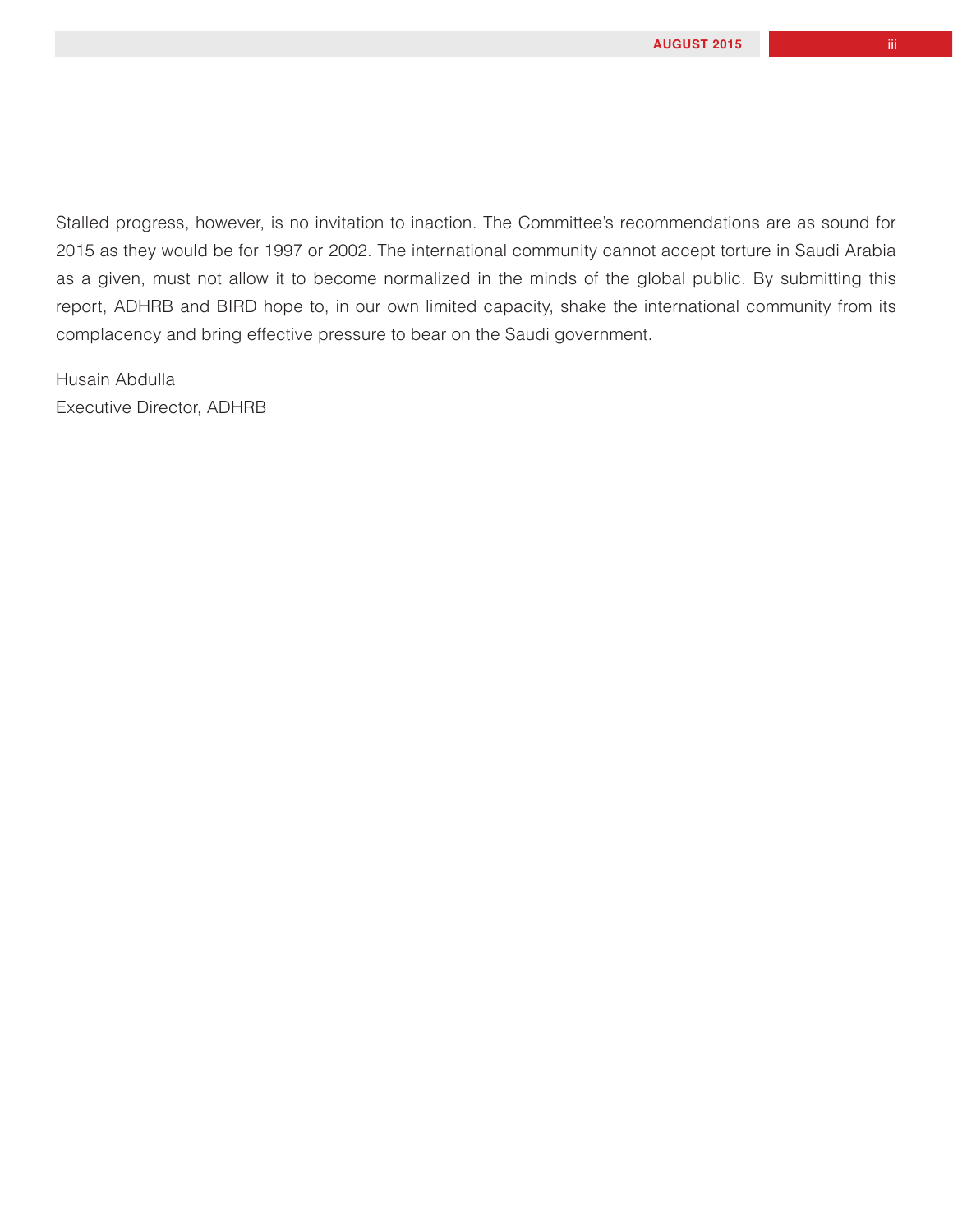Stalled progress, however, is no invitation to inaction. The Committee's recommendations are as sound for 2015 as they would be for 1997 or 2002. The international community cannot accept torture in Saudi Arabia as a given, must not allow it to become normalized in the minds of the global public. By submitting this report, ADHRB and BIRD hope to, in our own limited capacity, shake the international community from its complacency and bring effective pressure to bear on the Saudi government.

Husain Abdulla
Executive Director, ADHRB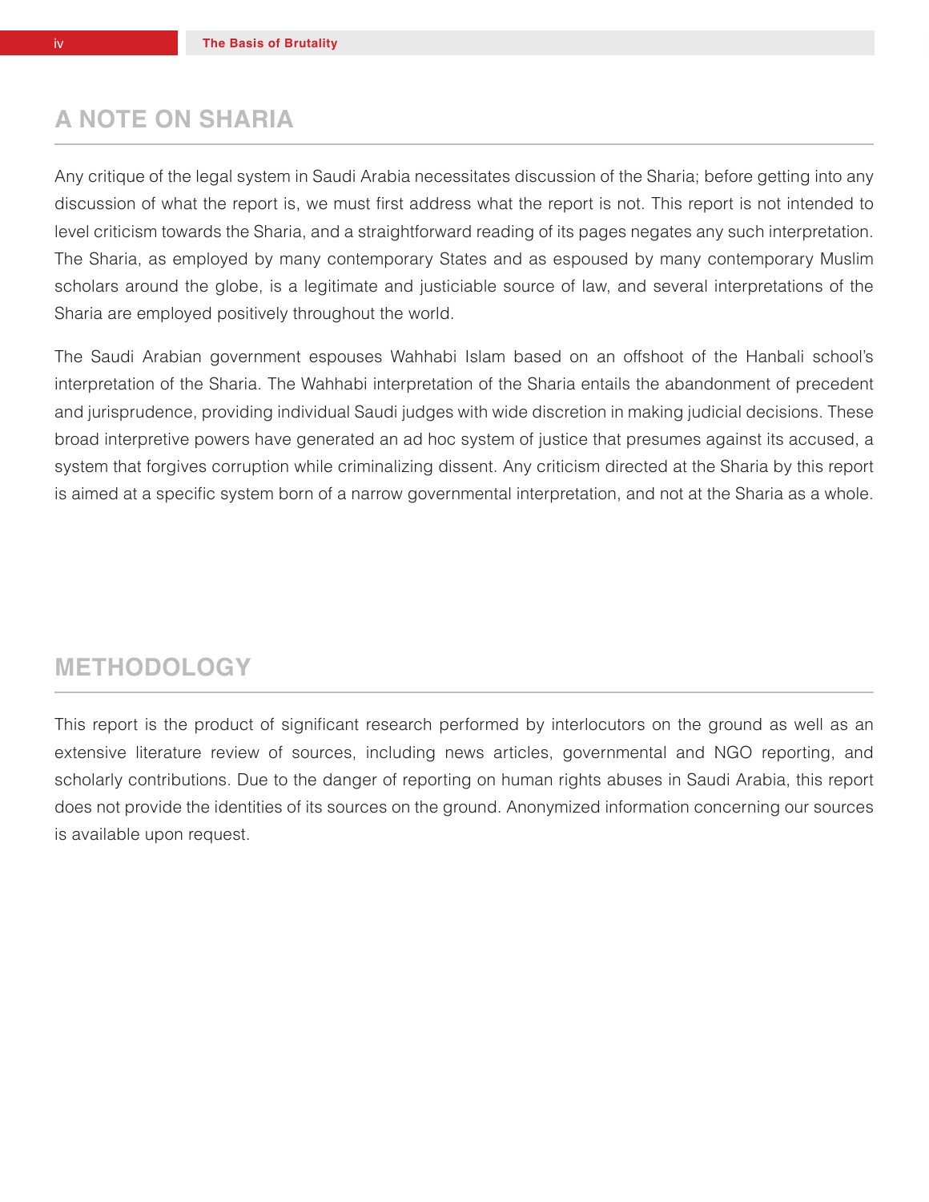## A NOTE ON SHARIA

Any critique of the legal system in Saudi Arabia necessitates discussion of the Sharia; before getting into any discussion of what the report is, we must first address what the report is not. This report is not intended to level criticism towards the Sharia, and a straightforward reading of its pages negates any such interpretation. The Sharia, as employed by many contemporary States and as espoused by many contemporary Muslim scholars around the globe, is a legitimate and justiciable source of law, and several interpretations of the Sharia are employed positively throughout the world.

The Saudi Arabian government espouses Wahhabi Islam based on an offshoot of the Hanbali school's interpretation of the Sharia. The Wahhabi interpretation of the Sharia entails the abandonment of precedent and jurisprudence, providing individual Saudi judges with wide discretion in making judicial decisions. These broad interpretive powers have generated an ad hoc system of justice that presumes against its accused, a system that forgives corruption while criminalizing dissent. Any criticism directed at the Sharia by this report is aimed at a specific system born of a narrow governmental interpretation, and not at the Sharia as a whole.

## METHODOLOGY

This report is the product of significant research performed by interlocutors on the ground as well as an extensive literature review of sources, including news articles, governmental and NGO reporting, and scholarly contributions. Due to the danger of reporting on human rights abuses in Saudi Arabia, this report does not provide the identities of its sources on the ground. Anonymized information concerning our sources is available upon request.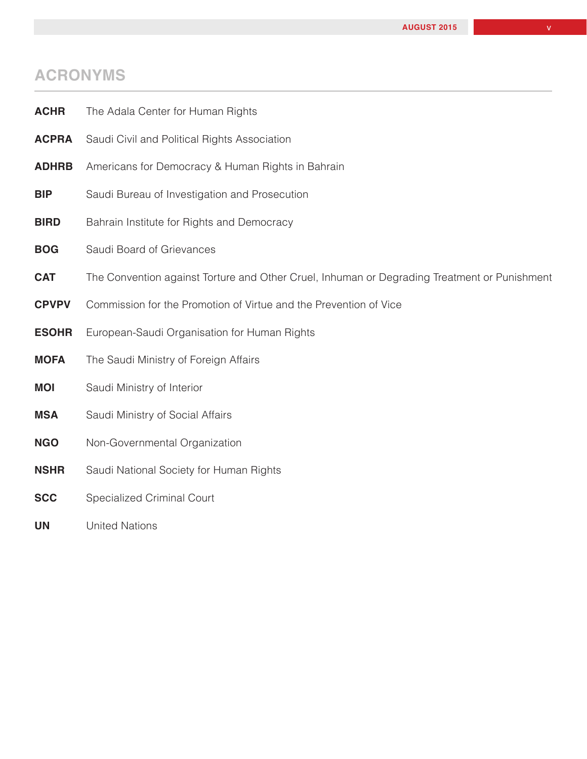# ACRONYMS

| | |
|---|---|
| **ACHR** | The Adala Center for Human Rights |
| **ACPRA** | Saudi Civil and Political Rights Association |
| **ADHRB** | Americans for Democracy & Human Rights in Bahrain |
| **BIP** | Saudi Bureau of Investigation and Prosecution |
| **BIRD** | Bahrain Institute for Rights and Democracy |
| **BOG** | Saudi Board of Grievances |
| **CAT** | The Convention against Torture and Other Cruel, Inhuman or Degrading Treatment or Punishment |
| **CPVPV** | Commission for the Promotion of Virtue and the Prevention of Vice |
| **ESOHR** | European-Saudi Organisation for Human Rights |
| **MOFA** | The Saudi Ministry of Foreign Affairs |
| **MOI** | Saudi Ministry of Interior |
| **MSA** | Saudi Ministry of Social Affairs |
| **NGO** | Non-Governmental Organization |
| **NSHR** | Saudi National Society for Human Rights |
| **SCC** | Specialized Criminal Court |
| **UN** | United Nations |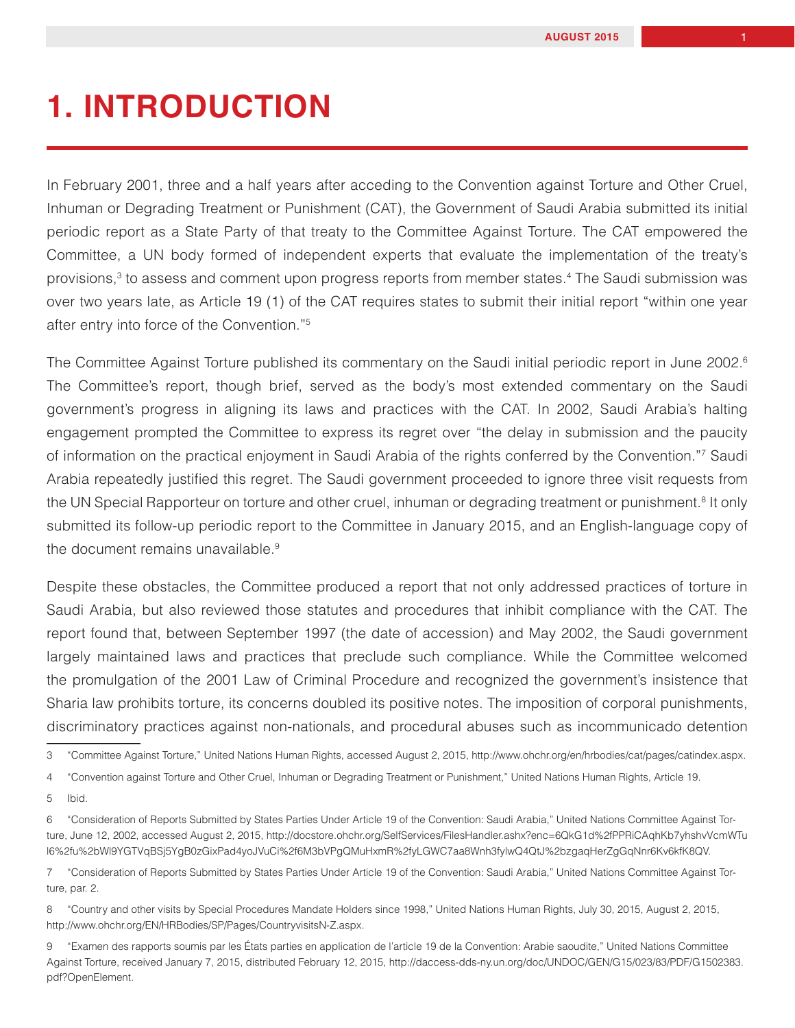# 1. INTRODUCTION

In February 2001, three and a half years after acceding to the Convention against Torture and Other Cruel, Inhuman or Degrading Treatment or Punishment (CAT), the Government of Saudi Arabia submitted its initial periodic report as a State Party of that treaty to the Committee Against Torture. The CAT empowered the Committee, a UN body formed of independent experts that evaluate the implementation of the treaty's provisions,[3] to assess and comment upon progress reports from member states.[4] The Saudi submission was over two years late, as Article 19 (1) of the CAT requires states to submit their initial report "within one year after entry into force of the Convention."[5]

The Committee Against Torture published its commentary on the Saudi initial periodic report in June 2002.[6] The Committee's report, though brief, served as the body's most extended commentary on the Saudi government's progress in aligning its laws and practices with the CAT. In 2002, Saudi Arabia's halting engagement prompted the Committee to express its regret over "the delay in submission and the paucity of information on the practical enjoyment in Saudi Arabia of the rights conferred by the Convention."[7] Saudi Arabia repeatedly justified this regret. The Saudi government proceeded to ignore three visit requests from the UN Special Rapporteur on torture and other cruel, inhuman or degrading treatment or punishment.[8] It only submitted its follow-up periodic report to the Committee in January 2015, and an English-language copy of the document remains unavailable.[9]

Despite these obstacles, the Committee produced a report that not only addressed practices of torture in Saudi Arabia, but also reviewed those statutes and procedures that inhibit compliance with the CAT. The report found that, between September 1997 (the date of accession) and May 2002, the Saudi government largely maintained laws and practices that preclude such compliance. While the Committee welcomed the promulgation of the 2001 Law of Criminal Procedure and recognized the government's insistence that Sharia law prohibits torture, its concerns doubled its positive notes. The imposition of corporal punishments, discriminatory practices against non-nationals, and procedural abuses such as incommunicado detention

---

3 "Committee Against Torture," United Nations Human Rights, accessed August 2, 2015, http://www.ohchr.org/en/hrbodies/cat/pages/catindex.aspx.

4 "Convention against Torture and Other Cruel, Inhuman or Degrading Treatment or Punishment," United Nations Human Rights, Article 19.

5 Ibid.

6 "Consideration of Reports Submitted by States Parties Under Article 19 of the Convention: Saudi Arabia," United Nations Committee Against Torture, June 12, 2002, accessed August 2, 2015, http://docstore.ohchr.org/SelfServices/FilesHandler.ashx?enc=6QkG1d%2fPPRiCAqhKb7yhshvVcmWTul6%2fu%2bWl9YGTVqBSj5YgB0zGixPad4yoJVuCi%2f6M3bVPgQMuHxmR%2fyLGWC7aa8Wnh3fylwQ4QtJ%2bzgaqHerZgGqNnr6Kv6kfK8QV.

7 "Consideration of Reports Submitted by States Parties Under Article 19 of the Convention: Saudi Arabia," United Nations Committee Against Torture, par. 2.

8 "Country and other visits by Special Procedures Mandate Holders since 1998," United Nations Human Rights, July 30, 2015, August 2, 2015, http://www.ohchr.org/EN/HRBodies/SP/Pages/CountryvisitsN-Z.aspx.

9 "Examen des rapports soumis par les États parties en application de l'article 19 de la Convention: Arabie saoudite," United Nations Committee Against Torture, received January 7, 2015, distributed February 12, 2015, http://daccess-dds-ny.un.org/doc/UNDOC/GEN/G15/023/83/PDF/G1502383.pdf?OpenElement.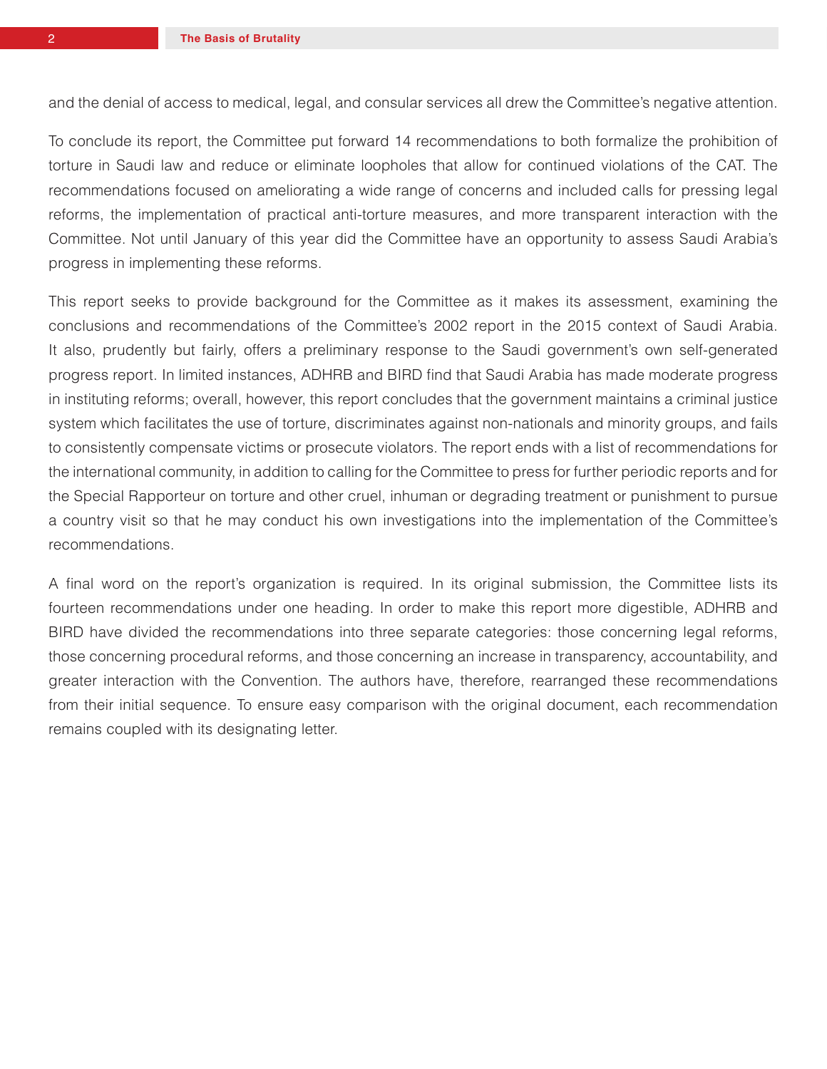and the denial of access to medical, legal, and consular services all drew the Committee's negative attention.

To conclude its report, the Committee put forward 14 recommendations to both formalize the prohibition of torture in Saudi law and reduce or eliminate loopholes that allow for continued violations of the CAT. The recommendations focused on ameliorating a wide range of concerns and included calls for pressing legal reforms, the implementation of practical anti-torture measures, and more transparent interaction with the Committee. Not until January of this year did the Committee have an opportunity to assess Saudi Arabia's progress in implementing these reforms.

This report seeks to provide background for the Committee as it makes its assessment, examining the conclusions and recommendations of the Committee's 2002 report in the 2015 context of Saudi Arabia. It also, prudently but fairly, offers a preliminary response to the Saudi government's own self-generated progress report. In limited instances, ADHRB and BIRD find that Saudi Arabia has made moderate progress in instituting reforms; overall, however, this report concludes that the government maintains a criminal justice system which facilitates the use of torture, discriminates against non-nationals and minority groups, and fails to consistently compensate victims or prosecute violators. The report ends with a list of recommendations for the international community, in addition to calling for the Committee to press for further periodic reports and for the Special Rapporteur on torture and other cruel, inhuman or degrading treatment or punishment to pursue a country visit so that he may conduct his own investigations into the implementation of the Committee's recommendations.

A final word on the report's organization is required. In its original submission, the Committee lists its fourteen recommendations under one heading. In order to make this report more digestible, ADHRB and BIRD have divided the recommendations into three separate categories: those concerning legal reforms, those concerning procedural reforms, and those concerning an increase in transparency, accountability, and greater interaction with the Convention. The authors have, therefore, rearranged these recommendations from their initial sequence. To ensure easy comparison with the original document, each recommendation remains coupled with its designating letter.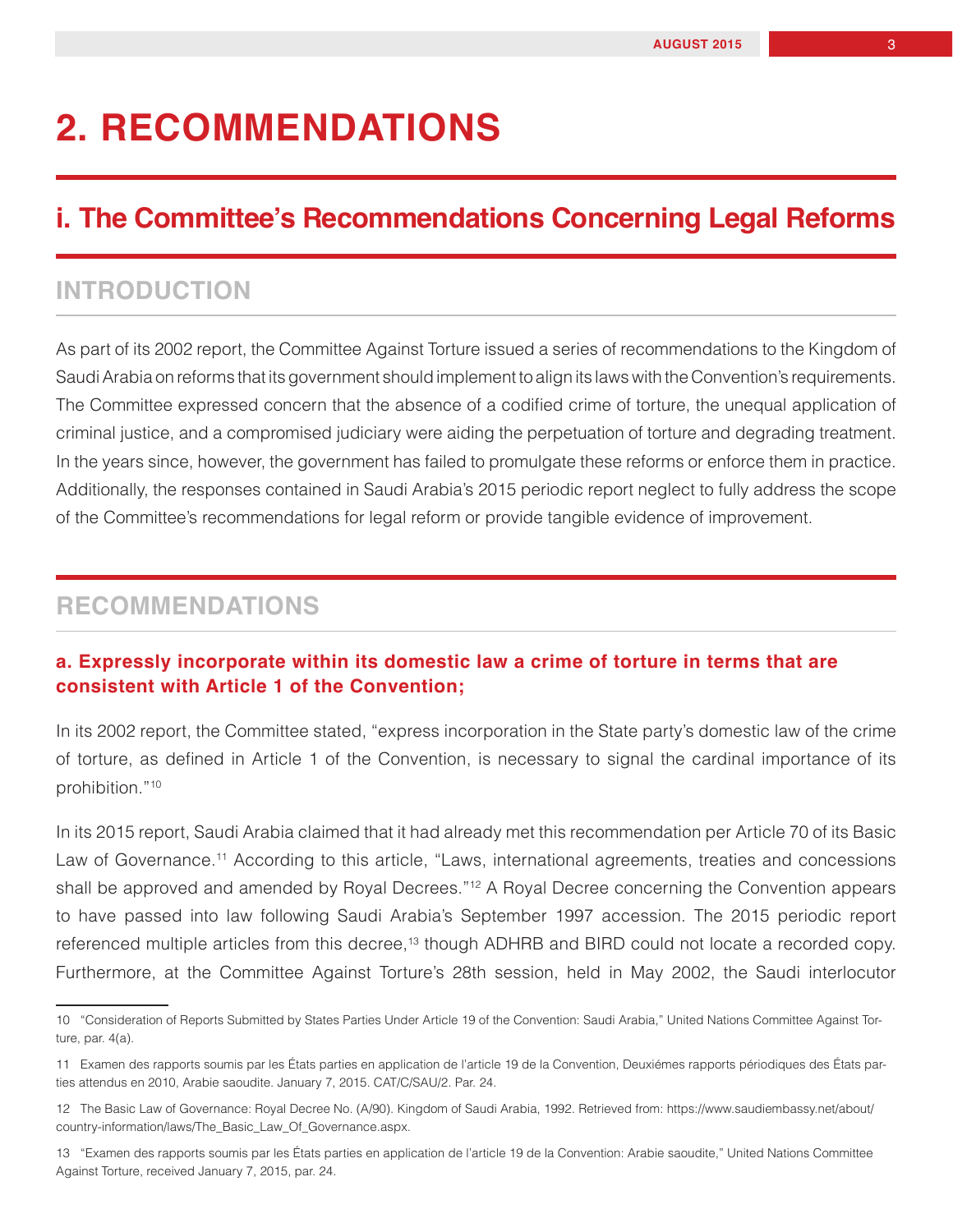# 2. RECOMMENDATIONS

## i. The Committee's Recommendations Concerning Legal Reforms

### INTRODUCTION

As part of its 2002 report, the Committee Against Torture issued a series of recommendations to the Kingdom of Saudi Arabia on reforms that its government should implement to align its laws with the Convention's requirements. The Committee expressed concern that the absence of a codified crime of torture, the unequal application of criminal justice, and a compromised judiciary were aiding the perpetuation of torture and degrading treatment. In the years since, however, the government has failed to promulgate these reforms or enforce them in practice. Additionally, the responses contained in Saudi Arabia's 2015 periodic report neglect to fully address the scope of the Committee's recommendations for legal reform or provide tangible evidence of improvement.

### RECOMMENDATIONS

#### a. Expressly incorporate within its domestic law a crime of torture in terms that are consistent with Article 1 of the Convention;

In its 2002 report, the Committee stated, "express incorporation in the State party's domestic law of the crime of torture, as defined in Article 1 of the Convention, is necessary to signal the cardinal importance of its prohibition."[10]

In its 2015 report, Saudi Arabia claimed that it had already met this recommendation per Article 70 of its Basic Law of Governance.[11] According to this article, "Laws, international agreements, treaties and concessions shall be approved and amended by Royal Decrees."[12] A Royal Decree concerning the Convention appears to have passed into law following Saudi Arabia's September 1997 accession. The 2015 periodic report referenced multiple articles from this decree,[13] though ADHRB and BIRD could not locate a recorded copy. Furthermore, at the Committee Against Torture's 28th session, held in May 2002, the Saudi interlocutor

---

10 "Consideration of Reports Submitted by States Parties Under Article 19 of the Convention: Saudi Arabia," United Nations Committee Against Torture, par. 4(a).

11 Examen des rapports soumis par les États parties en application de l'article 19 de la Convention, Deuxiémes rapports périodiques des États parties attendus en 2010, Arabie saoudite. January 7, 2015. CAT/C/SAU/2. Par. 24.

12 The Basic Law of Governance: Royal Decree No. (A/90). Kingdom of Saudi Arabia, 1992. Retrieved from: https://www.saudiembassy.net/about/country-information/laws/The_Basic_Law_Of_Governance.aspx.

13 "Examen des rapports soumis par les États parties en application de l'article 19 de la Convention: Arabie saoudite," United Nations Committee Against Torture, received January 7, 2015, par. 24.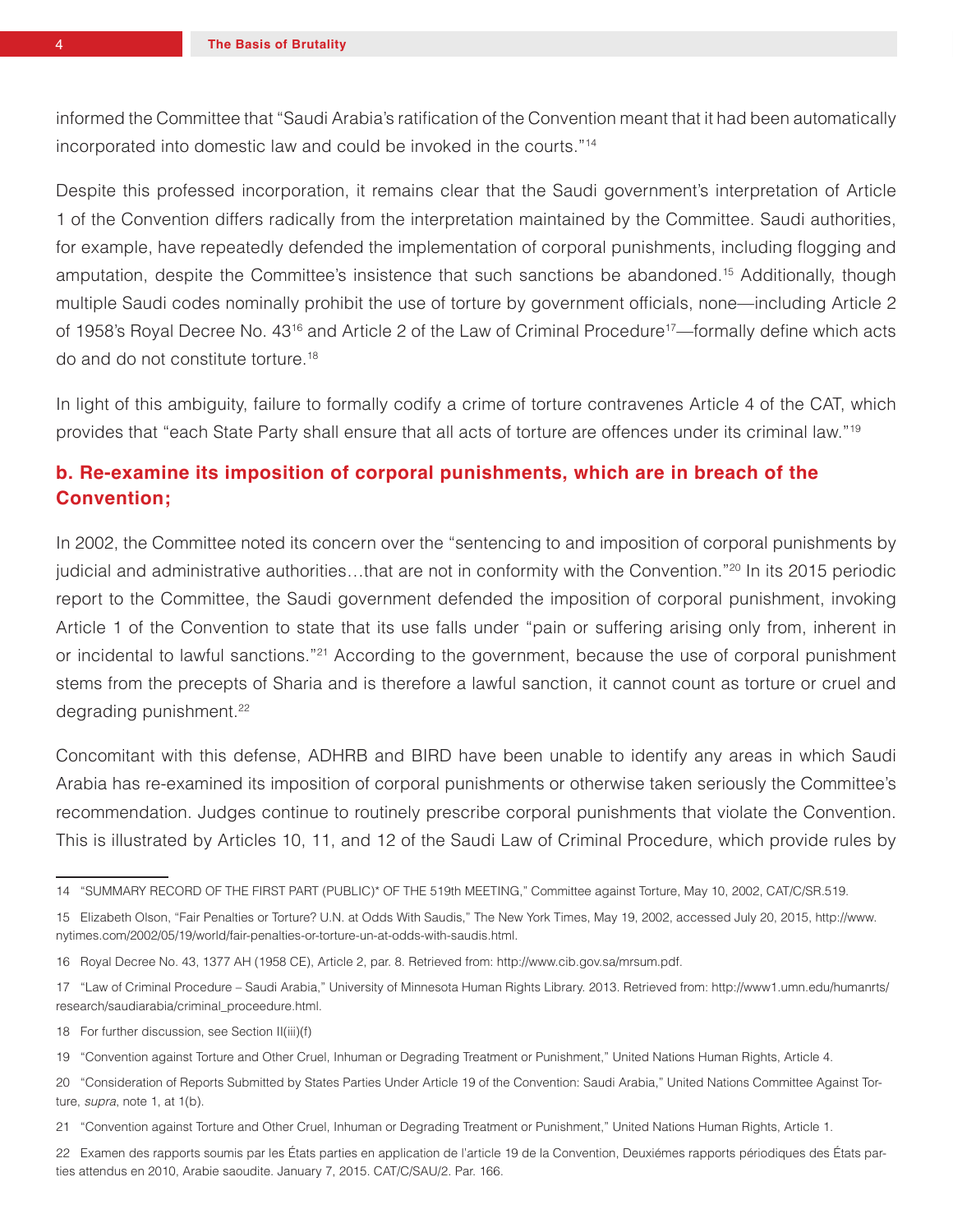informed the Committee that "Saudi Arabia's ratification of the Convention meant that it had been automatically incorporated into domestic law and could be invoked in the courts."[14]

Despite this professed incorporation, it remains clear that the Saudi government's interpretation of Article 1 of the Convention differs radically from the interpretation maintained by the Committee. Saudi authorities, for example, have repeatedly defended the implementation of corporal punishments, including flogging and amputation, despite the Committee's insistence that such sanctions be abandoned.[15] Additionally, though multiple Saudi codes nominally prohibit the use of torture by government officials, none—including Article 2 of 1958's Royal Decree No. 43[16] and Article 2 of the Law of Criminal Procedure[17]—formally define which acts do and do not constitute torture.[18]

In light of this ambiguity, failure to formally codify a crime of torture contravenes Article 4 of the CAT, which provides that "each State Party shall ensure that all acts of torture are offences under its criminal law."[19]

### b. Re-examine its imposition of corporal punishments, which are in breach of the Convention;

In 2002, the Committee noted its concern over the "sentencing to and imposition of corporal punishments by judicial and administrative authorities…that are not in conformity with the Convention."[20] In its 2015 periodic report to the Committee, the Saudi government defended the imposition of corporal punishment, invoking Article 1 of the Convention to state that its use falls under "pain or suffering arising only from, inherent in or incidental to lawful sanctions."[21] According to the government, because the use of corporal punishment stems from the precepts of Sharia and is therefore a lawful sanction, it cannot count as torture or cruel and degrading punishment.[22]

Concomitant with this defense, ADHRB and BIRD have been unable to identify any areas in which Saudi Arabia has re-examined its imposition of corporal punishments or otherwise taken seriously the Committee's recommendation. Judges continue to routinely prescribe corporal punishments that violate the Convention. This is illustrated by Articles 10, 11, and 12 of the Saudi Law of Criminal Procedure, which provide rules by

---

14 "SUMMARY RECORD OF THE FIRST PART (PUBLIC)* OF THE 519th MEETING," Committee against Torture, May 10, 2002, CAT/C/SR.519.

15 Elizabeth Olson, "Fair Penalties or Torture? U.N. at Odds With Saudis," The New York Times, May 19, 2002, accessed July 20, 2015, http://www.nytimes.com/2002/05/19/world/fair-penalties-or-torture-un-at-odds-with-saudis.html.

16 Royal Decree No. 43, 1377 AH (1958 CE), Article 2, par. 8. Retrieved from: http://www.cib.gov.sa/mrsum.pdf.

17 "Law of Criminal Procedure – Saudi Arabia," University of Minnesota Human Rights Library. 2013. Retrieved from: http://www1.umn.edu/humanrts/research/saudiarabia/criminal_proceedure.html.

18 For further discussion, see Section II(iii)(f)

19 "Convention against Torture and Other Cruel, Inhuman or Degrading Treatment or Punishment," United Nations Human Rights, Article 4.

20 "Consideration of Reports Submitted by States Parties Under Article 19 of the Convention: Saudi Arabia," United Nations Committee Against Torture, *supra*, note 1, at 1(b).

21 "Convention against Torture and Other Cruel, Inhuman or Degrading Treatment or Punishment," United Nations Human Rights, Article 1.

22 Examen des rapports soumis par les États parties en application de l'article 19 de la Convention, Deuxiémes rapports périodiques des États parties attendus en 2010, Arabie saoudite. January 7, 2015. CAT/C/SAU/2. Par. 166.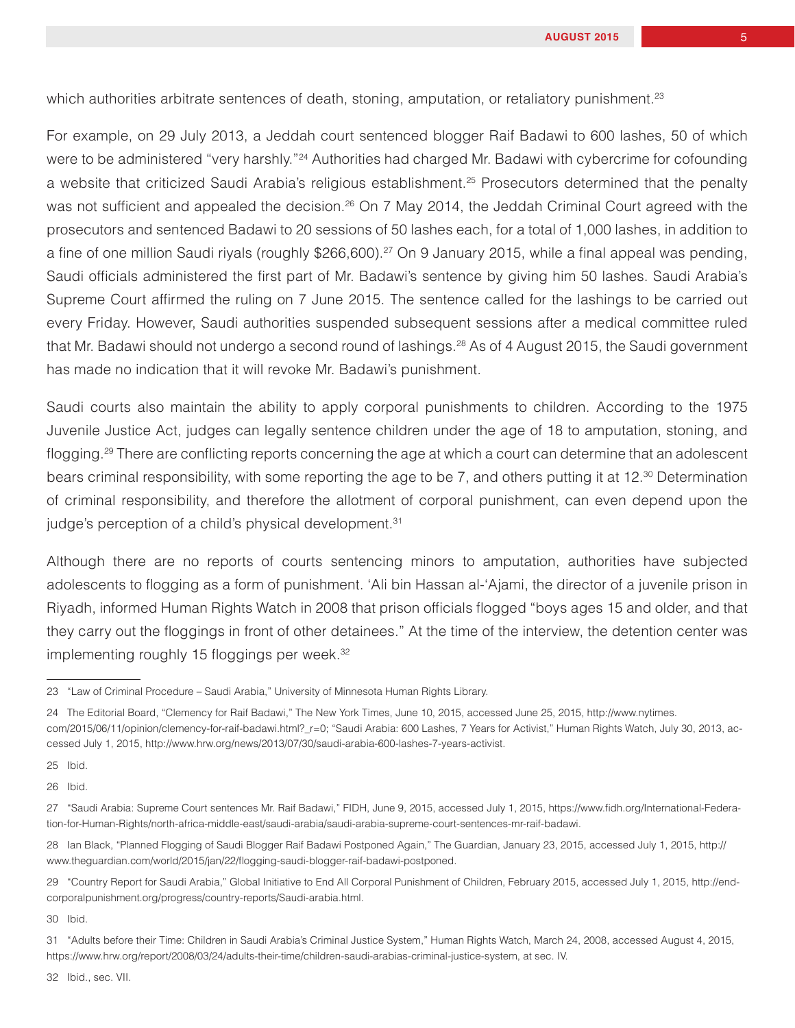which authorities arbitrate sentences of death, stoning, amputation, or retaliatory punishment.[23]

For example, on 29 July 2013, a Jeddah court sentenced blogger Raif Badawi to 600 lashes, 50 of which were to be administered "very harshly."[24] Authorities had charged Mr. Badawi with cybercrime for cofounding a website that criticized Saudi Arabia's religious establishment.[25] Prosecutors determined that the penalty was not sufficient and appealed the decision.[26] On 7 May 2014, the Jeddah Criminal Court agreed with the prosecutors and sentenced Badawi to 20 sessions of 50 lashes each, for a total of 1,000 lashes, in addition to a fine of one million Saudi riyals (roughly $266,600).[27] On 9 January 2015, while a final appeal was pending, Saudi officials administered the first part of Mr. Badawi's sentence by giving him 50 lashes. Saudi Arabia's Supreme Court affirmed the ruling on 7 June 2015. The sentence called for the lashings to be carried out every Friday. However, Saudi authorities suspended subsequent sessions after a medical committee ruled that Mr. Badawi should not undergo a second round of lashings.[28] As of 4 August 2015, the Saudi government has made no indication that it will revoke Mr. Badawi's punishment.

Saudi courts also maintain the ability to apply corporal punishments to children. According to the 1975 Juvenile Justice Act, judges can legally sentence children under the age of 18 to amputation, stoning, and flogging.[29] There are conflicting reports concerning the age at which a court can determine that an adolescent bears criminal responsibility, with some reporting the age to be 7, and others putting it at 12.[30] Determination of criminal responsibility, and therefore the allotment of corporal punishment, can even depend upon the judge's perception of a child's physical development.[31]

Although there are no reports of courts sentencing minors to amputation, authorities have subjected adolescents to flogging as a form of punishment. 'Ali bin Hassan al-'Ajami, the director of a juvenile prison in Riyadh, informed Human Rights Watch in 2008 that prison officials flogged "boys ages 15 and older, and that they carry out the floggings in front of other detainees." At the time of the interview, the detention center was implementing roughly 15 floggings per week.[32]

---

23 "Law of Criminal Procedure – Saudi Arabia," University of Minnesota Human Rights Library.

24 The Editorial Board, "Clemency for Raif Badawi," The New York Times, June 10, 2015, accessed June 25, 2015, http://www.nytimes.com/2015/06/11/opinion/clemency-for-raif-badawi.html?_r=0; "Saudi Arabia: 600 Lashes, 7 Years for Activist," Human Rights Watch, July 30, 2013, accessed July 1, 2015, http://www.hrw.org/news/2013/07/30/saudi-arabia-600-lashes-7-years-activist.

25 Ibid.

26 Ibid.

27 "Saudi Arabia: Supreme Court sentences Mr. Raif Badawi," FIDH, June 9, 2015, accessed July 1, 2015, https://www.fidh.org/International-Federation-for-Human-Rights/north-africa-middle-east/saudi-arabia/saudi-arabia-supreme-court-sentences-mr-raif-badawi.

28 Ian Black, "Planned Flogging of Saudi Blogger Raif Badawi Postponed Again," The Guardian, January 23, 2015, accessed July 1, 2015, http://www.theguardian.com/world/2015/jan/22/flogging-saudi-blogger-raif-badawi-postponed.

29 "Country Report for Saudi Arabia," Global Initiative to End All Corporal Punishment of Children, February 2015, accessed July 1, 2015, http://endcorporalpunishment.org/progress/country-reports/Saudi-arabia.html.

30 Ibid.

31 "Adults before their Time: Children in Saudi Arabia's Criminal Justice System," Human Rights Watch, March 24, 2008, accessed August 4, 2015, https://www.hrw.org/report/2008/03/24/adults-their-time/children-saudi-arabias-criminal-justice-system, at sec. IV.

32 Ibid., sec. VII.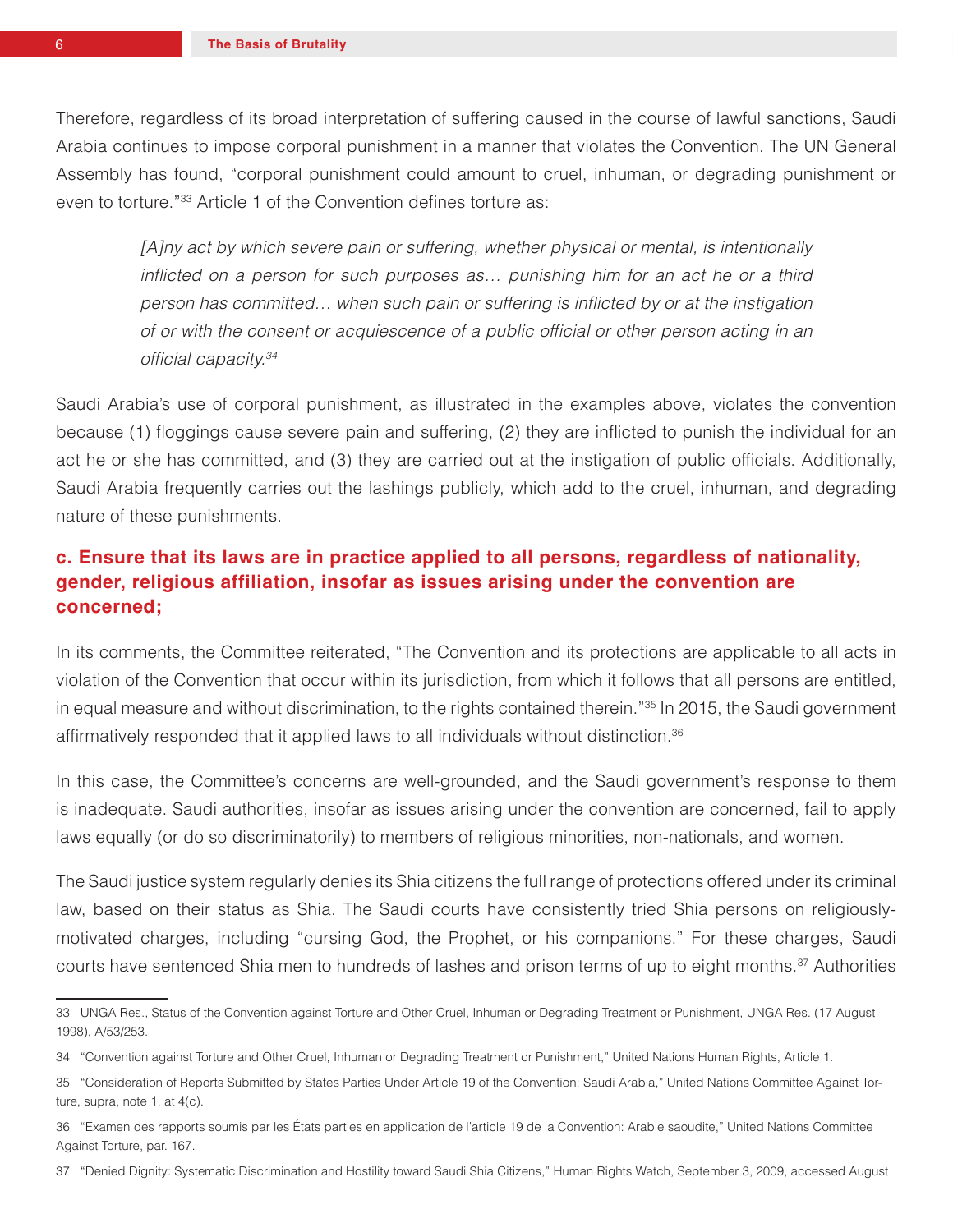Therefore, regardless of its broad interpretation of suffering caused in the course of lawful sanctions, Saudi Arabia continues to impose corporal punishment in a manner that violates the Convention. The UN General Assembly has found, "corporal punishment could amount to cruel, inhuman, or degrading punishment or even to torture."[33] Article 1 of the Convention defines torture as:

> *[A]ny act by which severe pain or suffering, whether physical or mental, is intentionally inflicted on a person for such purposes as… punishing him for an act he or a third person has committed… when such pain or suffering is inflicted by or at the instigation of or with the consent or acquiescence of a public official or other person acting in an official capacity.*[34]

Saudi Arabia's use of corporal punishment, as illustrated in the examples above, violates the convention because (1) floggings cause severe pain and suffering, (2) they are inflicted to punish the individual for an act he or she has committed, and (3) they are carried out at the instigation of public officials. Additionally, Saudi Arabia frequently carries out the lashings publicly, which add to the cruel, inhuman, and degrading nature of these punishments.

### c. Ensure that its laws are in practice applied to all persons, regardless of nationality, gender, religious affiliation, insofar as issues arising under the convention are concerned;

In its comments, the Committee reiterated, "The Convention and its protections are applicable to all acts in violation of the Convention that occur within its jurisdiction, from which it follows that all persons are entitled, in equal measure and without discrimination, to the rights contained therein."[35] In 2015, the Saudi government affirmatively responded that it applied laws to all individuals without distinction.[36]

In this case, the Committee's concerns are well-grounded, and the Saudi government's response to them is inadequate. Saudi authorities, insofar as issues arising under the convention are concerned, fail to apply laws equally (or do so discriminatorily) to members of religious minorities, non-nationals, and women.

The Saudi justice system regularly denies its Shia citizens the full range of protections offered under its criminal law, based on their status as Shia. The Saudi courts have consistently tried Shia persons on religiously-motivated charges, including "cursing God, the Prophet, or his companions." For these charges, Saudi courts have sentenced Shia men to hundreds of lashes and prison terms of up to eight months.[37] Authorities

---

33 UNGA Res., Status of the Convention against Torture and Other Cruel, Inhuman or Degrading Treatment or Punishment, UNGA Res. (17 August 1998), A/53/253.

34 "Convention against Torture and Other Cruel, Inhuman or Degrading Treatment or Punishment," United Nations Human Rights, Article 1.

35 "Consideration of Reports Submitted by States Parties Under Article 19 of the Convention: Saudi Arabia," United Nations Committee Against Torture, supra, note 1, at 4(c).

36 "Examen des rapports soumis par les États parties en application de l'article 19 de la Convention: Arabie saoudite," United Nations Committee Against Torture, par. 167.

37 "Denied Dignity: Systematic Discrimination and Hostility toward Saudi Shia Citizens," Human Rights Watch, September 3, 2009, accessed August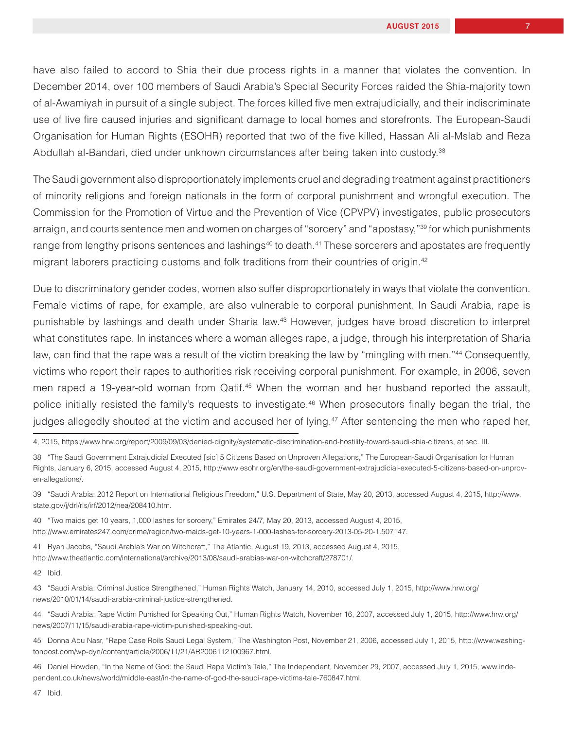have also failed to accord to Shia their due process rights in a manner that violates the convention. In December 2014, over 100 members of Saudi Arabia's Special Security Forces raided the Shia-majority town of al-Awamiyah in pursuit of a single subject. The forces killed five men extrajudicially, and their indiscriminate use of live fire caused injuries and significant damage to local homes and storefronts. The European-Saudi Organisation for Human Rights (ESOHR) reported that two of the five killed, Hassan Ali al-Mslab and Reza Abdullah al-Bandari, died under unknown circumstances after being taken into custody.[38]

The Saudi government also disproportionately implements cruel and degrading treatment against practitioners of minority religions and foreign nationals in the form of corporal punishment and wrongful execution. The Commission for the Promotion of Virtue and the Prevention of Vice (CPVPV) investigates, public prosecutors arraign, and courts sentence men and women on charges of "sorcery" and "apostasy,"[39] for which punishments range from lengthy prisons sentences and lashings[40] to death.[41] These sorcerers and apostates are frequently migrant laborers practicing customs and folk traditions from their countries of origin.[42]

Due to discriminatory gender codes, women also suffer disproportionately in ways that violate the convention. Female victims of rape, for example, are also vulnerable to corporal punishment. In Saudi Arabia, rape is punishable by lashings and death under Sharia law.[43] However, judges have broad discretion to interpret what constitutes rape. In instances where a woman alleges rape, a judge, through his interpretation of Sharia law, can find that the rape was a result of the victim breaking the law by "mingling with men."[44] Consequently, victims who report their rapes to authorities risk receiving corporal punishment. For example, in 2006, seven men raped a 19-year-old woman from Qatif.[45] When the woman and her husband reported the assault, police initially resisted the family's requests to investigate.[46] When prosecutors finally began the trial, the judges allegedly shouted at the victim and accused her of lying.[47] After sentencing the men who raped her,

---

4, 2015, https://www.hrw.org/report/2009/09/03/denied-dignity/systematic-discrimination-and-hostility-toward-saudi-shia-citizens, at sec. III.

38 "The Saudi Government Extrajudicial Executed [sic] 5 Citizens Based on Unproven Allegations," The European-Saudi Organisation for Human Rights, January 6, 2015, accessed August 4, 2015, http://www.esohr.org/en/the-saudi-government-extrajudicial-executed-5-citizens-based-on-unproven-allegations/.

39 "Saudi Arabia: 2012 Report on International Religious Freedom," U.S. Department of State, May 20, 2013, accessed August 4, 2015, http://www.state.gov/j/drl/rls/irf/2012/nea/208410.htm.

40 "Two maids get 10 years, 1,000 lashes for sorcery," Emirates 24/7, May 20, 2013, accessed August 4, 2015, http://www.emirates247.com/crime/region/two-maids-get-10-years-1-000-lashes-for-sorcery-2013-05-20-1.507147.

41 Ryan Jacobs, "Saudi Arabia's War on Witchcraft," The Atlantic, August 19, 2013, accessed August 4, 2015, http://www.theatlantic.com/international/archive/2013/08/saudi-arabias-war-on-witchcraft/278701/.

42 Ibid.

43 "Saudi Arabia: Criminal Justice Strengthened," Human Rights Watch, January 14, 2010, accessed July 1, 2015, http://www.hrw.org/news/2010/01/14/saudi-arabia-criminal-justice-strengthened.

44 "Saudi Arabia: Rape Victim Punished for Speaking Out," Human Rights Watch, November 16, 2007, accessed July 1, 2015, http://www.hrw.org/news/2007/11/15/saudi-arabia-rape-victim-punished-speaking-out.

45 Donna Abu Nasr, "Rape Case Roils Saudi Legal System," The Washington Post, November 21, 2006, accessed July 1, 2015, http://www.washingtonpost.com/wp-dyn/content/article/2006/11/21/AR2006112100967.html.

46 Daniel Howden, "In the Name of God: the Saudi Rape Victim's Tale," The Independent, November 29, 2007, accessed July 1, 2015, www.independent.co.uk/news/world/middle-east/in-the-name-of-god-the-saudi-rape-victims-tale-760847.html.

47 Ibid.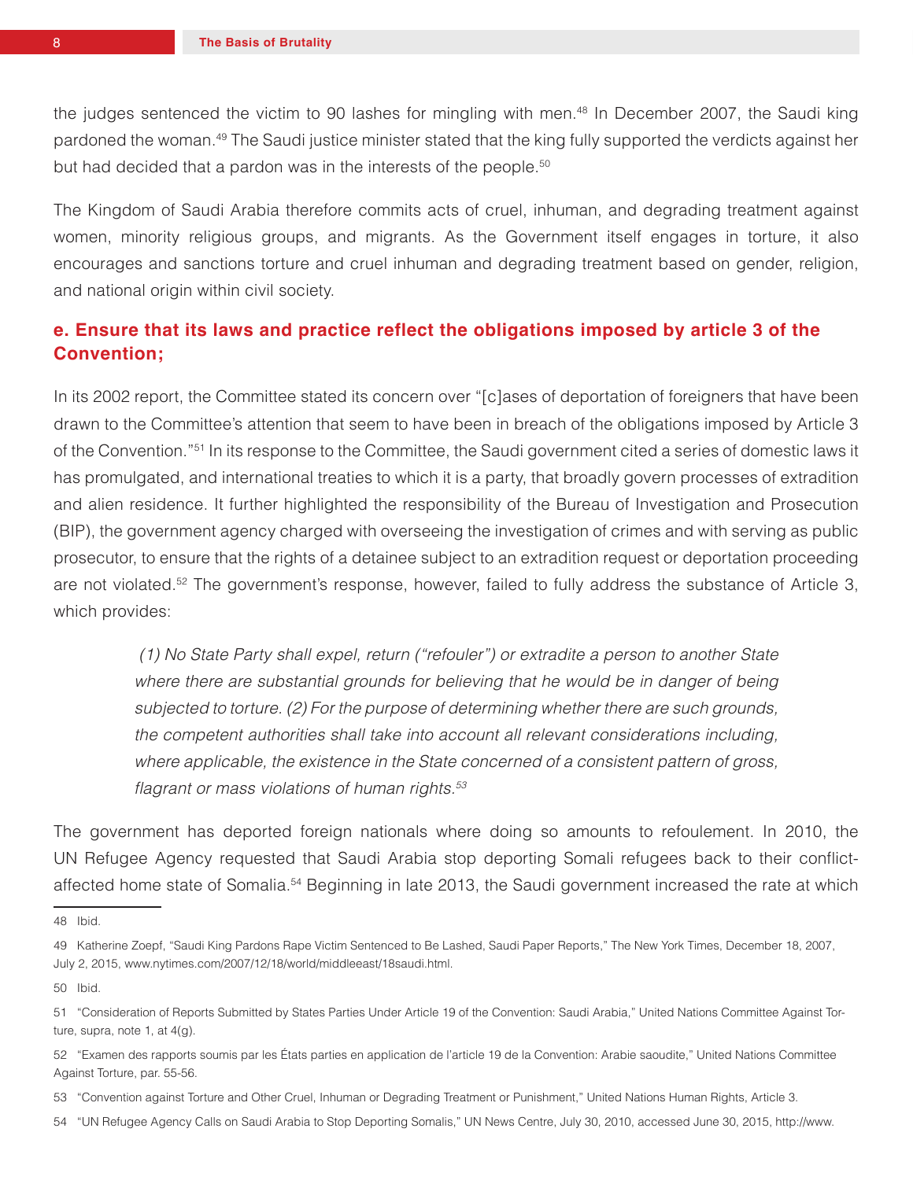the judges sentenced the victim to 90 lashes for mingling with men.[48] In December 2007, the Saudi king pardoned the woman.[49] The Saudi justice minister stated that the king fully supported the verdicts against her but had decided that a pardon was in the interests of the people.[50]

The Kingdom of Saudi Arabia therefore commits acts of cruel, inhuman, and degrading treatment against women, minority religious groups, and migrants. As the Government itself engages in torture, it also encourages and sanctions torture and cruel inhuman and degrading treatment based on gender, religion, and national origin within civil society.

## e. Ensure that its laws and practice reflect the obligations imposed by article 3 of the Convention;

In its 2002 report, the Committee stated its concern over "[c]ases of deportation of foreigners that have been drawn to the Committee's attention that seem to have been in breach of the obligations imposed by Article 3 of the Convention."[51] In its response to the Committee, the Saudi government cited a series of domestic laws it has promulgated, and international treaties to which it is a party, that broadly govern processes of extradition and alien residence. It further highlighted the responsibility of the Bureau of Investigation and Prosecution (BIP), the government agency charged with overseeing the investigation of crimes and with serving as public prosecutor, to ensure that the rights of a detainee subject to an extradition request or deportation proceeding are not violated.[52] The government's response, however, failed to fully address the substance of Article 3, which provides:

> *(1) No State Party shall expel, return ("refouler") or extradite a person to another State where there are substantial grounds for believing that he would be in danger of being subjected to torture. (2) For the purpose of determining whether there are such grounds, the competent authorities shall take into account all relevant considerations including, where applicable, the existence in the State concerned of a consistent pattern of gross, flagrant or mass violations of human rights.*[53]

The government has deported foreign nationals where doing so amounts to refoulement. In 2010, the UN Refugee Agency requested that Saudi Arabia stop deporting Somali refugees back to their conflict-affected home state of Somalia.[54] Beginning in late 2013, the Saudi government increased the rate at which

---

48 Ibid.

49 Katherine Zoepf, "Saudi King Pardons Rape Victim Sentenced to Be Lashed, Saudi Paper Reports," The New York Times, December 18, 2007, July 2, 2015, www.nytimes.com/2007/12/18/world/middleeast/18saudi.html.

50 Ibid.

51 "Consideration of Reports Submitted by States Parties Under Article 19 of the Convention: Saudi Arabia," United Nations Committee Against Torture, supra, note 1, at 4(g).

52 "Examen des rapports soumis par les États parties en application de l'article 19 de la Convention: Arabie saoudite," United Nations Committee Against Torture, par. 55-56.

53 "Convention against Torture and Other Cruel, Inhuman or Degrading Treatment or Punishment," United Nations Human Rights, Article 3.

54 "UN Refugee Agency Calls on Saudi Arabia to Stop Deporting Somalis," UN News Centre, July 30, 2010, accessed June 30, 2015, http://www.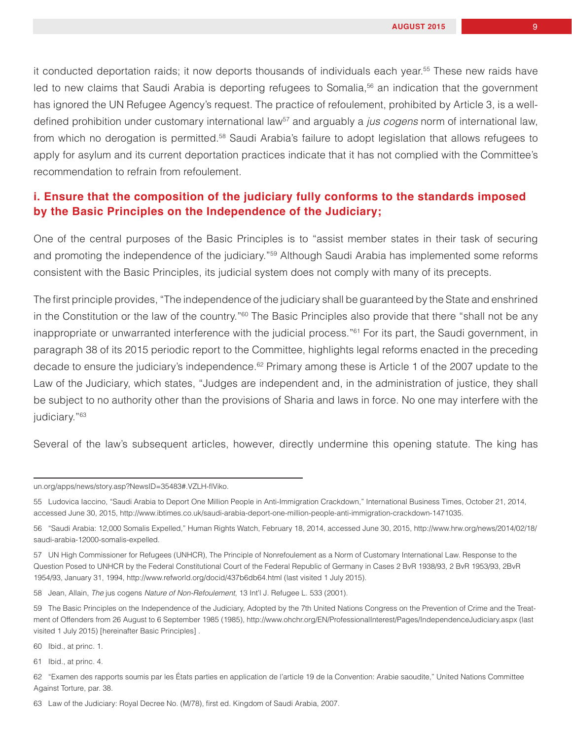it conducted deportation raids; it now deports thousands of individuals each year.[55] These new raids have led to new claims that Saudi Arabia is deporting refugees to Somalia,[56] an indication that the government has ignored the UN Refugee Agency's request. The practice of refoulement, prohibited by Article 3, is a well-defined prohibition under customary international law[57] and arguably a *jus cogens* norm of international law, from which no derogation is permitted.[58] Saudi Arabia's failure to adopt legislation that allows refugees to apply for asylum and its current deportation practices indicate that it has not complied with the Committee's recommendation to refrain from refoulement.

### i. Ensure that the composition of the judiciary fully conforms to the standards imposed by the Basic Principles on the Independence of the Judiciary;

One of the central purposes of the Basic Principles is to "assist member states in their task of securing and promoting the independence of the judiciary."[59] Although Saudi Arabia has implemented some reforms consistent with the Basic Principles, its judicial system does not comply with many of its precepts.

The first principle provides, "The independence of the judiciary shall be guaranteed by the State and enshrined in the Constitution or the law of the country."[60] The Basic Principles also provide that there "shall not be any inappropriate or unwarranted interference with the judicial process."[61] For its part, the Saudi government, in paragraph 38 of its 2015 periodic report to the Committee, highlights legal reforms enacted in the preceding decade to ensure the judiciary's independence.[62] Primary among these is Article 1 of the 2007 update to the Law of the Judiciary, which states, "Judges are independent and, in the administration of justice, they shall be subject to no authority other than the provisions of Sharia and laws in force. No one may interfere with the judiciary."[63]

Several of the law's subsequent articles, however, directly undermine this opening statute. The king has

---

un.org/apps/news/story.asp?NewsID=35483#.VZLH-flViko.

55 Ludovica Iaccino, "Saudi Arabia to Deport One Million People in Anti-Immigration Crackdown," International Business Times, October 21, 2014, accessed June 30, 2015, http://www.ibtimes.co.uk/saudi-arabia-deport-one-million-people-anti-immigration-crackdown-1471035.

56 "Saudi Arabia: 12,000 Somalis Expelled," Human Rights Watch, February 18, 2014, accessed June 30, 2015, http://www.hrw.org/news/2014/02/18/saudi-arabia-12000-somalis-expelled.

57 UN High Commissioner for Refugees (UNHCR), The Principle of Nonrefoulement as a Norm of Customary International Law. Response to the Question Posed to UNHCR by the Federal Constitutional Court of the Federal Republic of Germany in Cases 2 BvR 1938/93, 2 BvR 1953/93, 2BvR 1954/93, January 31, 1994, http://www.refworld.org/docid/437b6db64.html (last visited 1 July 2015).

58 Jean, Allain, *The* jus cogens *Nature of Non-Refoulement*, 13 Int'l J. Refugee L. 533 (2001).

59 The Basic Principles on the Independence of the Judiciary, Adopted by the 7th United Nations Congress on the Prevention of Crime and the Treatment of Offenders from 26 August to 6 September 1985 (1985), http://www.ohchr.org/EN/ProfessionalInterest/Pages/IndependenceJudiciary.aspx (last visited 1 July 2015) [hereinafter Basic Principles] .

60 Ibid., at princ. 1.

61 Ibid., at princ. 4.

62 "Examen des rapports soumis par les États parties en application de l'article 19 de la Convention: Arabie saoudite," United Nations Committee Against Torture, par. 38.

63 Law of the Judiciary: Royal Decree No. (M/78), first ed. Kingdom of Saudi Arabia, 2007.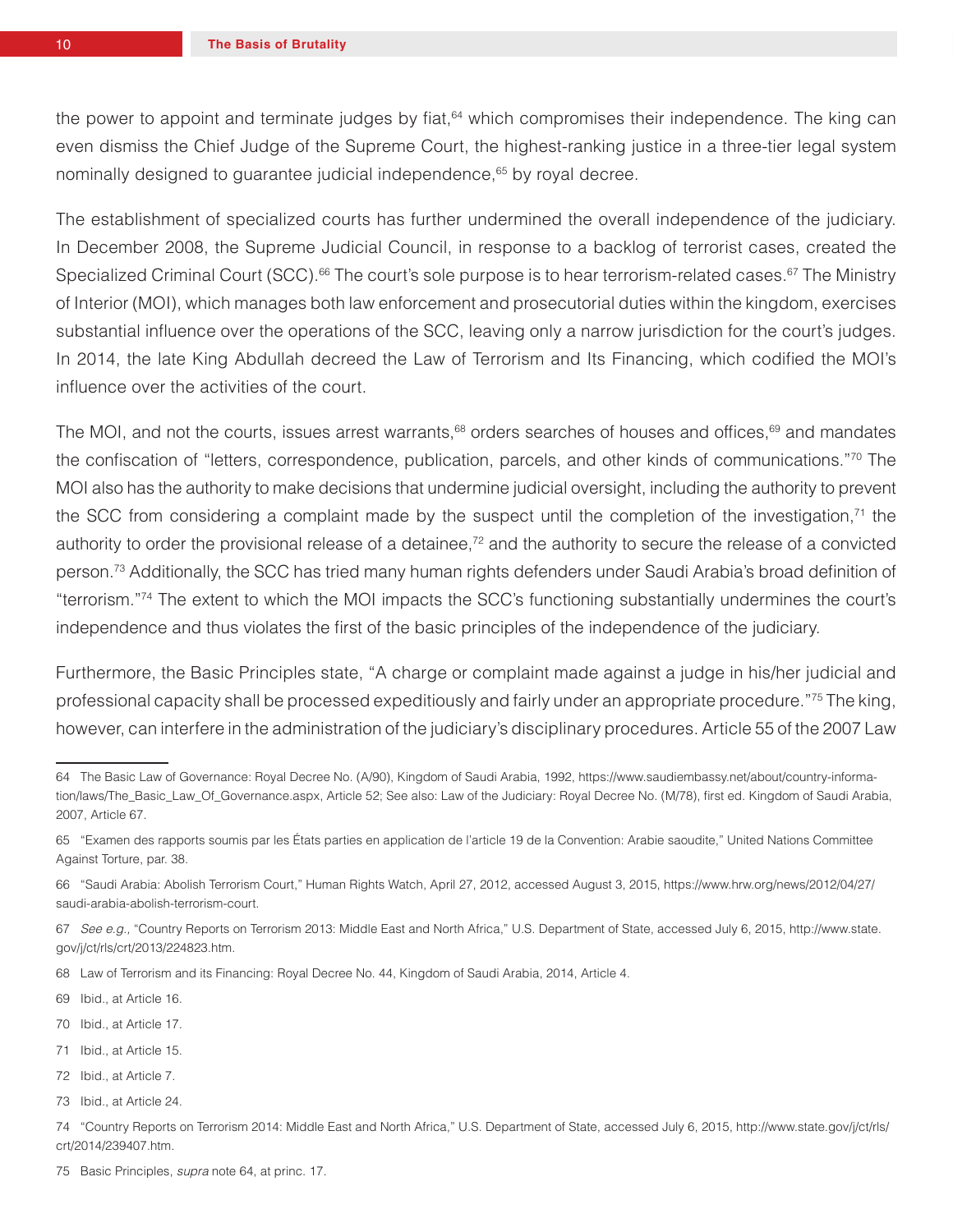the power to appoint and terminate judges by fiat,[64] which compromises their independence. The king can even dismiss the Chief Judge of the Supreme Court, the highest-ranking justice in a three-tier legal system nominally designed to guarantee judicial independence,[65] by royal decree.

The establishment of specialized courts has further undermined the overall independence of the judiciary. In December 2008, the Supreme Judicial Council, in response to a backlog of terrorist cases, created the Specialized Criminal Court (SCC).[66] The court's sole purpose is to hear terrorism-related cases.[67] The Ministry of Interior (MOI), which manages both law enforcement and prosecutorial duties within the kingdom, exercises substantial influence over the operations of the SCC, leaving only a narrow jurisdiction for the court's judges. In 2014, the late King Abdullah decreed the Law of Terrorism and Its Financing, which codified the MOI's influence over the activities of the court.

The MOI, and not the courts, issues arrest warrants,[68] orders searches of houses and offices,[69] and mandates the confiscation of "letters, correspondence, publication, parcels, and other kinds of communications."[70] The MOI also has the authority to make decisions that undermine judicial oversight, including the authority to prevent the SCC from considering a complaint made by the suspect until the completion of the investigation,[71] the authority to order the provisional release of a detainee,[72] and the authority to secure the release of a convicted person.[73] Additionally, the SCC has tried many human rights defenders under Saudi Arabia's broad definition of "terrorism."[74] The extent to which the MOI impacts the SCC's functioning substantially undermines the court's independence and thus violates the first of the basic principles of the independence of the judiciary.

Furthermore, the Basic Principles state, "A charge or complaint made against a judge in his/her judicial and professional capacity shall be processed expeditiously and fairly under an appropriate procedure."[75] The king, however, can interfere in the administration of the judiciary's disciplinary procedures. Article 55 of the 2007 Law

---

64 The Basic Law of Governance: Royal Decree No. (A/90), Kingdom of Saudi Arabia, 1992, https://www.saudiembassy.net/about/country-information/laws/The_Basic_Law_Of_Governance.aspx, Article 52; See also: Law of the Judiciary: Royal Decree No. (M/78), first ed. Kingdom of Saudi Arabia, 2007, Article 67.

65 "Examen des rapports soumis par les États parties en application de l'article 19 de la Convention: Arabie saoudite," United Nations Committee Against Torture, par. 38.

66 "Saudi Arabia: Abolish Terrorism Court," Human Rights Watch, April 27, 2012, accessed August 3, 2015, https://www.hrw.org/news/2012/04/27/saudi-arabia-abolish-terrorism-court.

67 *See e.g.,* "Country Reports on Terrorism 2013: Middle East and North Africa," U.S. Department of State, accessed July 6, 2015, http://www.state.gov/j/ct/rls/crt/2013/224823.htm.

68 Law of Terrorism and its Financing: Royal Decree No. 44, Kingdom of Saudi Arabia, 2014, Article 4.

69 Ibid., at Article 16.

70 Ibid., at Article 17.

71 Ibid., at Article 15.

72 Ibid., at Article 7.

73 Ibid., at Article 24.

74 "Country Reports on Terrorism 2014: Middle East and North Africa," U.S. Department of State, accessed July 6, 2015, http://www.state.gov/j/ct/rls/crt/2014/239407.htm.

75 Basic Principles, *supra* note 64, at princ. 17.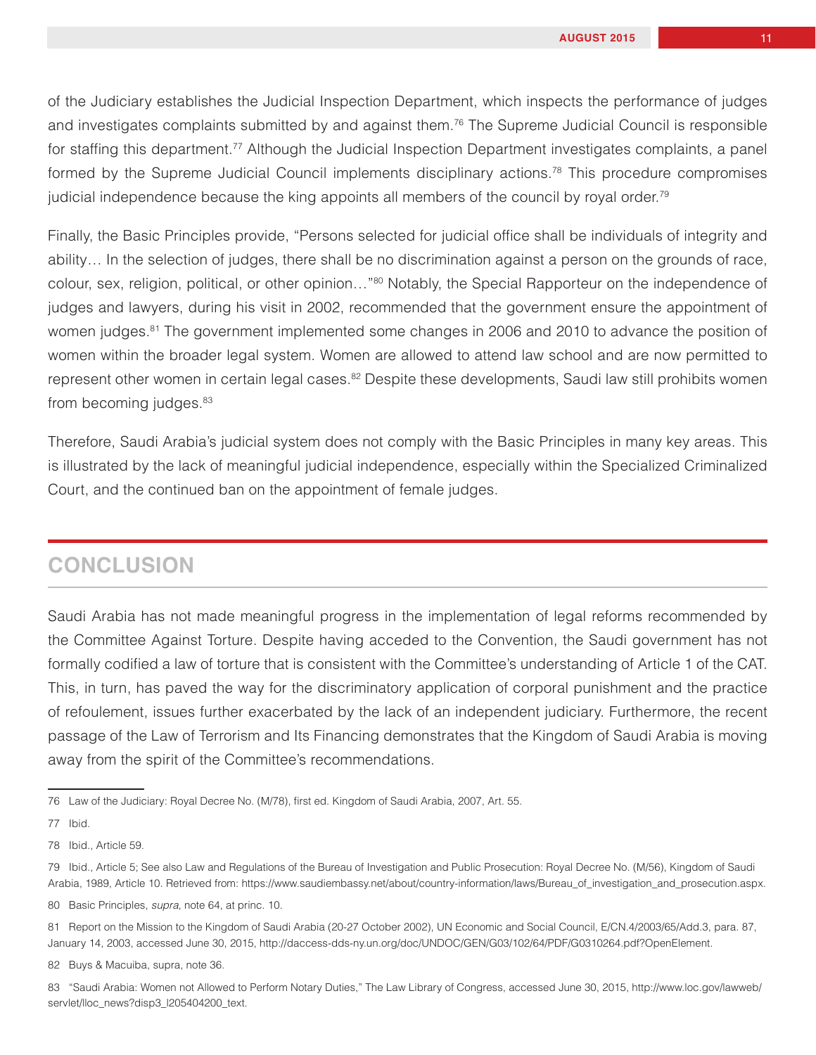of the Judiciary establishes the Judicial Inspection Department, which inspects the performance of judges and investigates complaints submitted by and against them.[76] The Supreme Judicial Council is responsible for staffing this department.[77] Although the Judicial Inspection Department investigates complaints, a panel formed by the Supreme Judicial Council implements disciplinary actions.[78] This procedure compromises judicial independence because the king appoints all members of the council by royal order.[79]

Finally, the Basic Principles provide, "Persons selected for judicial office shall be individuals of integrity and ability… In the selection of judges, there shall be no discrimination against a person on the grounds of race, colour, sex, religion, political, or other opinion…"[80] Notably, the Special Rapporteur on the independence of judges and lawyers, during his visit in 2002, recommended that the government ensure the appointment of women judges.[81] The government implemented some changes in 2006 and 2010 to advance the position of women within the broader legal system. Women are allowed to attend law school and are now permitted to represent other women in certain legal cases.[82] Despite these developments, Saudi law still prohibits women from becoming judges.[83]

Therefore, Saudi Arabia's judicial system does not comply with the Basic Principles in many key areas. This is illustrated by the lack of meaningful judicial independence, especially within the Specialized Criminalized Court, and the continued ban on the appointment of female judges.

## CONCLUSION

Saudi Arabia has not made meaningful progress in the implementation of legal reforms recommended by the Committee Against Torture. Despite having acceded to the Convention, the Saudi government has not formally codified a law of torture that is consistent with the Committee's understanding of Article 1 of the CAT. This, in turn, has paved the way for the discriminatory application of corporal punishment and the practice of refoulement, issues further exacerbated by the lack of an independent judiciary. Furthermore, the recent passage of the Law of Terrorism and Its Financing demonstrates that the Kingdom of Saudi Arabia is moving away from the spirit of the Committee's recommendations.

---

76 Law of the Judiciary: Royal Decree No. (M/78), first ed. Kingdom of Saudi Arabia, 2007, Art. 55.

77 Ibid.

78 Ibid., Article 59.

79 Ibid., Article 5; See also Law and Regulations of the Bureau of Investigation and Public Prosecution: Royal Decree No. (M/56), Kingdom of Saudi Arabia, 1989, Article 10. Retrieved from: https://www.saudiembassy.net/about/country-information/laws/Bureau_of_investigation_and_prosecution.aspx.

80 Basic Principles, *supra*, note 64, at princ. 10.

81 Report on the Mission to the Kingdom of Saudi Arabia (20-27 October 2002), UN Economic and Social Council, E/CN.4/2003/65/Add.3, para. 87, January 14, 2003, accessed June 30, 2015, http://daccess-dds-ny.un.org/doc/UNDOC/GEN/G03/102/64/PDF/G0310264.pdf?OpenElement.

82 Buys & Macuiba, supra, note 36.

83 "Saudi Arabia: Women not Allowed to Perform Notary Duties," The Law Library of Congress, accessed June 30, 2015, http://www.loc.gov/lawweb/servlet/lloc_news?disp3_l205404200_text.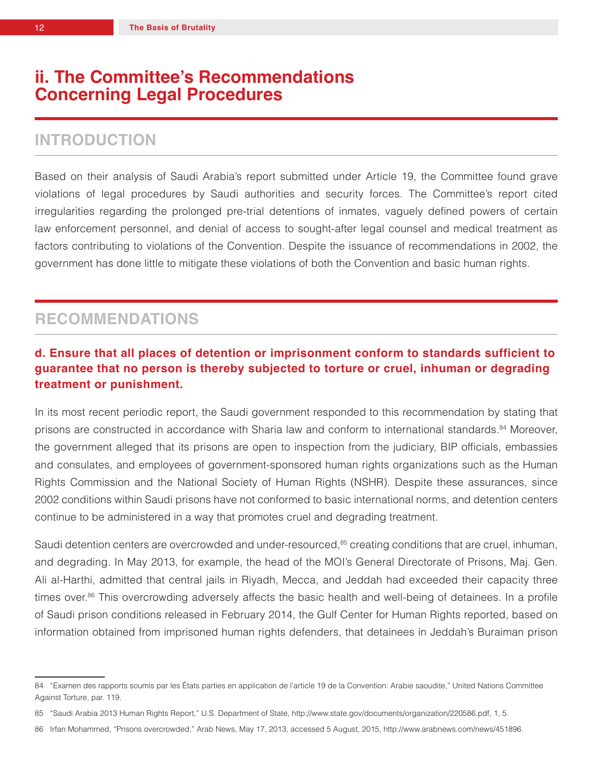## ii. The Committee's Recommendations Concerning Legal Procedures

### INTRODUCTION

Based on their analysis of Saudi Arabia's report submitted under Article 19, the Committee found grave violations of legal procedures by Saudi authorities and security forces. The Committee's report cited irregularities regarding the prolonged pre-trial detentions of inmates, vaguely defined powers of certain law enforcement personnel, and denial of access to sought-after legal counsel and medical treatment as factors contributing to violations of the Convention. Despite the issuance of recommendations in 2002, the government has done little to mitigate these violations of both the Convention and basic human rights.

### RECOMMENDATIONS

#### d. Ensure that all places of detention or imprisonment conform to standards sufficient to guarantee that no person is thereby subjected to torture or cruel, inhuman or degrading treatment or punishment.

In its most recent periodic report, the Saudi government responded to this recommendation by stating that prisons are constructed in accordance with Sharia law and conform to international standards.[84] Moreover, the government alleged that its prisons are open to inspection from the judiciary, BIP officials, embassies and consulates, and employees of government-sponsored human rights organizations such as the Human Rights Commission and the National Society of Human Rights (NSHR). Despite these assurances, since 2002 conditions within Saudi prisons have not conformed to basic international norms, and detention centers continue to be administered in a way that promotes cruel and degrading treatment.

Saudi detention centers are overcrowded and under-resourced,[85] creating conditions that are cruel, inhuman, and degrading. In May 2013, for example, the head of the MOI's General Directorate of Prisons, Maj. Gen. Ali al-Harthi, admitted that central jails in Riyadh, Mecca, and Jeddah had exceeded their capacity three times over.[86] This overcrowding adversely affects the basic health and well-being of detainees. In a profile of Saudi prison conditions released in February 2014, the Gulf Center for Human Rights reported, based on information obtained from imprisoned human rights defenders, that detainees in Jeddah's Buraiman prison

---

84 "Examen des rapports soumis par les États parties en application de l'article 19 de la Convention: Arabie saoudite," United Nations Committee Against Torture, par. 119.

85 "Saudi Arabia 2013 Human Rights Report," U.S. Department of State, http://www.state.gov/documents/organization/220586.pdf, 1, 5.

86 Irfan Mohammed, "Prisons overcrowded," Arab News, May 17, 2013, accessed 5 August, 2015, http://www.arabnews.com/news/451896.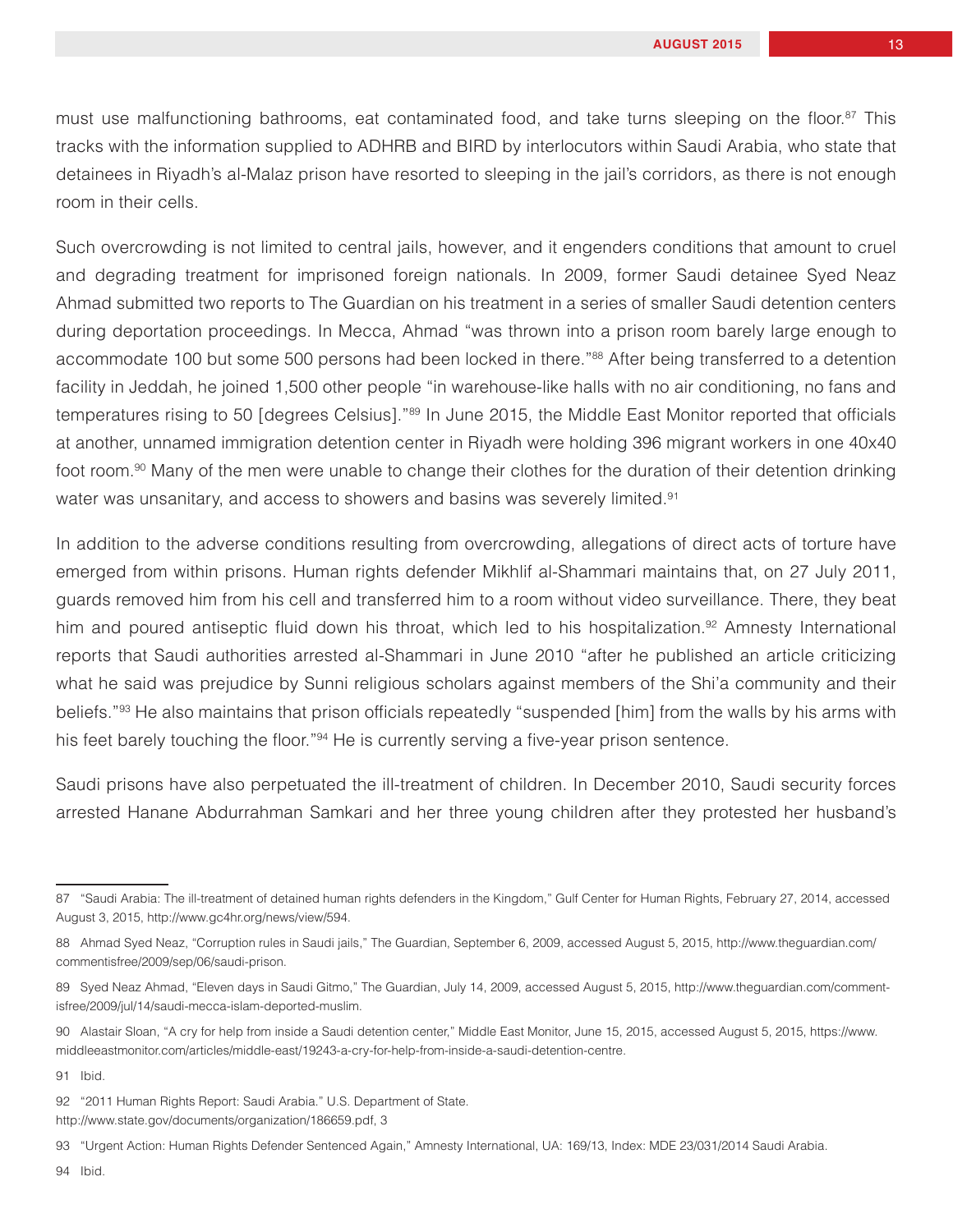must use malfunctioning bathrooms, eat contaminated food, and take turns sleeping on the floor.[87] This tracks with the information supplied to ADHRB and BIRD by interlocutors within Saudi Arabia, who state that detainees in Riyadh's al-Malaz prison have resorted to sleeping in the jail's corridors, as there is not enough room in their cells.

Such overcrowding is not limited to central jails, however, and it engenders conditions that amount to cruel and degrading treatment for imprisoned foreign nationals. In 2009, former Saudi detainee Syed Neaz Ahmad submitted two reports to The Guardian on his treatment in a series of smaller Saudi detention centers during deportation proceedings. In Mecca, Ahmad "was thrown into a prison room barely large enough to accommodate 100 but some 500 persons had been locked in there."[88] After being transferred to a detention facility in Jeddah, he joined 1,500 other people "in warehouse-like halls with no air conditioning, no fans and temperatures rising to 50 [degrees Celsius]."[89] In June 2015, the Middle East Monitor reported that officials at another, unnamed immigration detention center in Riyadh were holding 396 migrant workers in one 40x40 foot room.[90] Many of the men were unable to change their clothes for the duration of their detention drinking water was unsanitary, and access to showers and basins was severely limited.[91]

In addition to the adverse conditions resulting from overcrowding, allegations of direct acts of torture have emerged from within prisons. Human rights defender Mikhlif al-Shammari maintains that, on 27 July 2011, guards removed him from his cell and transferred him to a room without video surveillance. There, they beat him and poured antiseptic fluid down his throat, which led to his hospitalization.[92] Amnesty International reports that Saudi authorities arrested al-Shammari in June 2010 "after he published an article criticizing what he said was prejudice by Sunni religious scholars against members of the Shi'a community and their beliefs."[93] He also maintains that prison officials repeatedly "suspended [him] from the walls by his arms with his feet barely touching the floor."[94] He is currently serving a five-year prison sentence.

Saudi prisons have also perpetuated the ill-treatment of children. In December 2010, Saudi security forces arrested Hanane Abdurrahman Samkari and her three young children after they protested her husband's

---

87 "Saudi Arabia: The ill-treatment of detained human rights defenders in the Kingdom," Gulf Center for Human Rights, February 27, 2014, accessed August 3, 2015, http://www.gc4hr.org/news/view/594.

88 Ahmad Syed Neaz, "Corruption rules in Saudi jails," The Guardian, September 6, 2009, accessed August 5, 2015, http://www.theguardian.com/commentisfree/2009/sep/06/saudi-prison.

89 Syed Neaz Ahmad, "Eleven days in Saudi Gitmo," The Guardian, July 14, 2009, accessed August 5, 2015, http://www.theguardian.com/commentisfree/2009/jul/14/saudi-mecca-islam-deported-muslim.

90 Alastair Sloan, "A cry for help from inside a Saudi detention center," Middle East Monitor, June 15, 2015, accessed August 5, 2015, https://www.middleeastmonitor.com/articles/middle-east/19243-a-cry-for-help-from-inside-a-saudi-detention-centre.

91 Ibid.

92 "2011 Human Rights Report: Saudi Arabia." U.S. Department of State. http://www.state.gov/documents/organization/186659.pdf, 3

93 "Urgent Action: Human Rights Defender Sentenced Again," Amnesty International, UA: 169/13, Index: MDE 23/031/2014 Saudi Arabia.

94 Ibid.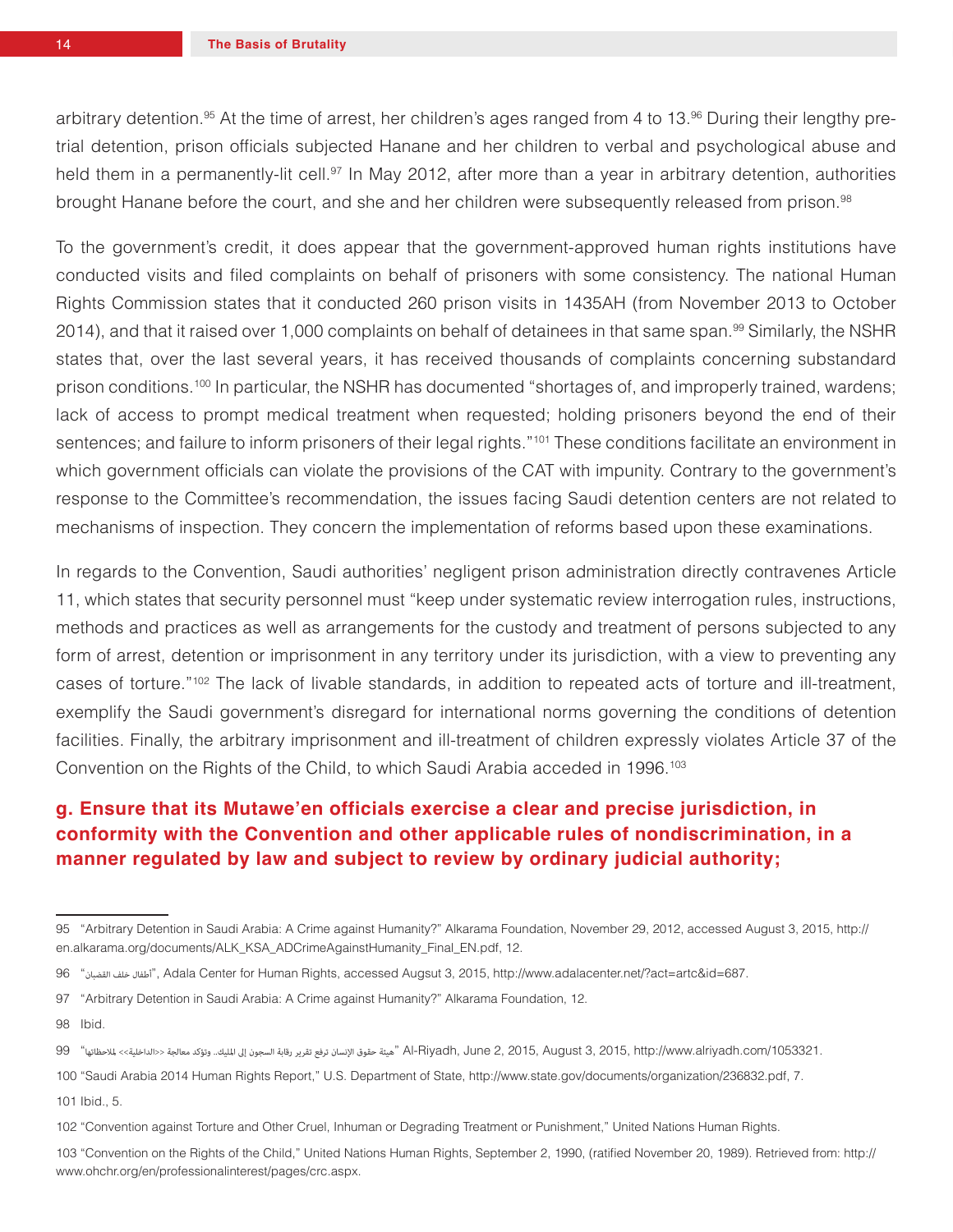arbitrary detention.[95] At the time of arrest, her children's ages ranged from 4 to 13.[96] During their lengthy pre-trial detention, prison officials subjected Hanane and her children to verbal and psychological abuse and held them in a permanently-lit cell.[97] In May 2012, after more than a year in arbitrary detention, authorities brought Hanane before the court, and she and her children were subsequently released from prison.[98]

To the government's credit, it does appear that the government-approved human rights institutions have conducted visits and filed complaints on behalf of prisoners with some consistency. The national Human Rights Commission states that it conducted 260 prison visits in 1435AH (from November 2013 to October 2014), and that it raised over 1,000 complaints on behalf of detainees in that same span.[99] Similarly, the NSHR states that, over the last several years, it has received thousands of complaints concerning substandard prison conditions.[100] In particular, the NSHR has documented "shortages of, and improperly trained, wardens; lack of access to prompt medical treatment when requested; holding prisoners beyond the end of their sentences; and failure to inform prisoners of their legal rights."[101] These conditions facilitate an environment in which government officials can violate the provisions of the CAT with impunity. Contrary to the government's response to the Committee's recommendation, the issues facing Saudi detention centers are not related to mechanisms of inspection. They concern the implementation of reforms based upon these examinations.

In regards to the Convention, Saudi authorities' negligent prison administration directly contravenes Article 11, which states that security personnel must "keep under systematic review interrogation rules, instructions, methods and practices as well as arrangements for the custody and treatment of persons subjected to any form of arrest, detention or imprisonment in any territory under its jurisdiction, with a view to preventing any cases of torture."[102] The lack of livable standards, in addition to repeated acts of torture and ill-treatment, exemplify the Saudi government's disregard for international norms governing the conditions of detention facilities. Finally, the arbitrary imprisonment and ill-treatment of children expressly violates Article 37 of the Convention on the Rights of the Child, to which Saudi Arabia acceded in 1996.[103]

### g. Ensure that its Mutawe'en officials exercise a clear and precise jurisdiction, in conformity with the Convention and other applicable rules of nondiscrimination, in a manner regulated by law and subject to review by ordinary judicial authority;

---

95 "Arbitrary Detention in Saudi Arabia: A Crime against Humanity?" Alkarama Foundation, November 29, 2012, accessed August 3, 2015, http://en.alkarama.org/documents/ALK_KSA_ADCrimeAgainstHumanity_Final_EN.pdf, 12.

96 "أطفال خلف القضبان", Adala Center for Human Rights, accessed Augsut 3, 2015, http://www.adalacenter.net/?act=artc&id=687.

97 "Arbitrary Detention in Saudi Arabia: A Crime against Humanity?" Alkarama Foundation, 12.

98 Ibid.

99 "هيئة حقوق الإنسان ترفع تقرير رقابة السجون إلى المليك.. وتؤكد معالجة <<الداخلية>> لملاحظاتها" Al-Riyadh, June 2, 2015, August 3, 2015, http://www.alriyadh.com/1053321.

100 "Saudi Arabia 2014 Human Rights Report," U.S. Department of State, http://www.state.gov/documents/organization/236832.pdf, 7.

101 Ibid., 5.

102 "Convention against Torture and Other Cruel, Inhuman or Degrading Treatment or Punishment," United Nations Human Rights.

103 "Convention on the Rights of the Child," United Nations Human Rights, September 2, 1990, (ratified November 20, 1989). Retrieved from: http://www.ohchr.org/en/professionalinterest/pages/crc.aspx.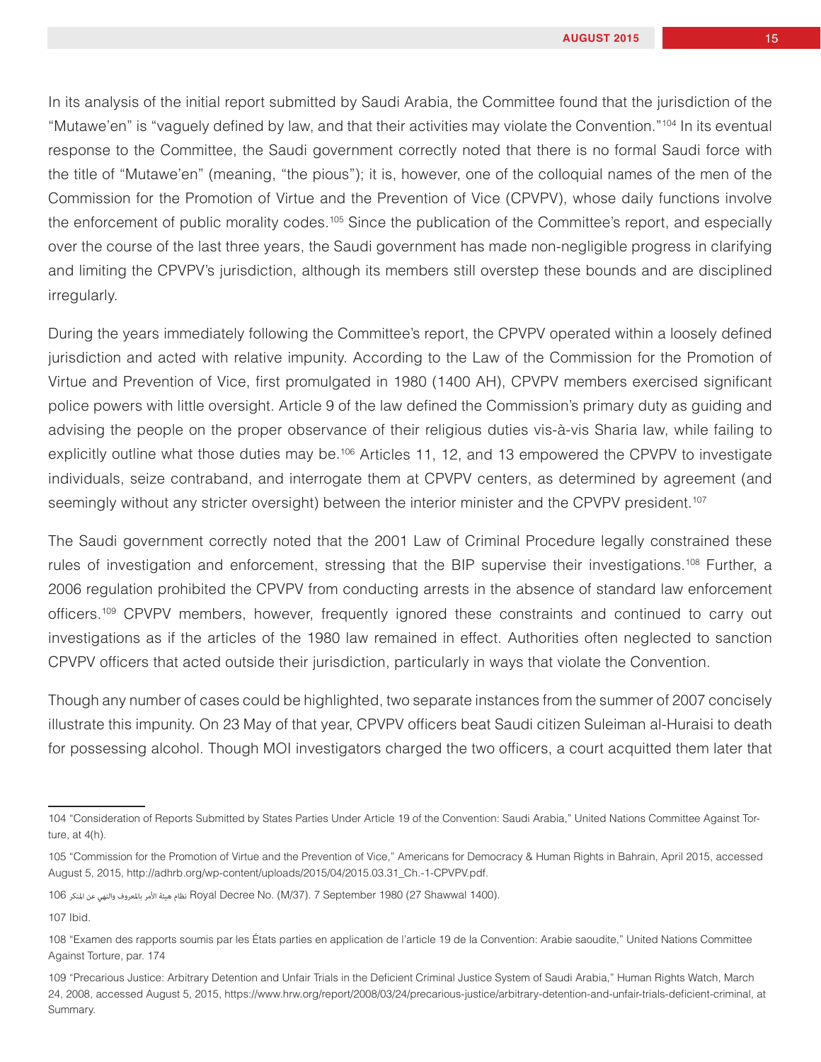In its analysis of the initial report submitted by Saudi Arabia, the Committee found that the jurisdiction of the "Mutawe'en" is "vaguely defined by law, and that their activities may violate the Convention."[104] In its eventual response to the Committee, the Saudi government correctly noted that there is no formal Saudi force with the title of "Mutawe'en" (meaning, "the pious"); it is, however, one of the colloquial names of the men of the Commission for the Promotion of Virtue and the Prevention of Vice (CPVPV), whose daily functions involve the enforcement of public morality codes.[105] Since the publication of the Committee's report, and especially over the course of the last three years, the Saudi government has made non-negligible progress in clarifying and limiting the CPVPV's jurisdiction, although its members still overstep these bounds and are disciplined irregularly.

During the years immediately following the Committee's report, the CPVPV operated within a loosely defined jurisdiction and acted with relative impunity. According to the Law of the Commission for the Promotion of Virtue and Prevention of Vice, first promulgated in 1980 (1400 AH), CPVPV members exercised significant police powers with little oversight. Article 9 of the law defined the Commission's primary duty as guiding and advising the people on the proper observance of their religious duties vis-à-vis Sharia law, while failing to explicitly outline what those duties may be.[106] Articles 11, 12, and 13 empowered the CPVPV to investigate individuals, seize contraband, and interrogate them at CPVPV centers, as determined by agreement (and seemingly without any stricter oversight) between the interior minister and the CPVPV president.[107]

The Saudi government correctly noted that the 2001 Law of Criminal Procedure legally constrained these rules of investigation and enforcement, stressing that the BIP supervise their investigations.[108] Further, a 2006 regulation prohibited the CPVPV from conducting arrests in the absence of standard law enforcement officers.[109] CPVPV members, however, frequently ignored these constraints and continued to carry out investigations as if the articles of the 1980 law remained in effect. Authorities often neglected to sanction CPVPV officers that acted outside their jurisdiction, particularly in ways that violate the Convention.

Though any number of cases could be highlighted, two separate instances from the summer of 2007 concisely illustrate this impunity. On 23 May of that year, CPVPV officers beat Saudi citizen Suleiman al-Huraisi to death for possessing alcohol. Though MOI investigators charged the two officers, a court acquitted them later that

---

104 "Consideration of Reports Submitted by States Parties Under Article 19 of the Convention: Saudi Arabia," United Nations Committee Against Torture, at 4(h).

105 "Commission for the Promotion of Virtue and the Prevention of Vice," Americans for Democracy & Human Rights in Bahrain, April 2015, accessed August 5, 2015, http://adhrb.org/wp-content/uploads/2015/04/2015.03.31_Ch.-1-CPVPV.pdf.

106 نظام هيئة الأمر بالمعروف والنهي عن المنكر Royal Decree No. (M/37). 7 September 1980 (27 Shawwal 1400).

107 Ibid.

108 "Examen des rapports soumis par les États parties en application de l'article 19 de la Convention: Arabie saoudite," United Nations Committee Against Torture, par. 174

109 "Precarious Justice: Arbitrary Detention and Unfair Trials in the Deficient Criminal Justice System of Saudi Arabia," Human Rights Watch, March 24, 2008, accessed August 5, 2015, https://www.hrw.org/report/2008/03/24/precarious-justice/arbitrary-detention-and-unfair-trials-deficient-criminal, at Summary.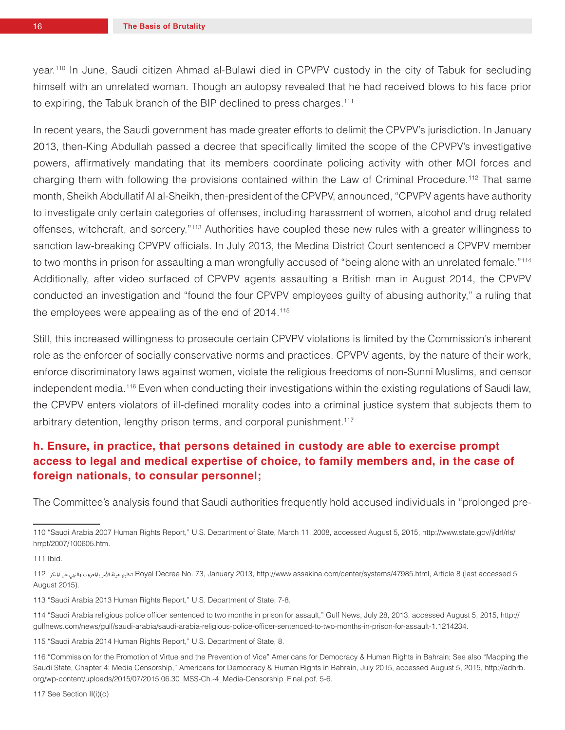year.[110] In June, Saudi citizen Ahmad al-Bulawi died in CPVPV custody in the city of Tabuk for secluding himself with an unrelated woman. Though an autopsy revealed that he had received blows to his face prior to expiring, the Tabuk branch of the BIP declined to press charges.[111]

In recent years, the Saudi government has made greater efforts to delimit the CPVPV's jurisdiction. In January 2013, then-King Abdullah passed a decree that specifically limited the scope of the CPVPV's investigative powers, affirmatively mandating that its members coordinate policing activity with other MOI forces and charging them with following the provisions contained within the Law of Criminal Procedure.[112] That same month, Sheikh Abdullatif Al al-Sheikh, then-president of the CPVPV, announced, "CPVPV agents have authority to investigate only certain categories of offenses, including harassment of women, alcohol and drug related offenses, witchcraft, and sorcery."[113] Authorities have coupled these new rules with a greater willingness to sanction law-breaking CPVPV officials. In July 2013, the Medina District Court sentenced a CPVPV member to two months in prison for assaulting a man wrongfully accused of "being alone with an unrelated female."[114] Additionally, after video surfaced of CPVPV agents assaulting a British man in August 2014, the CPVPV conducted an investigation and "found the four CPVPV employees guilty of abusing authority," a ruling that the employees were appealing as of the end of 2014.[115]

Still, this increased willingness to prosecute certain CPVPV violations is limited by the Commission's inherent role as the enforcer of socially conservative norms and practices. CPVPV agents, by the nature of their work, enforce discriminatory laws against women, violate the religious freedoms of non-Sunni Muslims, and censor independent media.[116] Even when conducting their investigations within the existing regulations of Saudi law, the CPVPV enters violators of ill-defined morality codes into a criminal justice system that subjects them to arbitrary detention, lengthy prison terms, and corporal punishment.[117]

### h. Ensure, in practice, that persons detained in custody are able to exercise prompt access to legal and medical expertise of choice, to family members and, in the case of foreign nationals, to consular personnel;

The Committee's analysis found that Saudi authorities frequently hold accused individuals in "prolonged pre-

---

110 "Saudi Arabia 2007 Human Rights Report," U.S. Department of State, March 11, 2008, accessed August 5, 2015, http://www.state.gov/j/drl/rls/hrrpt/2007/100605.htm.

111 Ibid.

112 تنظيم هيئة الأمر بالمعروف والنهي عن المنكر Royal Decree No. 73, January 2013, http://www.assakina.com/center/systems/47985.html, Article 8 (last accessed 5 August 2015).

113 "Saudi Arabia 2013 Human Rights Report," U.S. Department of State, 7-8.

114 "Saudi Arabia religious police officer sentenced to two months in prison for assault," Gulf News, July 28, 2013, accessed August 5, 2015, http://gulfnews.com/news/gulf/saudi-arabia/saudi-arabia-religious-police-officer-sentenced-to-two-months-in-prison-for-assault-1.1214234.

115 "Saudi Arabia 2014 Human Rights Report," U.S. Department of State, 8.

116 "Commission for the Promotion of Virtue and the Prevention of Vice" Americans for Democracy & Human Rights in Bahrain; See also "Mapping the Saudi State, Chapter 4: Media Censorship," Americans for Democracy & Human Rights in Bahrain, July 2015, accessed August 5, 2015, http://adhrb.org/wp-content/uploads/2015/07/2015.06.30_MSS-Ch.-4_Media-Censorship_Final.pdf, 5-6.

117 See Section II(i)(c)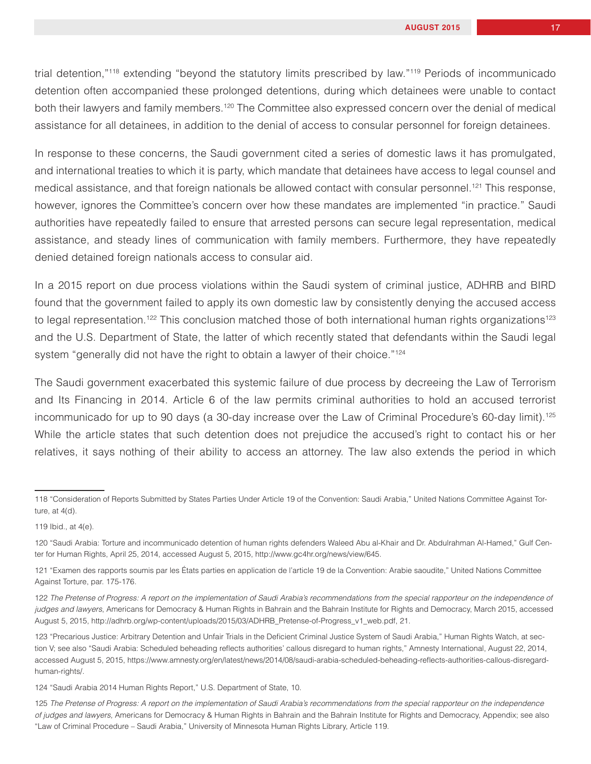trial detention,"[118] extending "beyond the statutory limits prescribed by law."[119] Periods of incommunicado detention often accompanied these prolonged detentions, during which detainees were unable to contact both their lawyers and family members.[120] The Committee also expressed concern over the denial of medical assistance for all detainees, in addition to the denial of access to consular personnel for foreign detainees.

In response to these concerns, the Saudi government cited a series of domestic laws it has promulgated, and international treaties to which it is party, which mandate that detainees have access to legal counsel and medical assistance, and that foreign nationals be allowed contact with consular personnel.[121] This response, however, ignores the Committee's concern over how these mandates are implemented "in practice." Saudi authorities have repeatedly failed to ensure that arrested persons can secure legal representation, medical assistance, and steady lines of communication with family members. Furthermore, they have repeatedly denied detained foreign nationals access to consular aid.

In a 2015 report on due process violations within the Saudi system of criminal justice, ADHRB and BIRD found that the government failed to apply its own domestic law by consistently denying the accused access to legal representation.[122] This conclusion matched those of both international human rights organizations[123] and the U.S. Department of State, the latter of which recently stated that defendants within the Saudi legal system "generally did not have the right to obtain a lawyer of their choice."[124]

The Saudi government exacerbated this systemic failure of due process by decreeing the Law of Terrorism and Its Financing in 2014. Article 6 of the law permits criminal authorities to hold an accused terrorist incommunicado for up to 90 days (a 30-day increase over the Law of Criminal Procedure's 60-day limit).[125] While the article states that such detention does not prejudice the accused's right to contact his or her relatives, it says nothing of their ability to access an attorney. The law also extends the period in which

---

118 "Consideration of Reports Submitted by States Parties Under Article 19 of the Convention: Saudi Arabia," United Nations Committee Against Torture, at 4(d).

119 Ibid., at 4(e).

120 "Saudi Arabia: Torture and incommunicado detention of human rights defenders Waleed Abu al-Khair and Dr. Abdulrahman Al-Hamed," Gulf Center for Human Rights, April 25, 2014, accessed August 5, 2015, http://www.gc4hr.org/news/view/645.

121 "Examen des rapports soumis par les États parties en application de l'article 19 de la Convention: Arabie saoudite," United Nations Committee Against Torture, par. 175-176.

122 *The Pretense of Progress: A report on the implementation of Saudi Arabia's recommendations from the special rapporteur on the independence of judges and lawyers*, Americans for Democracy & Human Rights in Bahrain and the Bahrain Institute for Rights and Democracy, March 2015, accessed August 5, 2015, http://adhrb.org/wp-content/uploads/2015/03/ADHRB_Pretense-of-Progress_v1_web.pdf, 21.

123 "Precarious Justice: Arbitrary Detention and Unfair Trials in the Deficient Criminal Justice System of Saudi Arabia," Human Rights Watch, at section V; see also "Saudi Arabia: Scheduled beheading reflects authorities' callous disregard to human rights," Amnesty International, August 22, 2014, accessed August 5, 2015, https://www.amnesty.org/en/latest/news/2014/08/saudi-arabia-scheduled-beheading-reflects-authorities-callous-disregard-human-rights/.

124 "Saudi Arabia 2014 Human Rights Report," U.S. Department of State, 10.

125 *The Pretense of Progress: A report on the implementation of Saudi Arabia's recommendations from the special rapporteur on the independence of judges and lawyers*, Americans for Democracy & Human Rights in Bahrain and the Bahrain Institute for Rights and Democracy, Appendix; see also "Law of Criminal Procedure – Saudi Arabia," University of Minnesota Human Rights Library, Article 119.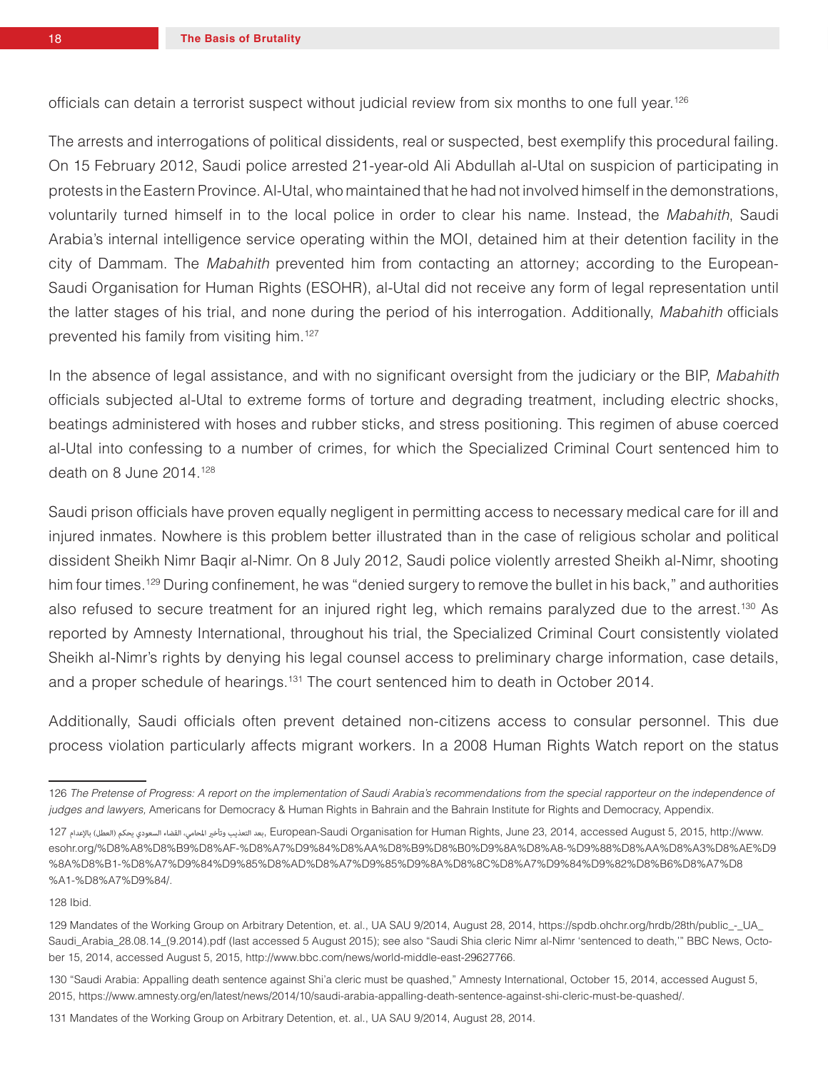officials can detain a terrorist suspect without judicial review from six months to one full year.[126]

The arrests and interrogations of political dissidents, real or suspected, best exemplify this procedural failing. On 15 February 2012, Saudi police arrested 21-year-old Ali Abdullah al-Utal on suspicion of participating in protests in the Eastern Province. Al-Utal, who maintained that he had not involved himself in the demonstrations, voluntarily turned himself in to the local police in order to clear his name. Instead, the *Mabahith*, Saudi Arabia's internal intelligence service operating within the MOI, detained him at their detention facility in the city of Dammam. The *Mabahith* prevented him from contacting an attorney; according to the European-Saudi Organisation for Human Rights (ESOHR), al-Utal did not receive any form of legal representation until the latter stages of his trial, and none during the period of his interrogation. Additionally, *Mabahith* officials prevented his family from visiting him.[127]

In the absence of legal assistance, and with no significant oversight from the judiciary or the BIP, *Mabahith* officials subjected al-Utal to extreme forms of torture and degrading treatment, including electric shocks, beatings administered with hoses and rubber sticks, and stress positioning. This regimen of abuse coerced al-Utal into confessing to a number of crimes, for which the Specialized Criminal Court sentenced him to death on 8 June 2014.[128]

Saudi prison officials have proven equally negligent in permitting access to necessary medical care for ill and injured inmates. Nowhere is this problem better illustrated than in the case of religious scholar and political dissident Sheikh Nimr Baqir al-Nimr. On 8 July 2012, Saudi police violently arrested Sheikh al-Nimr, shooting him four times.[129] During confinement, he was "denied surgery to remove the bullet in his back," and authorities also refused to secure treatment for an injured right leg, which remains paralyzed due to the arrest.[130] As reported by Amnesty International, throughout his trial, the Specialized Criminal Court consistently violated Sheikh al-Nimr's rights by denying his legal counsel access to preliminary charge information, case details, and a proper schedule of hearings.[131] The court sentenced him to death in October 2014.

Additionally, Saudi officials often prevent detained non-citizens access to consular personnel. This due process violation particularly affects migrant workers. In a 2008 Human Rights Watch report on the status

---

126 *The Pretense of Progress: A report on the implementation of Saudi Arabia's recommendations from the special rapporteur on the independence of judges and lawyers,* Americans for Democracy & Human Rights in Bahrain and the Bahrain Institute for Rights and Democracy, Appendix.

127 بعد التعذيب وتأخير المحامي، القضاء السعودي يحكم (العطل) بالإعدام, European-Saudi Organisation for Human Rights, June 23, 2014, accessed August 5, 2015, http://www.esohr.org/%D8%A8%D8%B9%D8%AF-%D8%A7%D9%84%D8%AA%D8%B9%D8%B0%D9%8A%D8%A8-%D9%88%D8%AA%D8%A3%D8%AE%D9%8A%D8%B1-%D8%A7%D9%84%D9%85%D8%AD%D8%A7%D9%85%D9%8A%D8%8C%D8%A7%D9%84%D9%82%D8%B6%D8%A7%D8%A1-%D8%A7%D9%84/.

128 Ibid.

129 Mandates of the Working Group on Arbitrary Detention, et. al., UA SAU 9/2014, August 28, 2014, https://spdb.ohchr.org/hrdb/28th/public_-_UA_Saudi_Arabia_28.08.14_(9.2014).pdf (last accessed 5 August 2015); see also "Saudi Shia cleric Nimr al-Nimr 'sentenced to death,'" BBC News, October 15, 2014, accessed August 5, 2015, http://www.bbc.com/news/world-middle-east-29627766.

130 "Saudi Arabia: Appalling death sentence against Shi'a cleric must be quashed," Amnesty International, October 15, 2014, accessed August 5, 2015, https://www.amnesty.org/en/latest/news/2014/10/saudi-arabia-appalling-death-sentence-against-shi-cleric-must-be-quashed/.

131 Mandates of the Working Group on Arbitrary Detention, et. al., UA SAU 9/2014, August 28, 2014.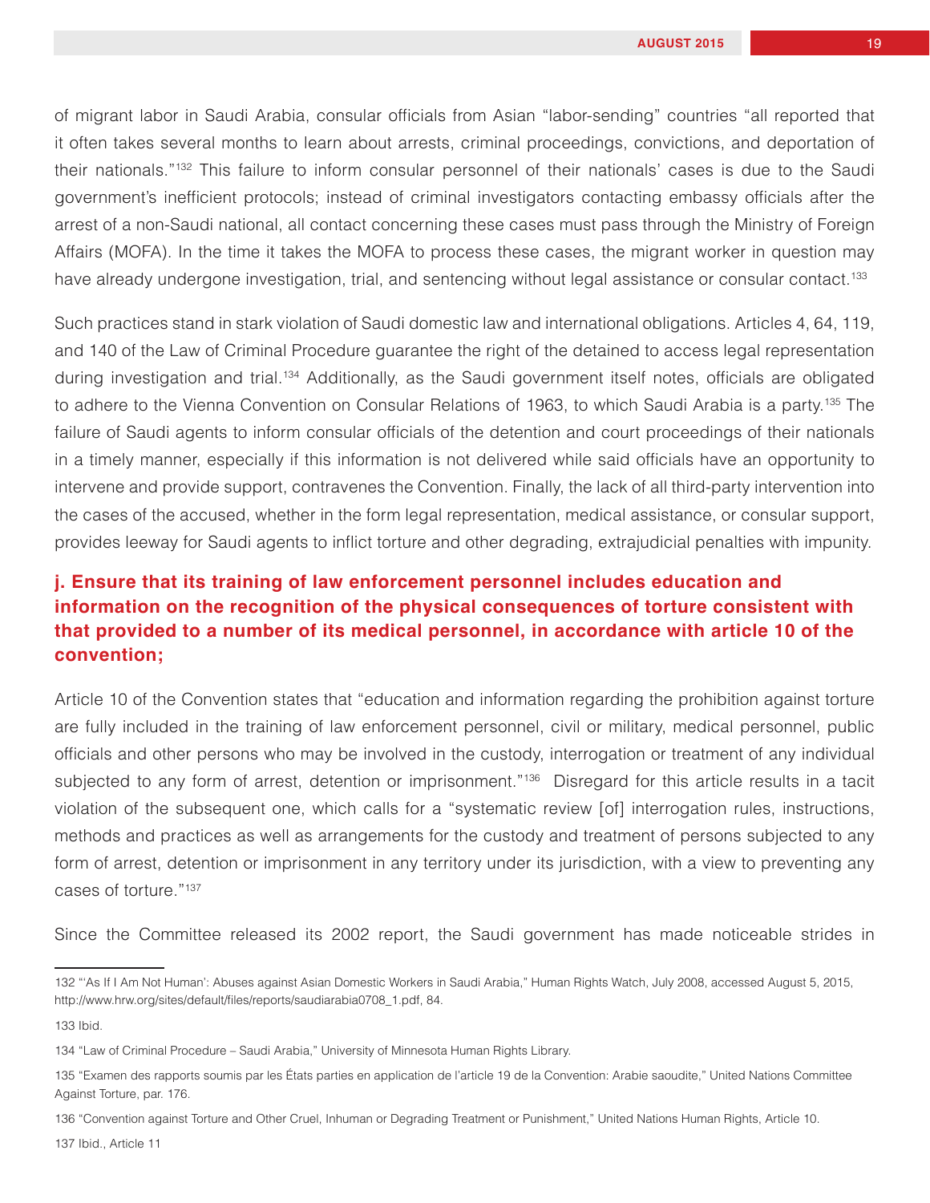of migrant labor in Saudi Arabia, consular officials from Asian "labor-sending" countries "all reported that it often takes several months to learn about arrests, criminal proceedings, convictions, and deportation of their nationals."[132] This failure to inform consular personnel of their nationals' cases is due to the Saudi government's inefficient protocols; instead of criminal investigators contacting embassy officials after the arrest of a non-Saudi national, all contact concerning these cases must pass through the Ministry of Foreign Affairs (MOFA). In the time it takes the MOFA to process these cases, the migrant worker in question may have already undergone investigation, trial, and sentencing without legal assistance or consular contact.[133]

Such practices stand in stark violation of Saudi domestic law and international obligations. Articles 4, 64, 119, and 140 of the Law of Criminal Procedure guarantee the right of the detained to access legal representation during investigation and trial.[134] Additionally, as the Saudi government itself notes, officials are obligated to adhere to the Vienna Convention on Consular Relations of 1963, to which Saudi Arabia is a party.[135] The failure of Saudi agents to inform consular officials of the detention and court proceedings of their nationals in a timely manner, especially if this information is not delivered while said officials have an opportunity to intervene and provide support, contravenes the Convention. Finally, the lack of all third-party intervention into the cases of the accused, whether in the form legal representation, medical assistance, or consular support, provides leeway for Saudi agents to inflict torture and other degrading, extrajudicial penalties with impunity.

### j. Ensure that its training of law enforcement personnel includes education and information on the recognition of the physical consequences of torture consistent with that provided to a number of its medical personnel, in accordance with article 10 of the convention;

Article 10 of the Convention states that "education and information regarding the prohibition against torture are fully included in the training of law enforcement personnel, civil or military, medical personnel, public officials and other persons who may be involved in the custody, interrogation or treatment of any individual subjected to any form of arrest, detention or imprisonment."[136] Disregard for this article results in a tacit violation of the subsequent one, which calls for a "systematic review [of] interrogation rules, instructions, methods and practices as well as arrangements for the custody and treatment of persons subjected to any form of arrest, detention or imprisonment in any territory under its jurisdiction, with a view to preventing any cases of torture."[137]

Since the Committee released its 2002 report, the Saudi government has made noticeable strides in

---

132 "'As If I Am Not Human': Abuses against Asian Domestic Workers in Saudi Arabia," Human Rights Watch, July 2008, accessed August 5, 2015, http://www.hrw.org/sites/default/files/reports/saudiarabia0708_1.pdf, 84.

133 Ibid.

134 "Law of Criminal Procedure – Saudi Arabia," University of Minnesota Human Rights Library.

135 "Examen des rapports soumis par les États parties en application de l'article 19 de la Convention: Arabie saoudite," United Nations Committee Against Torture, par. 176.

136 "Convention against Torture and Other Cruel, Inhuman or Degrading Treatment or Punishment," United Nations Human Rights, Article 10.

137 Ibid., Article 11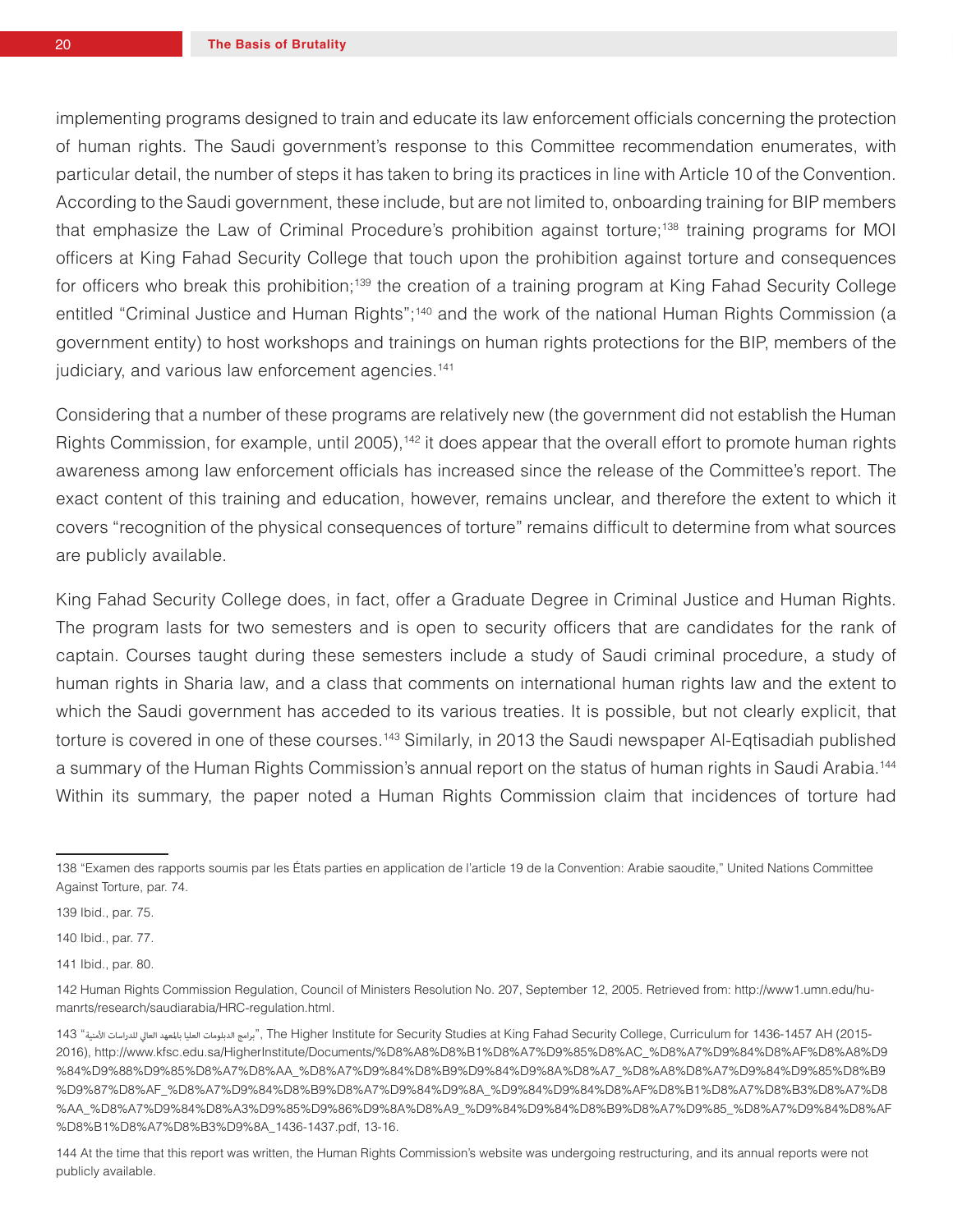implementing programs designed to train and educate its law enforcement officials concerning the protection of human rights. The Saudi government's response to this Committee recommendation enumerates, with particular detail, the number of steps it has taken to bring its practices in line with Article 10 of the Convention. According to the Saudi government, these include, but are not limited to, onboarding training for BIP members that emphasize the Law of Criminal Procedure's prohibition against torture;[138] training programs for MOI officers at King Fahad Security College that touch upon the prohibition against torture and consequences for officers who break this prohibition;[139] the creation of a training program at King Fahad Security College entitled "Criminal Justice and Human Rights";[140] and the work of the national Human Rights Commission (a government entity) to host workshops and trainings on human rights protections for the BIP, members of the judiciary, and various law enforcement agencies.[141]

Considering that a number of these programs are relatively new (the government did not establish the Human Rights Commission, for example, until 2005),[142] it does appear that the overall effort to promote human rights awareness among law enforcement officials has increased since the release of the Committee's report. The exact content of this training and education, however, remains unclear, and therefore the extent to which it covers "recognition of the physical consequences of torture" remains difficult to determine from what sources are publicly available.

King Fahad Security College does, in fact, offer a Graduate Degree in Criminal Justice and Human Rights. The program lasts for two semesters and is open to security officers that are candidates for the rank of captain. Courses taught during these semesters include a study of Saudi criminal procedure, a study of human rights in Sharia law, and a class that comments on international human rights law and the extent to which the Saudi government has acceded to its various treaties. It is possible, but not clearly explicit, that torture is covered in one of these courses.[143] Similarly, in 2013 the Saudi newspaper Al-Eqtisadiah published a summary of the Human Rights Commission's annual report on the status of human rights in Saudi Arabia.[144] Within its summary, the paper noted a Human Rights Commission claim that incidences of torture had

---

138 "Examen des rapports soumis par les États parties en application de l'article 19 de la Convention: Arabie saoudite," United Nations Committee Against Torture, par. 74.

139 Ibid., par. 75.

140 Ibid., par. 77.

141 Ibid., par. 80.

142 Human Rights Commission Regulation, Council of Ministers Resolution No. 207, September 12, 2005. Retrieved from: http://www1.umn.edu/humanrts/research/saudiarabia/HRC-regulation.html.

143 "برامج الدبلومات العليا بالمعهد العالي للدراسات الأمنية", The Higher Institute for Security Studies at King Fahad Security College, Curriculum for 1436-1457 AH (2015-2016), http://www.kfsc.edu.sa/HigherInstitute/Documents/%D8%A8%D8%B1%D8%A7%D9%85%D8%AC_%D8%A7%D9%84%D8%AF%D8%A8%D9%84%D9%88%D9%85%D8%A7%D8%AA_%D8%A7%D9%84%D8%B9%D9%84%D9%8A%D8%A7_%D8%A8%D8%A7%D9%84%D9%85%D8%B9%D9%87%D8%AF_%D8%A7%D9%84%D8%B9%D8%A7%D9%84%D9%8A_%D9%84%D9%84%D8%AF%D8%B1%D8%A7%D8%B3%D8%A7%D8%AA_%D8%A7%D9%84%D8%A3%D9%85%D9%86%D9%8A%D8%A9_%D9%84%D9%84%D8%B9%D8%A7%D9%85_%D8%A7%D9%84%D8%AF%D8%B1%D8%A7%D8%B3%D9%8A_1436-1437.pdf, 13-16.

144 At the time that this report was written, the Human Rights Commission's website was undergoing restructuring, and its annual reports were not publicly available.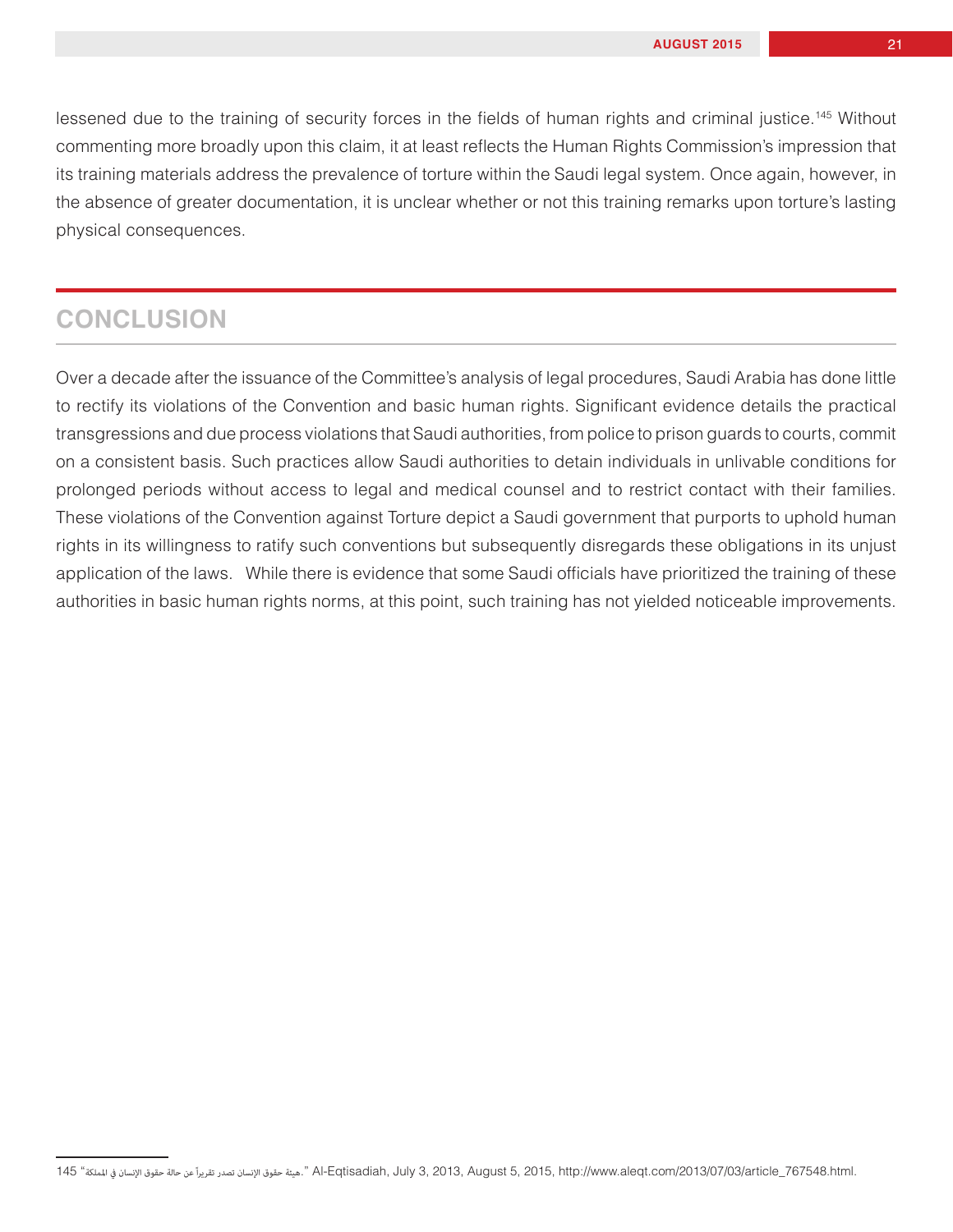lessened due to the training of security forces in the fields of human rights and criminal justice.[145] Without commenting more broadly upon this claim, it at least reflects the Human Rights Commission's impression that its training materials address the prevalence of torture within the Saudi legal system. Once again, however, in the absence of greater documentation, it is unclear whether or not this training remarks upon torture's lasting physical consequences.

## CONCLUSION

Over a decade after the issuance of the Committee's analysis of legal procedures, Saudi Arabia has done little to rectify its violations of the Convention and basic human rights. Significant evidence details the practical transgressions and due process violations that Saudi authorities, from police to prison guards to courts, commit on a consistent basis. Such practices allow Saudi authorities to detain individuals in unlivable conditions for prolonged periods without access to legal and medical counsel and to restrict contact with their families. These violations of the Convention against Torture depict a Saudi government that purports to uphold human rights in its willingness to ratify such conventions but subsequently disregards these obligations in its unjust application of the laws. While there is evidence that some Saudi officials have prioritized the training of these authorities in basic human rights norms, at this point, such training has not yielded noticeable improvements.

---

145 "هيئة حقوق الإنسان تصدر تقريراً عن حالة حقوق الإنسان في المملكة." Al-Eqtisadiah, July 3, 2013, August 5, 2015, http://www.aleqt.com/2013/07/03/article_767548.html.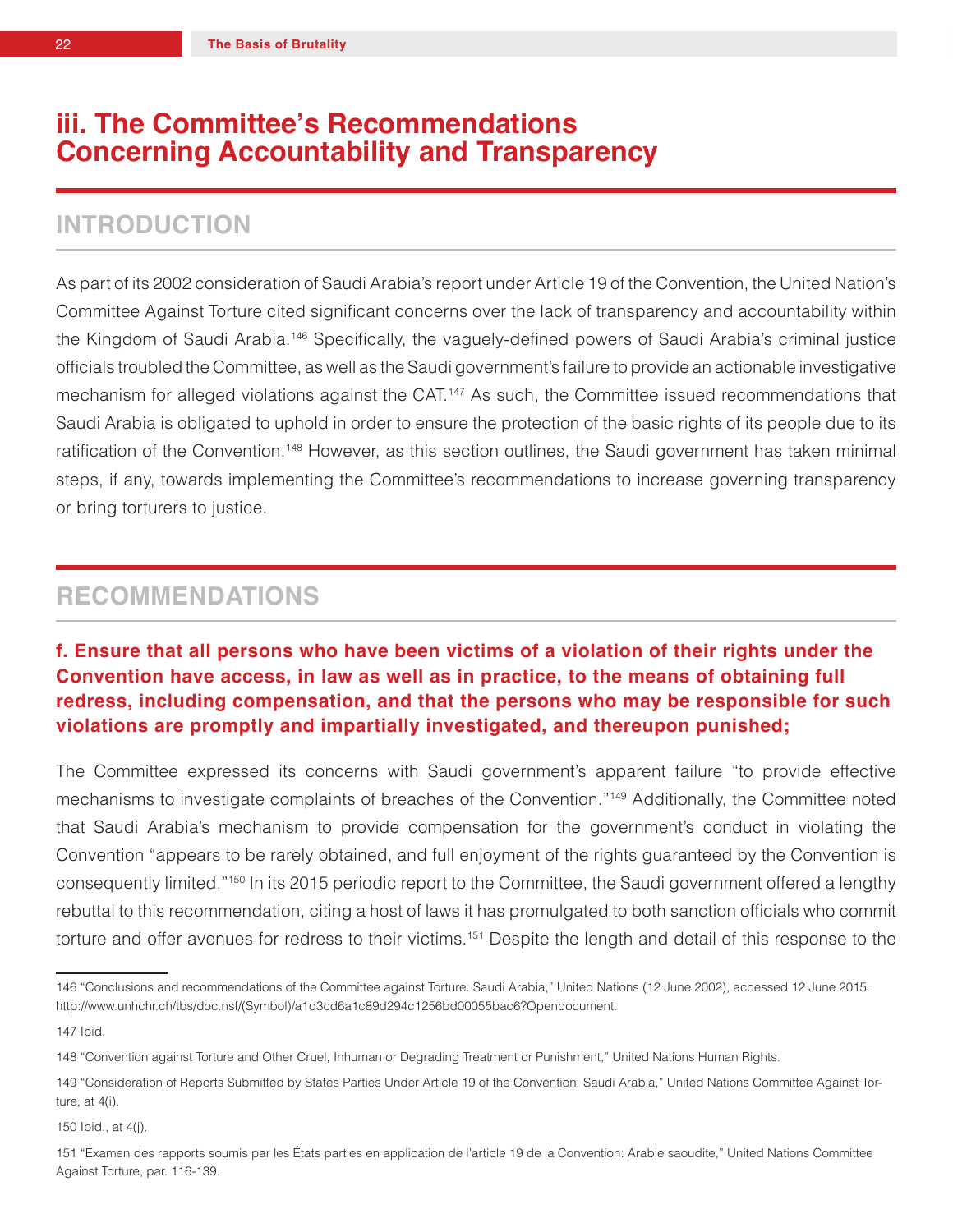# iii. The Committee's Recommendations Concerning Accountability and Transparency

## INTRODUCTION

As part of its 2002 consideration of Saudi Arabia's report under Article 19 of the Convention, the United Nation's Committee Against Torture cited significant concerns over the lack of transparency and accountability within the Kingdom of Saudi Arabia.[146] Specifically, the vaguely-defined powers of Saudi Arabia's criminal justice officials troubled the Committee, as well as the Saudi government's failure to provide an actionable investigative mechanism for alleged violations against the CAT.[147] As such, the Committee issued recommendations that Saudi Arabia is obligated to uphold in order to ensure the protection of the basic rights of its people due to its ratification of the Convention.[148] However, as this section outlines, the Saudi government has taken minimal steps, if any, towards implementing the Committee's recommendations to increase governing transparency or bring torturers to justice.

## RECOMMENDATIONS

### f. Ensure that all persons who have been victims of a violation of their rights under the Convention have access, in law as well as in practice, to the means of obtaining full redress, including compensation, and that the persons who may be responsible for such violations are promptly and impartially investigated, and thereupon punished;

The Committee expressed its concerns with Saudi government's apparent failure "to provide effective mechanisms to investigate complaints of breaches of the Convention."[149] Additionally, the Committee noted that Saudi Arabia's mechanism to provide compensation for the government's conduct in violating the Convention "appears to be rarely obtained, and full enjoyment of the rights guaranteed by the Convention is consequently limited."[150] In its 2015 periodic report to the Committee, the Saudi government offered a lengthy rebuttal to this recommendation, citing a host of laws it has promulgated to both sanction officials who commit torture and offer avenues for redress to their victims.[151] Despite the length and detail of this response to the

---

146 "Conclusions and recommendations of the Committee against Torture: Saudi Arabia," United Nations (12 June 2002), accessed 12 June 2015. http://www.unhchr.ch/tbs/doc.nsf/(Symbol)/a1d3cd6a1c89d294c1256bd00055bac6?Opendocument.

147 Ibid.

148 "Convention against Torture and Other Cruel, Inhuman or Degrading Treatment or Punishment," United Nations Human Rights.

149 "Consideration of Reports Submitted by States Parties Under Article 19 of the Convention: Saudi Arabia," United Nations Committee Against Torture, at 4(i).

150 Ibid., at 4(j).

151 "Examen des rapports soumis par les États parties en application de l'article 19 de la Convention: Arabie saoudite," United Nations Committee Against Torture, par. 116-139.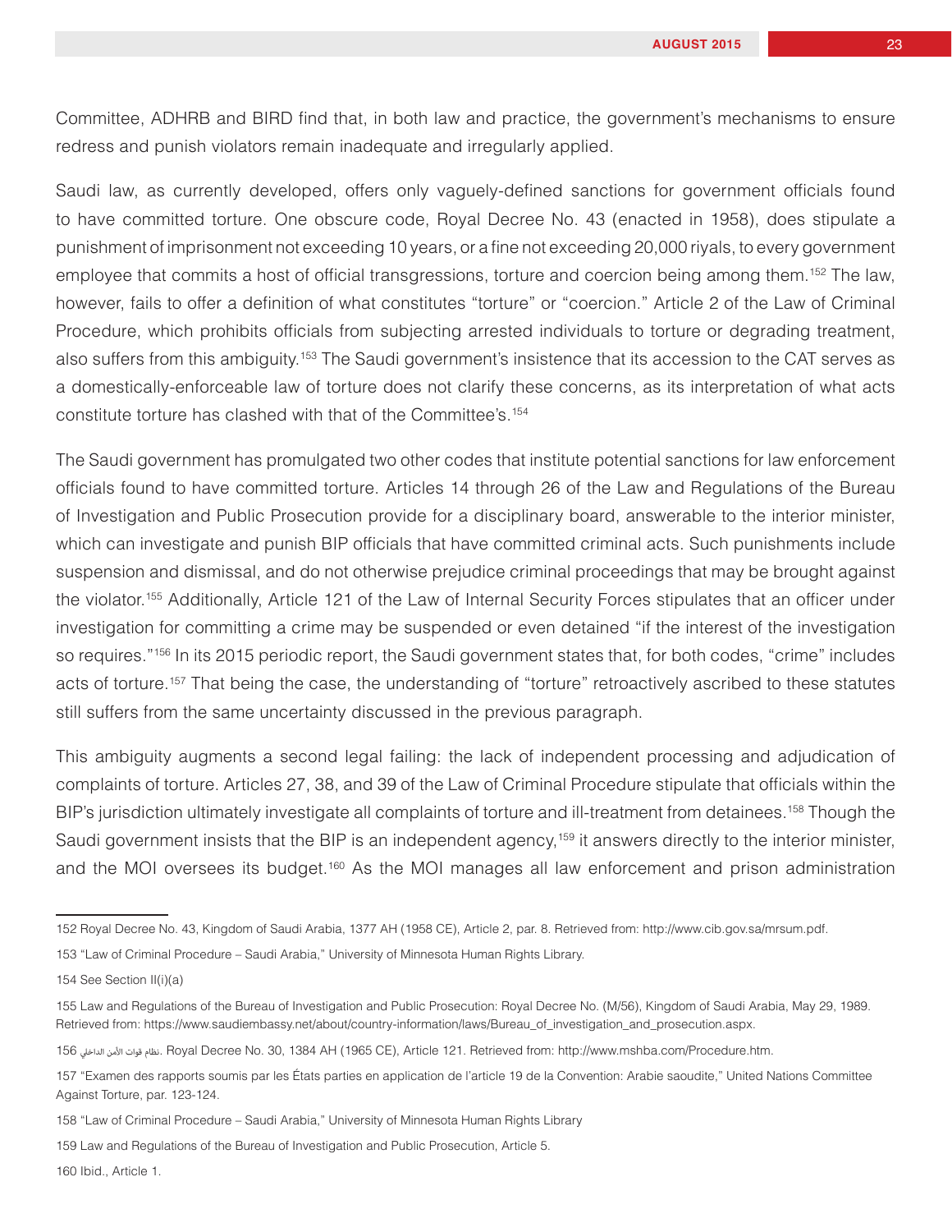Committee, ADHRB and BIRD find that, in both law and practice, the government's mechanisms to ensure redress and punish violators remain inadequate and irregularly applied.

Saudi law, as currently developed, offers only vaguely-defined sanctions for government officials found to have committed torture. One obscure code, Royal Decree No. 43 (enacted in 1958), does stipulate a punishment of imprisonment not exceeding 10 years, or a fine not exceeding 20,000 riyals, to every government employee that commits a host of official transgressions, torture and coercion being among them.[152] The law, however, fails to offer a definition of what constitutes "torture" or "coercion." Article 2 of the Law of Criminal Procedure, which prohibits officials from subjecting arrested individuals to torture or degrading treatment, also suffers from this ambiguity.[153] The Saudi government's insistence that its accession to the CAT serves as a domestically-enforceable law of torture does not clarify these concerns, as its interpretation of what acts constitute torture has clashed with that of the Committee's.[154]

The Saudi government has promulgated two other codes that institute potential sanctions for law enforcement officials found to have committed torture. Articles 14 through 26 of the Law and Regulations of the Bureau of Investigation and Public Prosecution provide for a disciplinary board, answerable to the interior minister, which can investigate and punish BIP officials that have committed criminal acts. Such punishments include suspension and dismissal, and do not otherwise prejudice criminal proceedings that may be brought against the violator.[155] Additionally, Article 121 of the Law of Internal Security Forces stipulates that an officer under investigation for committing a crime may be suspended or even detained "if the interest of the investigation so requires."[156] In its 2015 periodic report, the Saudi government states that, for both codes, "crime" includes acts of torture.[157] That being the case, the understanding of "torture" retroactively ascribed to these statutes still suffers from the same uncertainty discussed in the previous paragraph.

This ambiguity augments a second legal failing: the lack of independent processing and adjudication of complaints of torture. Articles 27, 38, and 39 of the Law of Criminal Procedure stipulate that officials within the BIP's jurisdiction ultimately investigate all complaints of torture and ill-treatment from detainees.[158] Though the Saudi government insists that the BIP is an independent agency,[159] it answers directly to the interior minister, and the MOI oversees its budget.[160] As the MOI manages all law enforcement and prison administration

---

152 Royal Decree No. 43, Kingdom of Saudi Arabia, 1377 AH (1958 CE), Article 2, par. 8. Retrieved from: http://www.cib.gov.sa/mrsum.pdf.

153 "Law of Criminal Procedure – Saudi Arabia," University of Minnesota Human Rights Library.

154 See Section II(i)(a)

155 Law and Regulations of the Bureau of Investigation and Public Prosecution: Royal Decree No. (M/56), Kingdom of Saudi Arabia, May 29, 1989. Retrieved from: https://www.saudiembassy.net/about/country-information/laws/Bureau_of_investigation_and_prosecution.aspx.

156 نظام قوات الأمن الداخلي. Royal Decree No. 30, 1384 AH (1965 CE), Article 121. Retrieved from: http://www.mshba.com/Procedure.htm.

157 "Examen des rapports soumis par les États parties en application de l'article 19 de la Convention: Arabie saoudite," United Nations Committee Against Torture, par. 123-124.

158 "Law of Criminal Procedure – Saudi Arabia," University of Minnesota Human Rights Library

159 Law and Regulations of the Bureau of Investigation and Public Prosecution, Article 5.

160 Ibid., Article 1.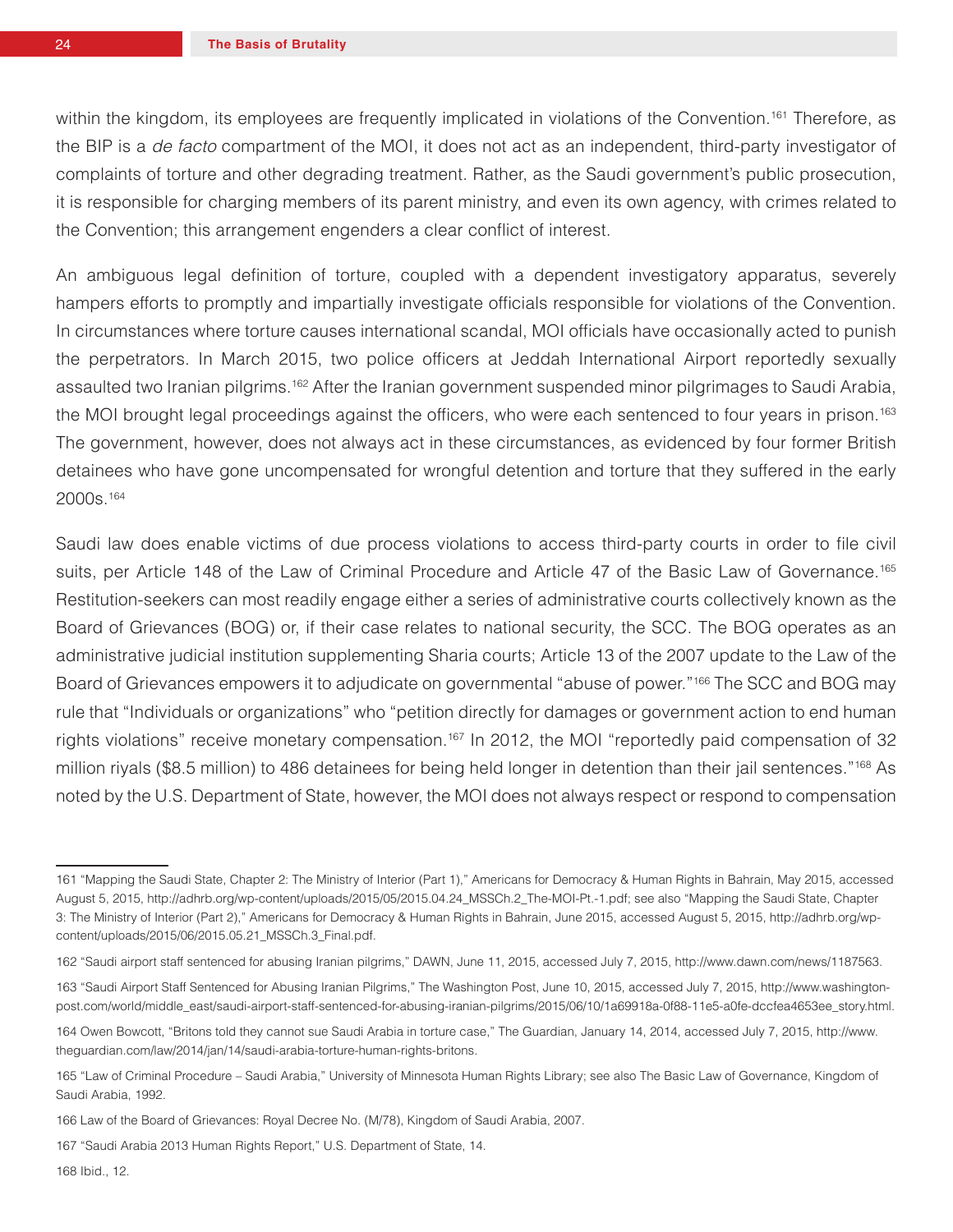within the kingdom, its employees are frequently implicated in violations of the Convention.[161] Therefore, as the BIP is a *de facto* compartment of the MOI, it does not act as an independent, third-party investigator of complaints of torture and other degrading treatment. Rather, as the Saudi government's public prosecution, it is responsible for charging members of its parent ministry, and even its own agency, with crimes related to the Convention; this arrangement engenders a clear conflict of interest.

An ambiguous legal definition of torture, coupled with a dependent investigatory apparatus, severely hampers efforts to promptly and impartially investigate officials responsible for violations of the Convention. In circumstances where torture causes international scandal, MOI officials have occasionally acted to punish the perpetrators. In March 2015, two police officers at Jeddah International Airport reportedly sexually assaulted two Iranian pilgrims.[162] After the Iranian government suspended minor pilgrimages to Saudi Arabia, the MOI brought legal proceedings against the officers, who were each sentenced to four years in prison.[163] The government, however, does not always act in these circumstances, as evidenced by four former British detainees who have gone uncompensated for wrongful detention and torture that they suffered in the early 2000s.[164]

Saudi law does enable victims of due process violations to access third-party courts in order to file civil suits, per Article 148 of the Law of Criminal Procedure and Article 47 of the Basic Law of Governance.[165] Restitution-seekers can most readily engage either a series of administrative courts collectively known as the Board of Grievances (BOG) or, if their case relates to national security, the SCC. The BOG operates as an administrative judicial institution supplementing Sharia courts; Article 13 of the 2007 update to the Law of the Board of Grievances empowers it to adjudicate on governmental "abuse of power."[166] The SCC and BOG may rule that "Individuals or organizations" who "petition directly for damages or government action to end human rights violations" receive monetary compensation.[167] In 2012, the MOI "reportedly paid compensation of 32 million riyals ($8.5 million) to 486 detainees for being held longer in detention than their jail sentences."[168] As noted by the U.S. Department of State, however, the MOI does not always respect or respond to compensation

---

161 "Mapping the Saudi State, Chapter 2: The Ministry of Interior (Part 1)," Americans for Democracy & Human Rights in Bahrain, May 2015, accessed August 5, 2015, http://adhrb.org/wp-content/uploads/2015/05/2015.04.24_MSSCh.2_The-MOI-Pt.-1.pdf; see also "Mapping the Saudi State, Chapter 3: The Ministry of Interior (Part 2)," Americans for Democracy & Human Rights in Bahrain, June 2015, accessed August 5, 2015, http://adhrb.org/wp-content/uploads/2015/06/2015.05.21_MSSCh.3_Final.pdf.

162 "Saudi airport staff sentenced for abusing Iranian pilgrims," DAWN, June 11, 2015, accessed July 7, 2015, http://www.dawn.com/news/1187563.

163 "Saudi Airport Staff Sentenced for Abusing Iranian Pilgrims," The Washington Post, June 10, 2015, accessed July 7, 2015, http://www.washington-post.com/world/middle_east/saudi-airport-staff-sentenced-for-abusing-iranian-pilgrims/2015/06/10/1a69918a-0f88-11e5-a0fe-dccfea4653ee_story.html.

164 Owen Bowcott, "Britons told they cannot sue Saudi Arabia in torture case," The Guardian, January 14, 2014, accessed July 7, 2015, http://www.theguardian.com/law/2014/jan/14/saudi-arabia-torture-human-rights-britons.

165 "Law of Criminal Procedure – Saudi Arabia," University of Minnesota Human Rights Library; see also The Basic Law of Governance, Kingdom of Saudi Arabia, 1992.

166 Law of the Board of Grievances: Royal Decree No. (M/78), Kingdom of Saudi Arabia, 2007.

167 "Saudi Arabia 2013 Human Rights Report," U.S. Department of State, 14.

168 Ibid., 12.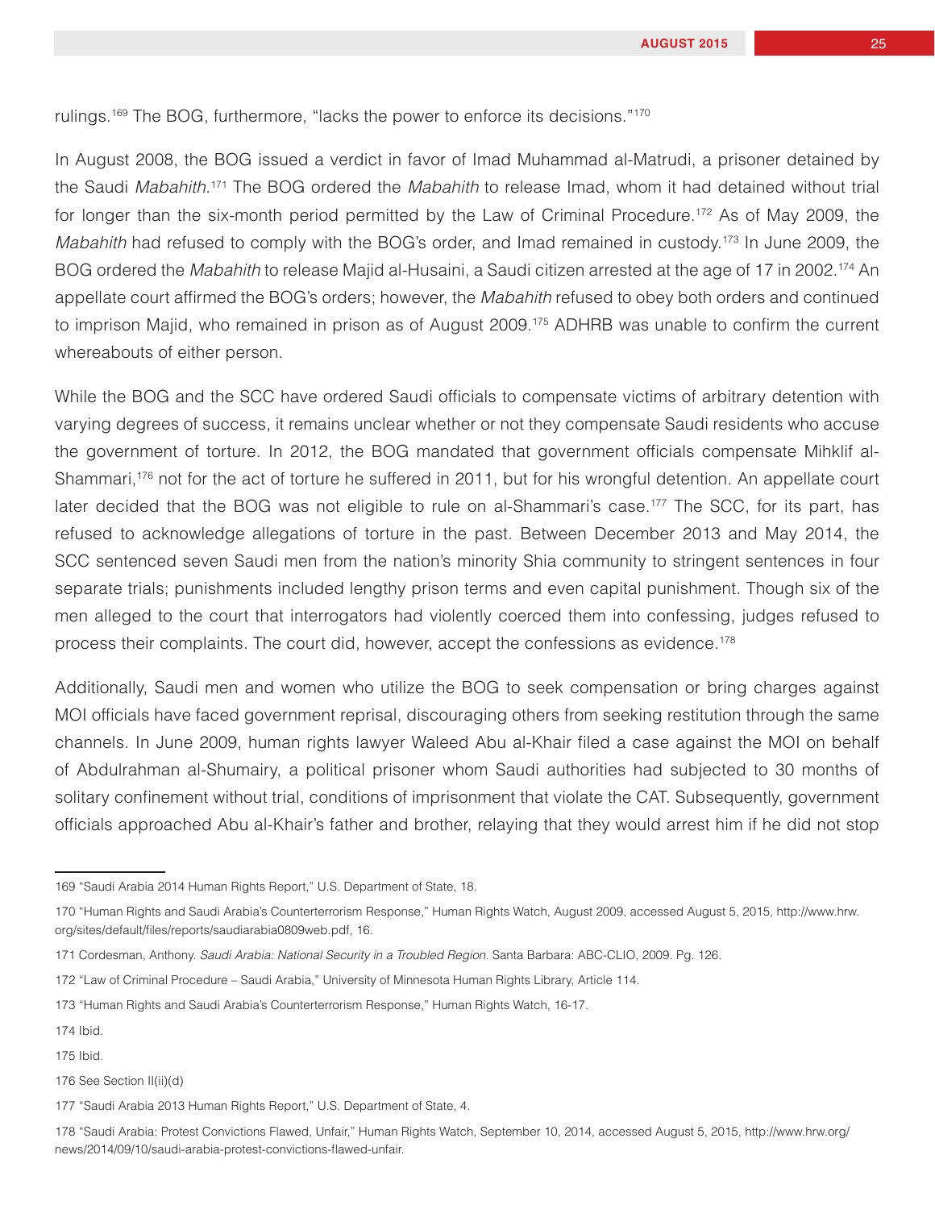rulings.[169] The BOG, furthermore, "lacks the power to enforce its decisions."[170]

In August 2008, the BOG issued a verdict in favor of Imad Muhammad al-Matrudi, a prisoner detained by the Saudi *Mabahith*.[171] The BOG ordered the *Mabahith* to release Imad, whom it had detained without trial for longer than the six-month period permitted by the Law of Criminal Procedure.[172] As of May 2009, the *Mabahith* had refused to comply with the BOG's order, and Imad remained in custody.[173] In June 2009, the BOG ordered the *Mabahith* to release Majid al-Husaini, a Saudi citizen arrested at the age of 17 in 2002.[174] An appellate court affirmed the BOG's orders; however, the *Mabahith* refused to obey both orders and continued to imprison Majid, who remained in prison as of August 2009.[175] ADHRB was unable to confirm the current whereabouts of either person.

While the BOG and the SCC have ordered Saudi officials to compensate victims of arbitrary detention with varying degrees of success, it remains unclear whether or not they compensate Saudi residents who accuse the government of torture. In 2012, the BOG mandated that government officials compensate Mihklif al-Shammari,[176] not for the act of torture he suffered in 2011, but for his wrongful detention. An appellate court later decided that the BOG was not eligible to rule on al-Shammari's case.[177] The SCC, for its part, has refused to acknowledge allegations of torture in the past. Between December 2013 and May 2014, the SCC sentenced seven Saudi men from the nation's minority Shia community to stringent sentences in four separate trials; punishments included lengthy prison terms and even capital punishment. Though six of the men alleged to the court that interrogators had violently coerced them into confessing, judges refused to process their complaints. The court did, however, accept the confessions as evidence.[178]

Additionally, Saudi men and women who utilize the BOG to seek compensation or bring charges against MOI officials have faced government reprisal, discouraging others from seeking restitution through the same channels. In June 2009, human rights lawyer Waleed Abu al-Khair filed a case against the MOI on behalf of Abdulrahman al-Shumairy, a political prisoner whom Saudi authorities had subjected to 30 months of solitary confinement without trial, conditions of imprisonment that violate the CAT. Subsequently, government officials approached Abu al-Khair's father and brother, relaying that they would arrest him if he did not stop

---

169 "Saudi Arabia 2014 Human Rights Report," U.S. Department of State, 18.

170 "Human Rights and Saudi Arabia's Counterterrorism Response," Human Rights Watch, August 2009, accessed August 5, 2015, http://www.hrw.org/sites/default/files/reports/saudiarabia0809web.pdf, 16.

171 Cordesman, Anthony. *Saudi Arabia: National Security in a Troubled Region.* Santa Barbara: ABC-CLIO, 2009. Pg. 126.

172 "Law of Criminal Procedure – Saudi Arabia," University of Minnesota Human Rights Library, Article 114.

173 "Human Rights and Saudi Arabia's Counterterrorism Response," Human Rights Watch, 16-17.

174 Ibid.

175 Ibid.

176 See Section II(ii)(d)

177 "Saudi Arabia 2013 Human Rights Report," U.S. Department of State, 4.

178 "Saudi Arabia: Protest Convictions Flawed, Unfair," Human Rights Watch, September 10, 2014, accessed August 5, 2015, http://www.hrw.org/news/2014/09/10/saudi-arabia-protest-convictions-flawed-unfair.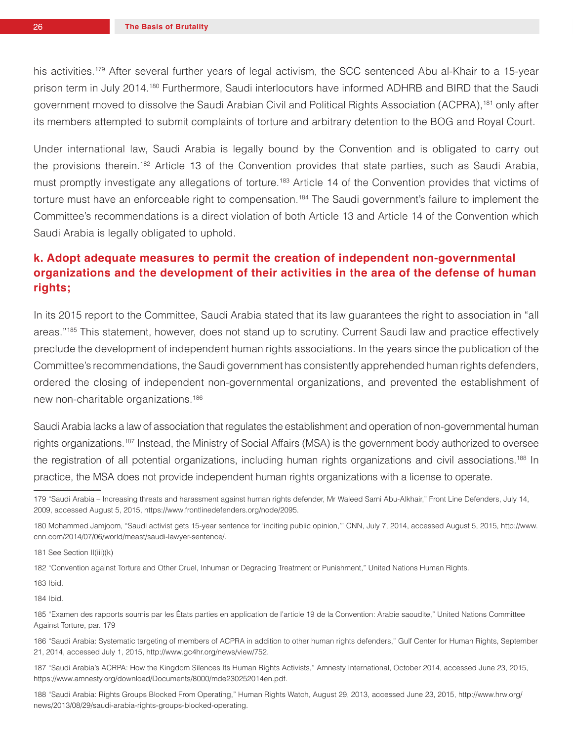his activities.[179] After several further years of legal activism, the SCC sentenced Abu al-Khair to a 15-year prison term in July 2014.[180] Furthermore, Saudi interlocutors have informed ADHRB and BIRD that the Saudi government moved to dissolve the Saudi Arabian Civil and Political Rights Association (ACPRA),[181] only after its members attempted to submit complaints of torture and arbitrary detention to the BOG and Royal Court.

Under international law, Saudi Arabia is legally bound by the Convention and is obligated to carry out the provisions therein.[182] Article 13 of the Convention provides that state parties, such as Saudi Arabia, must promptly investigate any allegations of torture.[183] Article 14 of the Convention provides that victims of torture must have an enforceable right to compensation.[184] The Saudi government's failure to implement the Committee's recommendations is a direct violation of both Article 13 and Article 14 of the Convention which Saudi Arabia is legally obligated to uphold.

### k. Adopt adequate measures to permit the creation of independent non-governmental organizations and the development of their activities in the area of the defense of human rights;

In its 2015 report to the Committee, Saudi Arabia stated that its law guarantees the right to association in "all areas."[185] This statement, however, does not stand up to scrutiny. Current Saudi law and practice effectively preclude the development of independent human rights associations. In the years since the publication of the Committee's recommendations, the Saudi government has consistently apprehended human rights defenders, ordered the closing of independent non-governmental organizations, and prevented the establishment of new non-charitable organizations.[186]

Saudi Arabia lacks a law of association that regulates the establishment and operation of non-governmental human rights organizations.[187] Instead, the Ministry of Social Affairs (MSA) is the government body authorized to oversee the registration of all potential organizations, including human rights organizations and civil associations.[188] In practice, the MSA does not provide independent human rights organizations with a license to operate.

---

179 "Saudi Arabia – Increasing threats and harassment against human rights defender, Mr Waleed Sami Abu-Alkhair," Front Line Defenders, July 14, 2009, accessed August 5, 2015, https://www.frontlinedefenders.org/node/2095.

180 Mohammed Jamjoom, "Saudi activist gets 15-year sentence for 'inciting public opinion,'" CNN, July 7, 2014, accessed August 5, 2015, http://www.cnn.com/2014/07/06/world/meast/saudi-lawyer-sentence/.

181 See Section II(iii)(k)

182 "Convention against Torture and Other Cruel, Inhuman or Degrading Treatment or Punishment," United Nations Human Rights.

183 Ibid.

184 Ibid.

185 "Examen des rapports soumis par les États parties en application de l'article 19 de la Convention: Arabie saoudite," United Nations Committee Against Torture, par. 179

186 "Saudi Arabia: Systematic targeting of members of ACPRA in addition to other human rights defenders," Gulf Center for Human Rights, September 21, 2014, accessed July 1, 2015, http://www.gc4hr.org/news/view/752.

187 "Saudi Arabia's ACRPA: How the Kingdom Silences Its Human Rights Activists," Amnesty International, October 2014, accessed June 23, 2015, https://www.amnesty.org/download/Documents/8000/mde230252014en.pdf.

188 "Saudi Arabia: Rights Groups Blocked From Operating," Human Rights Watch, August 29, 2013, accessed June 23, 2015, http://www.hrw.org/news/2013/08/29/saudi-arabia-rights-groups-blocked-operating.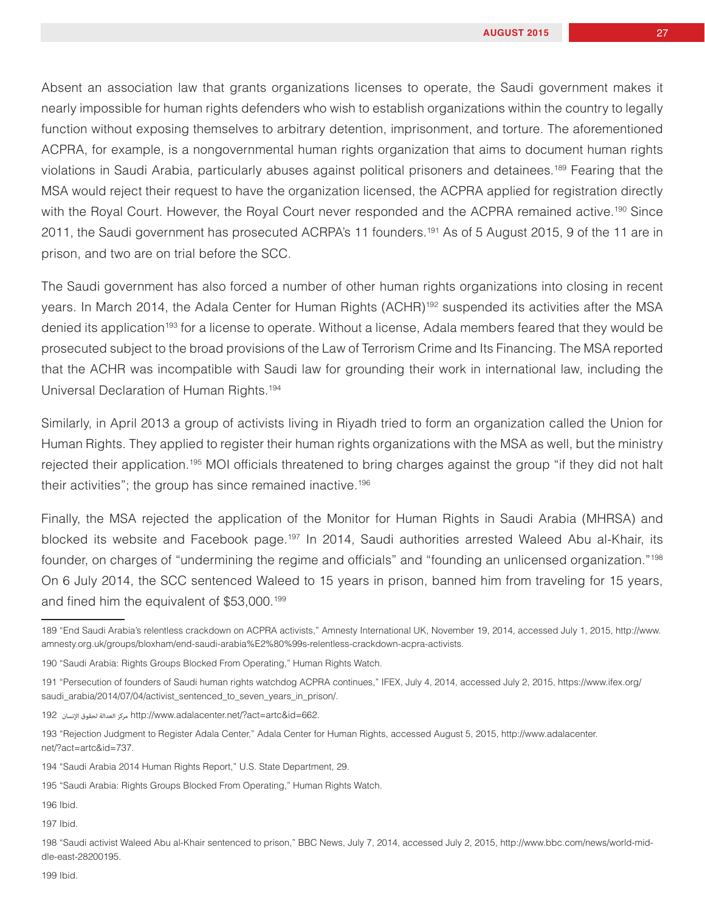Absent an association law that grants organizations licenses to operate, the Saudi government makes it nearly impossible for human rights defenders who wish to establish organizations within the country to legally function without exposing themselves to arbitrary detention, imprisonment, and torture. The aforementioned ACPRA, for example, is a nongovernmental human rights organization that aims to document human rights violations in Saudi Arabia, particularly abuses against political prisoners and detainees.[189] Fearing that the MSA would reject their request to have the organization licensed, the ACPRA applied for registration directly with the Royal Court. However, the Royal Court never responded and the ACPRA remained active.[190] Since 2011, the Saudi government has prosecuted ACRPA's 11 founders.[191] As of 5 August 2015, 9 of the 11 are in prison, and two are on trial before the SCC.

The Saudi government has also forced a number of other human rights organizations into closing in recent years. In March 2014, the Adala Center for Human Rights (ACHR)[192] suspended its activities after the MSA denied its application[193] for a license to operate. Without a license, Adala members feared that they would be prosecuted subject to the broad provisions of the Law of Terrorism Crime and Its Financing. The MSA reported that the ACHR was incompatible with Saudi law for grounding their work in international law, including the Universal Declaration of Human Rights.[194]

Similarly, in April 2013 a group of activists living in Riyadh tried to form an organization called the Union for Human Rights. They applied to register their human rights organizations with the MSA as well, but the ministry rejected their application.[195] MOI officials threatened to bring charges against the group "if they did not halt their activities"; the group has since remained inactive.[196]

Finally, the MSA rejected the application of the Monitor for Human Rights in Saudi Arabia (MHRSA) and blocked its website and Facebook page.[197] In 2014, Saudi authorities arrested Waleed Abu al-Khair, its founder, on charges of "undermining the regime and officials" and "founding an unlicensed organization."[198] On 6 July 2014, the SCC sentenced Waleed to 15 years in prison, banned him from traveling for 15 years, and fined him the equivalent of $53,000.[199]

---

189 "End Saudi Arabia's relentless crackdown on ACPRA activists," Amnesty International UK, November 19, 2014, accessed July 1, 2015, http://www.amnesty.org.uk/groups/bloxham/end-saudi-arabia%E2%80%99s-relentless-crackdown-acpra-activists.

190 "Saudi Arabia: Rights Groups Blocked From Operating," Human Rights Watch.

191 "Persecution of founders of Saudi human rights watchdog ACPRA continues," IFEX, July 4, 2014, accessed July 2, 2015, https://www.ifex.org/saudi_arabia/2014/07/04/activist_sentenced_to_seven_years_in_prison/.

192 مركز العدالة لحقوق الإنسان http://www.adalacenter.net/?act=artc&id=662.

193 "Rejection Judgment to Register Adala Center," Adala Center for Human Rights, accessed August 5, 2015, http://www.adalacenter.net/?act=artc&id=737.

194 "Saudi Arabia 2014 Human Rights Report," U.S. State Department, 29.

195 "Saudi Arabia: Rights Groups Blocked From Operating," Human Rights Watch.

196 Ibid.

197 Ibid.

198 "Saudi activist Waleed Abu al-Khair sentenced to prison," BBC News, July 7, 2014, accessed July 2, 2015, http://www.bbc.com/news/world-middle-east-28200195.

199 Ibid.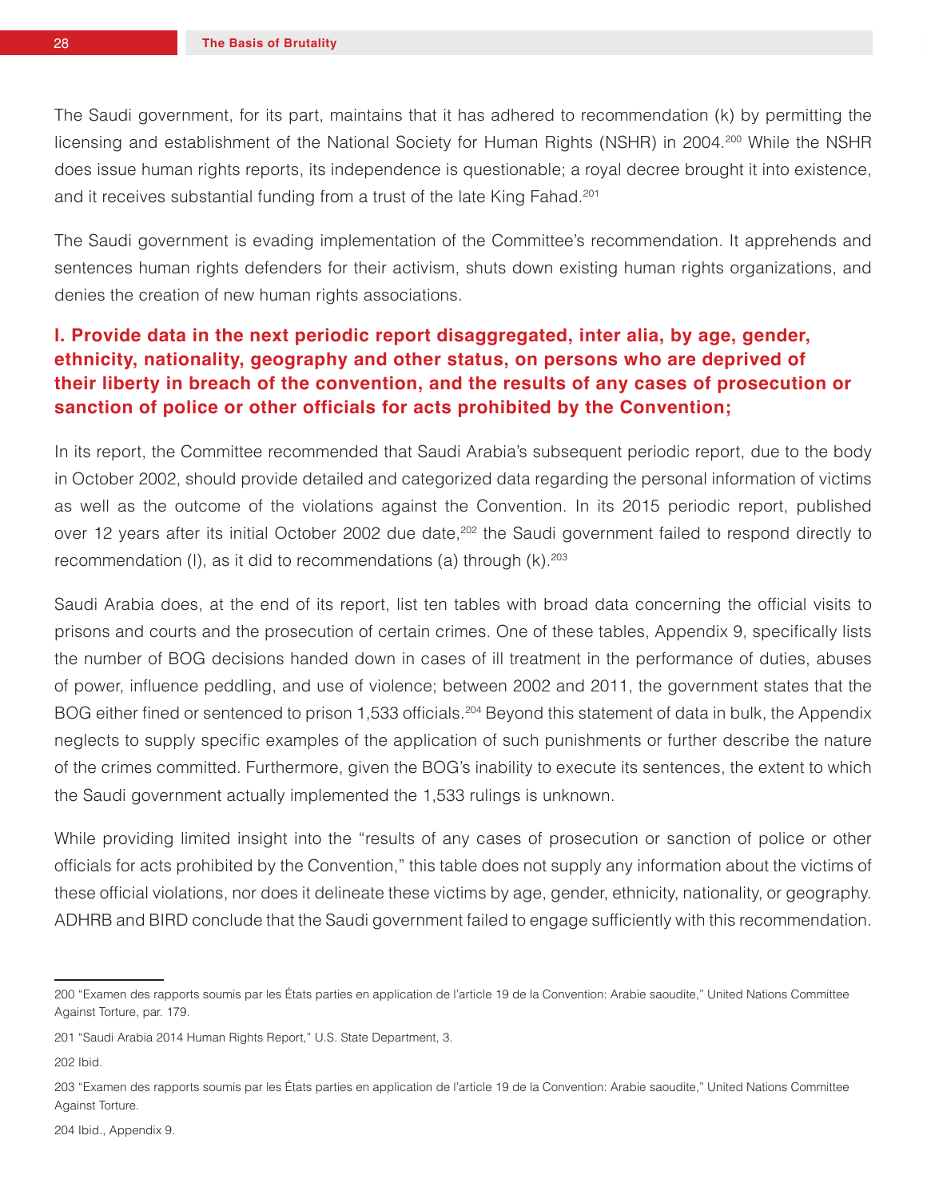The Saudi government, for its part, maintains that it has adhered to recommendation (k) by permitting the licensing and establishment of the National Society for Human Rights (NSHR) in 2004.[200] While the NSHR does issue human rights reports, its independence is questionable; a royal decree brought it into existence, and it receives substantial funding from a trust of the late King Fahad.[201]

The Saudi government is evading implementation of the Committee's recommendation. It apprehends and sentences human rights defenders for their activism, shuts down existing human rights organizations, and denies the creation of new human rights associations.

### l. Provide data in the next periodic report disaggregated, inter alia, by age, gender, ethnicity, nationality, geography and other status, on persons who are deprived of their liberty in breach of the convention, and the results of any cases of prosecution or sanction of police or other officials for acts prohibited by the Convention;

In its report, the Committee recommended that Saudi Arabia's subsequent periodic report, due to the body in October 2002, should provide detailed and categorized data regarding the personal information of victims as well as the outcome of the violations against the Convention. In its 2015 periodic report, published over 12 years after its initial October 2002 due date,[202] the Saudi government failed to respond directly to recommendation (l), as it did to recommendations (a) through (k).[203]

Saudi Arabia does, at the end of its report, list ten tables with broad data concerning the official visits to prisons and courts and the prosecution of certain crimes. One of these tables, Appendix 9, specifically lists the number of BOG decisions handed down in cases of ill treatment in the performance of duties, abuses of power, influence peddling, and use of violence; between 2002 and 2011, the government states that the BOG either fined or sentenced to prison 1,533 officials.[204] Beyond this statement of data in bulk, the Appendix neglects to supply specific examples of the application of such punishments or further describe the nature of the crimes committed. Furthermore, given the BOG's inability to execute its sentences, the extent to which the Saudi government actually implemented the 1,533 rulings is unknown.

While providing limited insight into the "results of any cases of prosecution or sanction of police or other officials for acts prohibited by the Convention," this table does not supply any information about the victims of these official violations, nor does it delineate these victims by age, gender, ethnicity, nationality, or geography. ADHRB and BIRD conclude that the Saudi government failed to engage sufficiently with this recommendation.

---

200 "Examen des rapports soumis par les États parties en application de l'article 19 de la Convention: Arabie saoudite," United Nations Committee Against Torture, par. 179.

201 "Saudi Arabia 2014 Human Rights Report," U.S. State Department, 3.

202 Ibid.

203 "Examen des rapports soumis par les États parties en application de l'article 19 de la Convention: Arabie saoudite," United Nations Committee Against Torture.

204 Ibid., Appendix 9.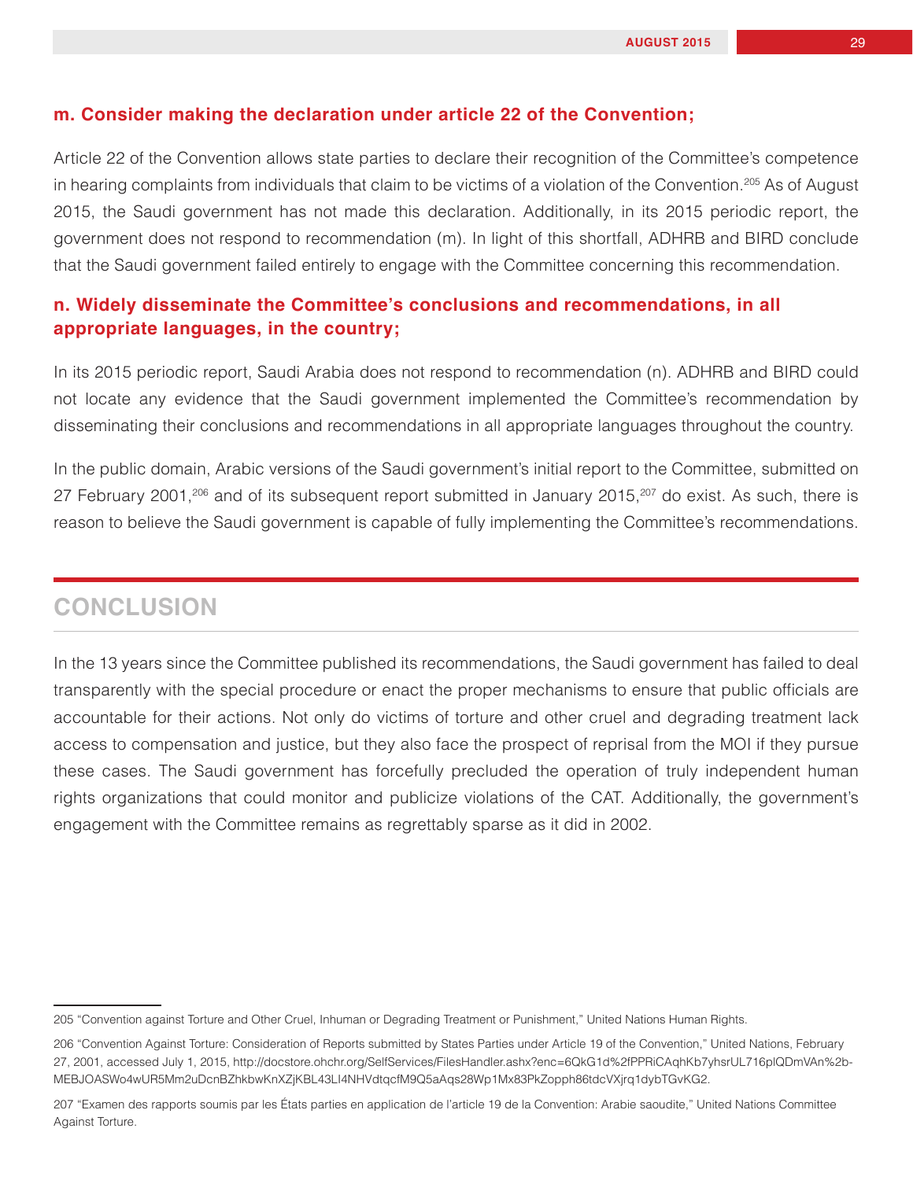### m. Consider making the declaration under article 22 of the Convention;

Article 22 of the Convention allows state parties to declare their recognition of the Committee's competence in hearing complaints from individuals that claim to be victims of a violation of the Convention.[205] As of August 2015, the Saudi government has not made this declaration. Additionally, in its 2015 periodic report, the government does not respond to recommendation (m). In light of this shortfall, ADHRB and BIRD conclude that the Saudi government failed entirely to engage with the Committee concerning this recommendation.

### n. Widely disseminate the Committee's conclusions and recommendations, in all appropriate languages, in the country;

In its 2015 periodic report, Saudi Arabia does not respond to recommendation (n). ADHRB and BIRD could not locate any evidence that the Saudi government implemented the Committee's recommendation by disseminating their conclusions and recommendations in all appropriate languages throughout the country.

In the public domain, Arabic versions of the Saudi government's initial report to the Committee, submitted on 27 February 2001,[206] and of its subsequent report submitted in January 2015,[207] do exist. As such, there is reason to believe the Saudi government is capable of fully implementing the Committee's recommendations.

## CONCLUSION

In the 13 years since the Committee published its recommendations, the Saudi government has failed to deal transparently with the special procedure or enact the proper mechanisms to ensure that public officials are accountable for their actions. Not only do victims of torture and other cruel and degrading treatment lack access to compensation and justice, but they also face the prospect of reprisal from the MOI if they pursue these cases. The Saudi government has forcefully precluded the operation of truly independent human rights organizations that could monitor and publicize violations of the CAT. Additionally, the government's engagement with the Committee remains as regrettably sparse as it did in 2002.

---

205 "Convention against Torture and Other Cruel, Inhuman or Degrading Treatment or Punishment," United Nations Human Rights.

206 "Convention Against Torture: Consideration of Reports submitted by States Parties under Article 19 of the Convention," United Nations, February 27, 2001, accessed July 1, 2015, http://docstore.ohchr.org/SelfServices/FilesHandler.ashx?enc=6QkG1d%2fPPRiCAqhKb7yhsrUL716plQDmVAn%2b-MEBJOASWo4wUR5Mm2uDcnBZhkbwKnXZjKBL43LI4NHVdtqcfM9Q5aAqs28Wp1Mx83PkZopph86tdcVXjrq1dybTGvKG2.

207 "Examen des rapports soumis par les États parties en application de l'article 19 de la Convention: Arabie saoudite," United Nations Committee Against Torture.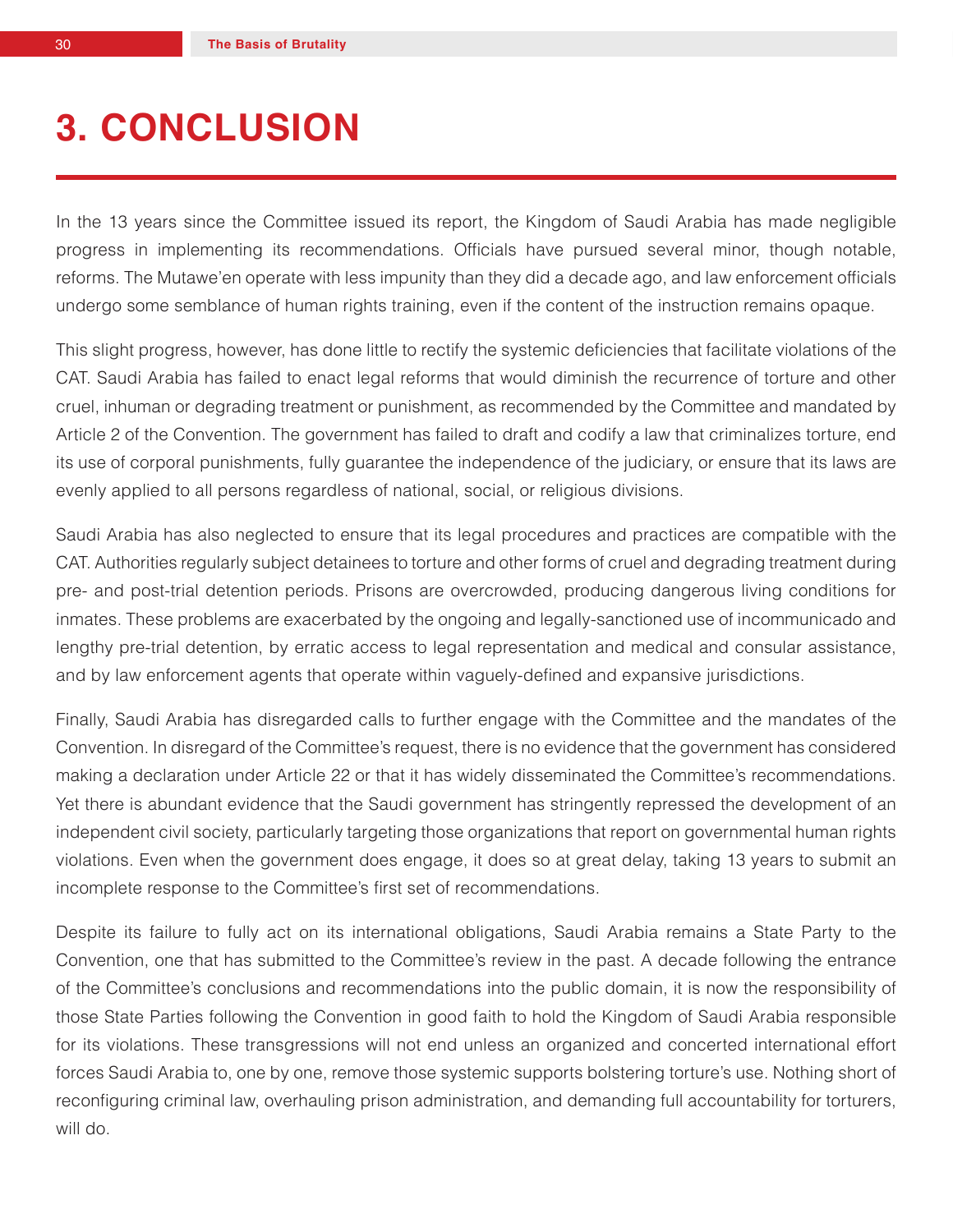# 3. CONCLUSION

In the 13 years since the Committee issued its report, the Kingdom of Saudi Arabia has made negligible progress in implementing its recommendations. Officials have pursued several minor, though notable, reforms. The Mutawe'en operate with less impunity than they did a decade ago, and law enforcement officials undergo some semblance of human rights training, even if the content of the instruction remains opaque.

This slight progress, however, has done little to rectify the systemic deficiencies that facilitate violations of the CAT. Saudi Arabia has failed to enact legal reforms that would diminish the recurrence of torture and other cruel, inhuman or degrading treatment or punishment, as recommended by the Committee and mandated by Article 2 of the Convention. The government has failed to draft and codify a law that criminalizes torture, end its use of corporal punishments, fully guarantee the independence of the judiciary, or ensure that its laws are evenly applied to all persons regardless of national, social, or religious divisions.

Saudi Arabia has also neglected to ensure that its legal procedures and practices are compatible with the CAT. Authorities regularly subject detainees to torture and other forms of cruel and degrading treatment during pre- and post-trial detention periods. Prisons are overcrowded, producing dangerous living conditions for inmates. These problems are exacerbated by the ongoing and legally-sanctioned use of incommunicado and lengthy pre-trial detention, by erratic access to legal representation and medical and consular assistance, and by law enforcement agents that operate within vaguely-defined and expansive jurisdictions.

Finally, Saudi Arabia has disregarded calls to further engage with the Committee and the mandates of the Convention. In disregard of the Committee's request, there is no evidence that the government has considered making a declaration under Article 22 or that it has widely disseminated the Committee's recommendations. Yet there is abundant evidence that the Saudi government has stringently repressed the development of an independent civil society, particularly targeting those organizations that report on governmental human rights violations. Even when the government does engage, it does so at great delay, taking 13 years to submit an incomplete response to the Committee's first set of recommendations.

Despite its failure to fully act on its international obligations, Saudi Arabia remains a State Party to the Convention, one that has submitted to the Committee's review in the past. A decade following the entrance of the Committee's conclusions and recommendations into the public domain, it is now the responsibility of those State Parties following the Convention in good faith to hold the Kingdom of Saudi Arabia responsible for its violations. These transgressions will not end unless an organized and concerted international effort forces Saudi Arabia to, one by one, remove those systemic supports bolstering torture's use. Nothing short of reconfiguring criminal law, overhauling prison administration, and demanding full accountability for torturers, will do.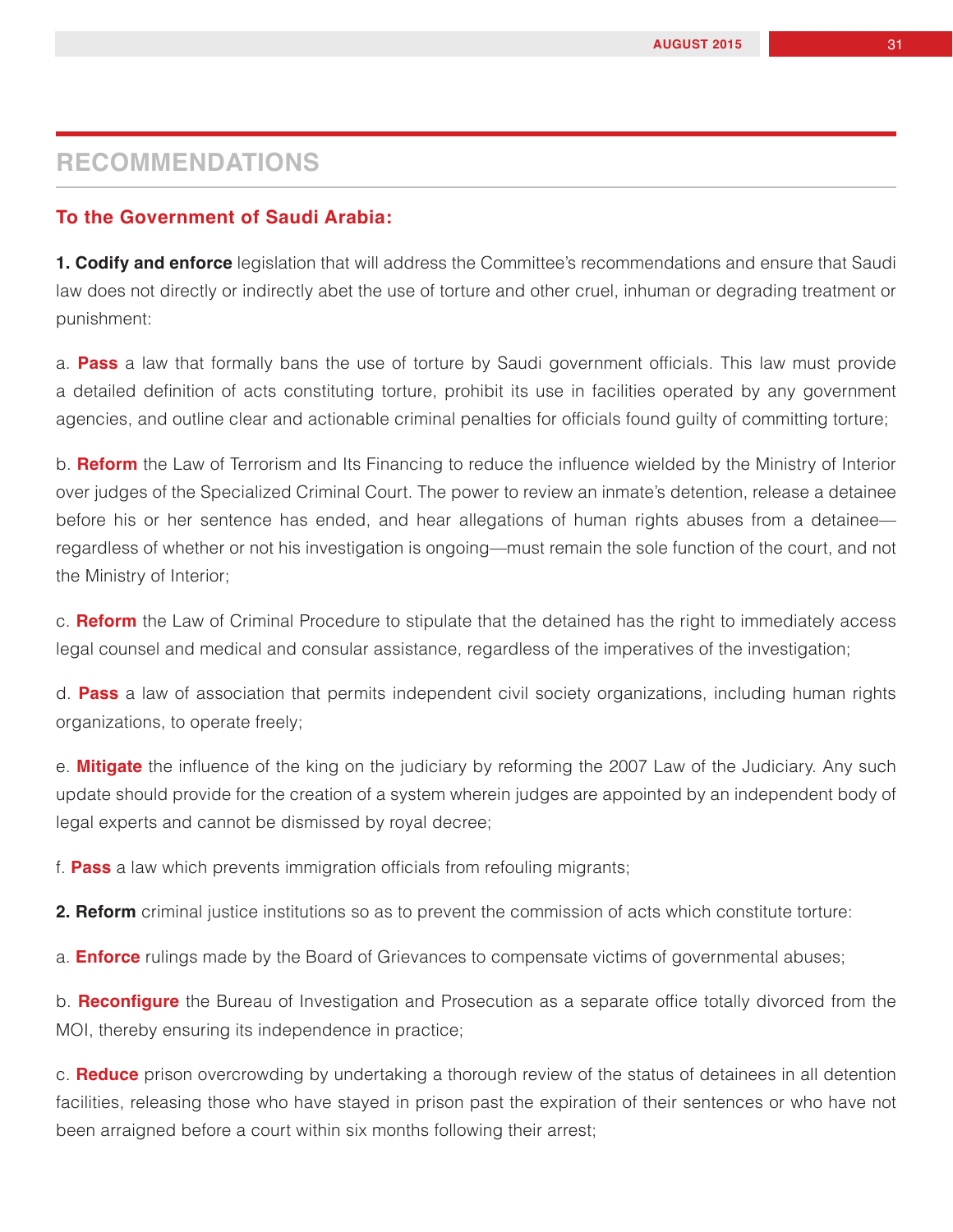## RECOMMENDATIONS

### To the Government of Saudi Arabia:

**1. Codify and enforce** legislation that will address the Committee's recommendations and ensure that Saudi law does not directly or indirectly abet the use of torture and other cruel, inhuman or degrading treatment or punishment:

a. **Pass** a law that formally bans the use of torture by Saudi government officials. This law must provide a detailed definition of acts constituting torture, prohibit its use in facilities operated by any government agencies, and outline clear and actionable criminal penalties for officials found guilty of committing torture;

b. **Reform** the Law of Terrorism and Its Financing to reduce the influence wielded by the Ministry of Interior over judges of the Specialized Criminal Court. The power to review an inmate's detention, release a detainee before his or her sentence has ended, and hear allegations of human rights abuses from a detainee—regardless of whether or not his investigation is ongoing—must remain the sole function of the court, and not the Ministry of Interior;

c. **Reform** the Law of Criminal Procedure to stipulate that the detained has the right to immediately access legal counsel and medical and consular assistance, regardless of the imperatives of the investigation;

d. **Pass** a law of association that permits independent civil society organizations, including human rights organizations, to operate freely;

e. **Mitigate** the influence of the king on the judiciary by reforming the 2007 Law of the Judiciary. Any such update should provide for the creation of a system wherein judges are appointed by an independent body of legal experts and cannot be dismissed by royal decree;

f. **Pass** a law which prevents immigration officials from refouling migrants;

**2. Reform** criminal justice institutions so as to prevent the commission of acts which constitute torture:

a. **Enforce** rulings made by the Board of Grievances to compensate victims of governmental abuses;

b. **Reconfigure** the Bureau of Investigation and Prosecution as a separate office totally divorced from the MOI, thereby ensuring its independence in practice;

c. **Reduce** prison overcrowding by undertaking a thorough review of the status of detainees in all detention facilities, releasing those who have stayed in prison past the expiration of their sentences or who have not been arraigned before a court within six months following their arrest;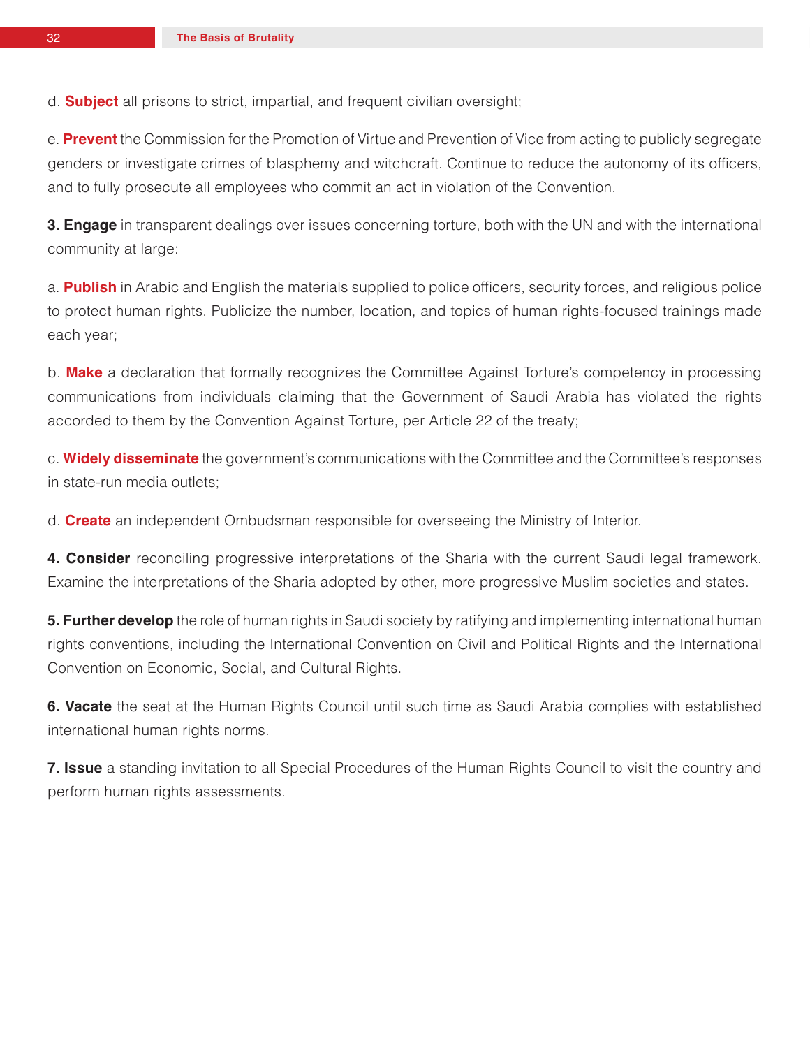d. **Subject** all prisons to strict, impartial, and frequent civilian oversight;

e. **Prevent** the Commission for the Promotion of Virtue and Prevention of Vice from acting to publicly segregate genders or investigate crimes of blasphemy and witchcraft. Continue to reduce the autonomy of its officers, and to fully prosecute all employees who commit an act in violation of the Convention.

**3. Engage** in transparent dealings over issues concerning torture, both with the UN and with the international community at large:

a. **Publish** in Arabic and English the materials supplied to police officers, security forces, and religious police to protect human rights. Publicize the number, location, and topics of human rights-focused trainings made each year;

b. **Make** a declaration that formally recognizes the Committee Against Torture's competency in processing communications from individuals claiming that the Government of Saudi Arabia has violated the rights accorded to them by the Convention Against Torture, per Article 22 of the treaty;

c. **Widely disseminate** the government's communications with the Committee and the Committee's responses in state-run media outlets;

d. **Create** an independent Ombudsman responsible for overseeing the Ministry of Interior.

**4. Consider** reconciling progressive interpretations of the Sharia with the current Saudi legal framework. Examine the interpretations of the Sharia adopted by other, more progressive Muslim societies and states.

**5. Further develop** the role of human rights in Saudi society by ratifying and implementing international human rights conventions, including the International Convention on Civil and Political Rights and the International Convention on Economic, Social, and Cultural Rights.

**6. Vacate** the seat at the Human Rights Council until such time as Saudi Arabia complies with established international human rights norms.

**7. Issue** a standing invitation to all Special Procedures of the Human Rights Council to visit the country and perform human rights assessments.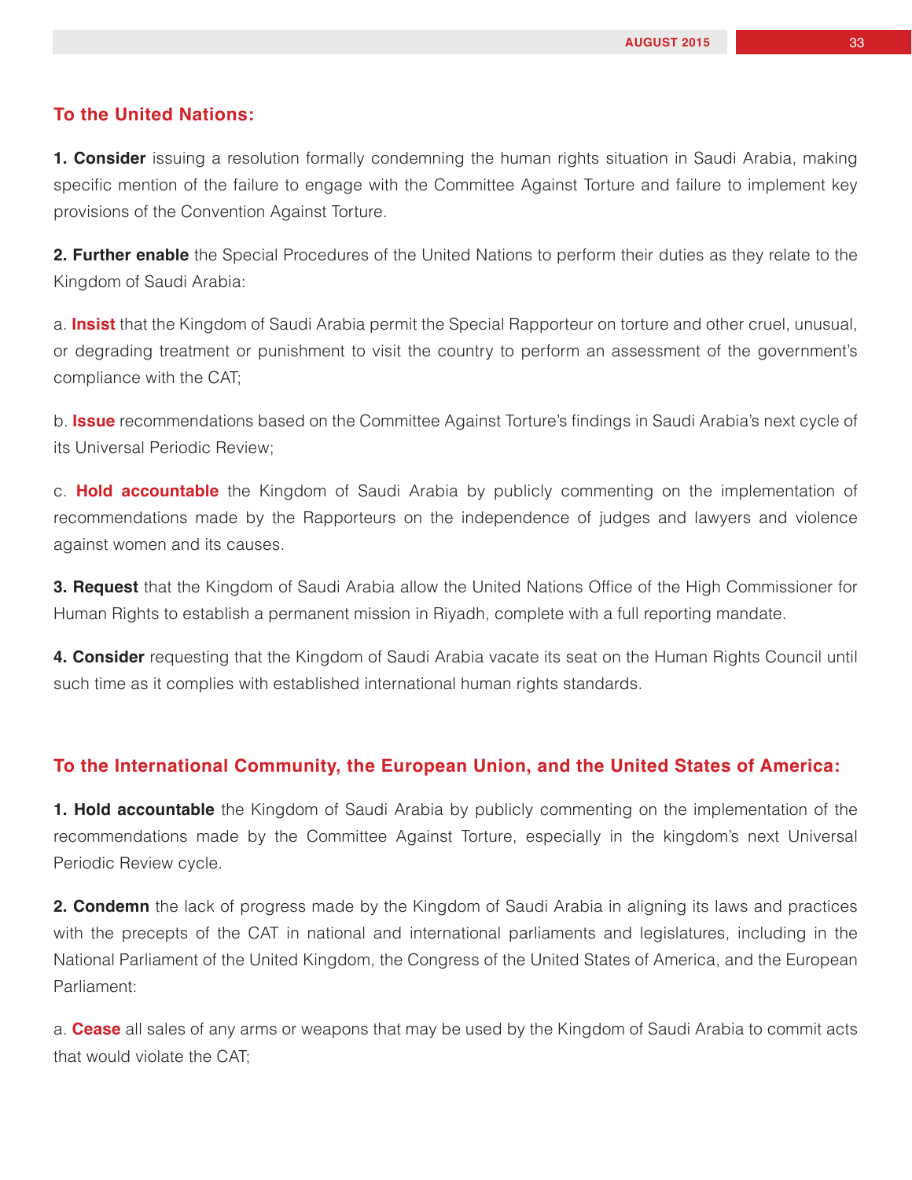### To the United Nations:

**1. Consider** issuing a resolution formally condemning the human rights situation in Saudi Arabia, making specific mention of the failure to engage with the Committee Against Torture and failure to implement key provisions of the Convention Against Torture.

**2. Further enable** the Special Procedures of the United Nations to perform their duties as they relate to the Kingdom of Saudi Arabia:

a. **Insist** that the Kingdom of Saudi Arabia permit the Special Rapporteur on torture and other cruel, unusual, or degrading treatment or punishment to visit the country to perform an assessment of the government's compliance with the CAT;

b. **Issue** recommendations based on the Committee Against Torture's findings in Saudi Arabia's next cycle of its Universal Periodic Review;

c. **Hold accountable** the Kingdom of Saudi Arabia by publicly commenting on the implementation of recommendations made by the Rapporteurs on the independence of judges and lawyers and violence against women and its causes.

**3. Request** that the Kingdom of Saudi Arabia allow the United Nations Office of the High Commissioner for Human Rights to establish a permanent mission in Riyadh, complete with a full reporting mandate.

**4. Consider** requesting that the Kingdom of Saudi Arabia vacate its seat on the Human Rights Council until such time as it complies with established international human rights standards.

### To the International Community, the European Union, and the United States of America:

**1. Hold accountable** the Kingdom of Saudi Arabia by publicly commenting on the implementation of the recommendations made by the Committee Against Torture, especially in the kingdom's next Universal Periodic Review cycle.

**2. Condemn** the lack of progress made by the Kingdom of Saudi Arabia in aligning its laws and practices with the precepts of the CAT in national and international parliaments and legislatures, including in the National Parliament of the United Kingdom, the Congress of the United States of America, and the European Parliament:

a. **Cease** all sales of any arms or weapons that may be used by the Kingdom of Saudi Arabia to commit acts that would violate the CAT;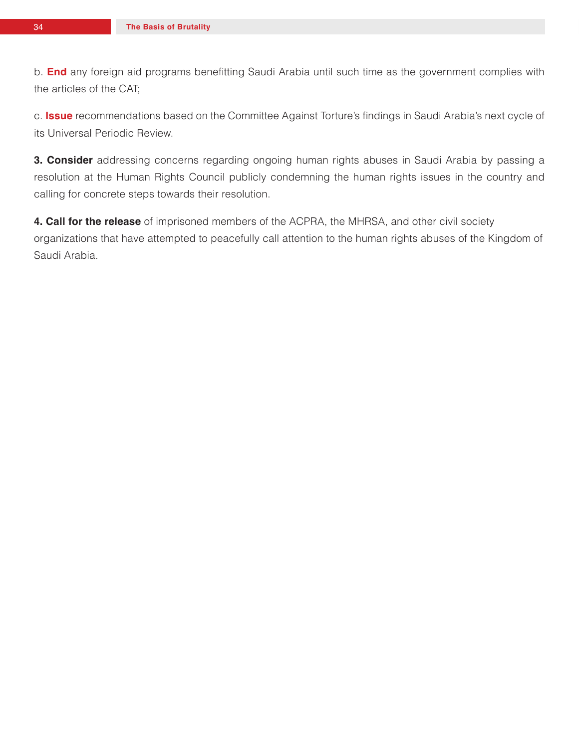b. **End** any foreign aid programs benefitting Saudi Arabia until such time as the government complies with the articles of the CAT;

c. **Issue** recommendations based on the Committee Against Torture's findings in Saudi Arabia's next cycle of its Universal Periodic Review.

**3. Consider** addressing concerns regarding ongoing human rights abuses in Saudi Arabia by passing a resolution at the Human Rights Council publicly condemning the human rights issues in the country and calling for concrete steps towards their resolution.

**4. Call for the release** of imprisoned members of the ACPRA, the MHRSA, and other civil society organizations that have attempted to peacefully call attention to the human rights abuses of the Kingdom of Saudi Arabia.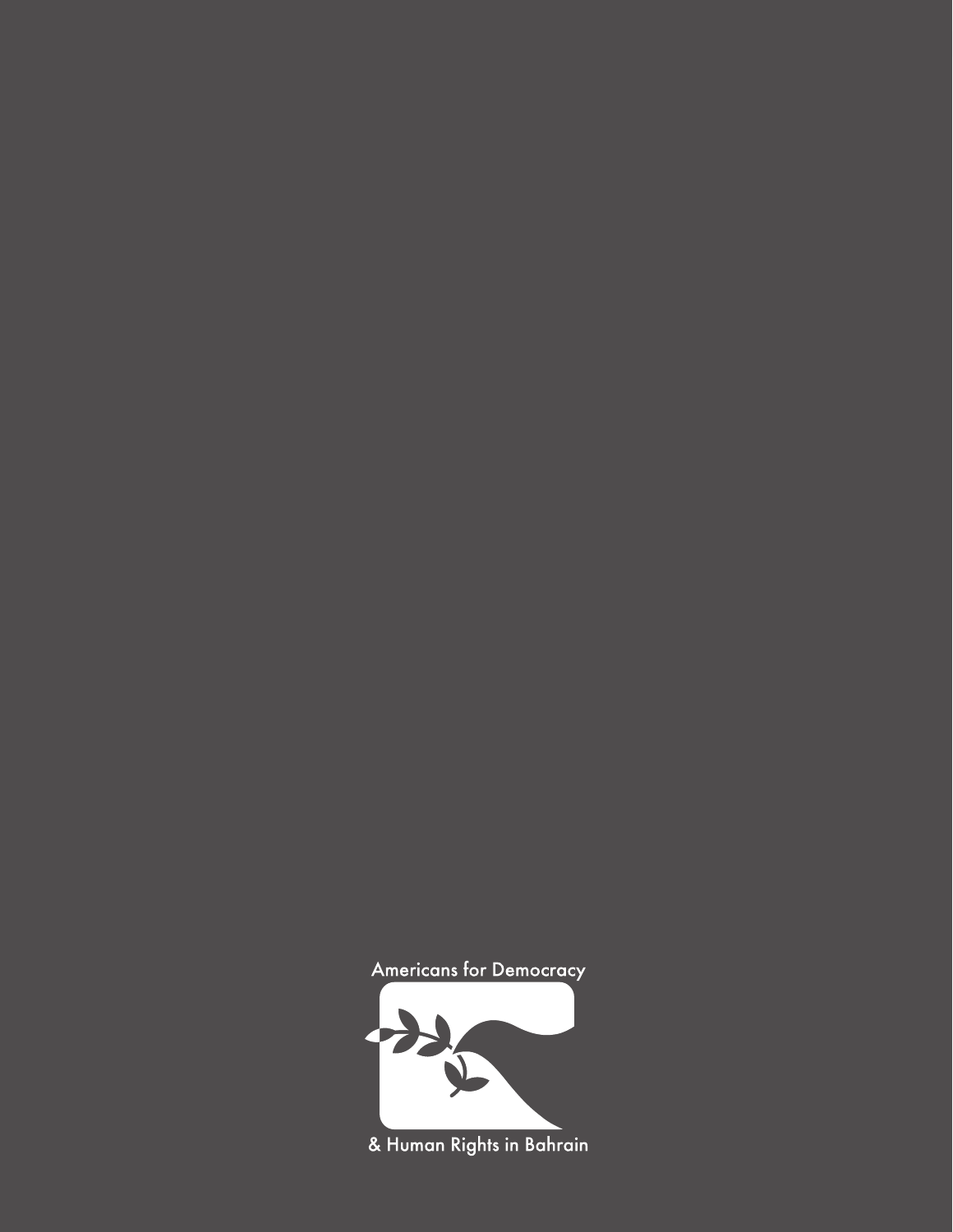Americans for Democracy

& Human Rights in Bahrain